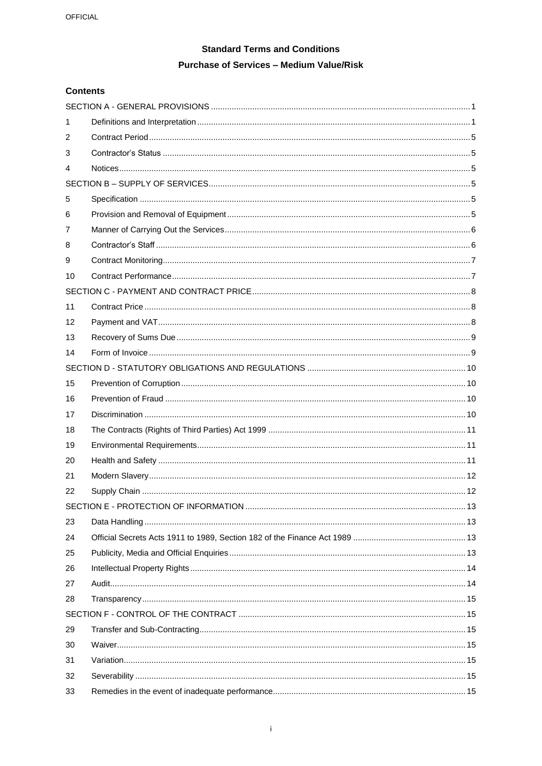## Standard Terms and Conditions

## Purchase of Services – Medium Value/Risk

### Contents

SECTION A - GENERAL PROVISIONS ..... 1

1 Definitions and Interpretation ..... 1

2 Contract Period ..... 5

3 Contractor's Status ..... 5

4 Notices ..... 5

SECTION B – SUPPLY OF SERVICES ..... 5

5 Specification ..... 5

6 Provision and Removal of Equipment ..... 5

7 Manner of Carrying Out the Services ..... 6

8 Contractor's Staff ..... 6

9 Contract Monitoring ..... 7

10 Contract Performance ..... 7

SECTION C - PAYMENT AND CONTRACT PRICE ..... 8

11 Contract Price ..... 8

12 Payment and VAT ..... 8

13 Recovery of Sums Due ..... 9

14 Form of Invoice ..... 9

SECTION D - STATUTORY OBLIGATIONS AND REGULATIONS ..... 10

15 Prevention of Corruption ..... 10

16 Prevention of Fraud ..... 10

17 Discrimination ..... 10

18 The Contracts (Rights of Third Parties) Act 1999 ..... 11

19 Environmental Requirements ..... 11

20 Health and Safety ..... 11

21 Modern Slavery ..... 12

22 Supply Chain ..... 12

SECTION E - PROTECTION OF INFORMATION ..... 13

23 Data Handling ..... 13

24 Official Secrets Acts 1911 to 1989, Section 182 of the Finance Act 1989 ..... 13

25 Publicity, Media and Official Enquiries ..... 13

26 Intellectual Property Rights ..... 14

27 Audit ..... 14

28 Transparency ..... 15

SECTION F - CONTROL OF THE CONTRACT ..... 15

29 Transfer and Sub-Contracting ..... 15

30 Waiver ..... 15

31 Variation ..... 15

32 Severability ..... 15

33 Remedies in the event of inadequate performance ..... 15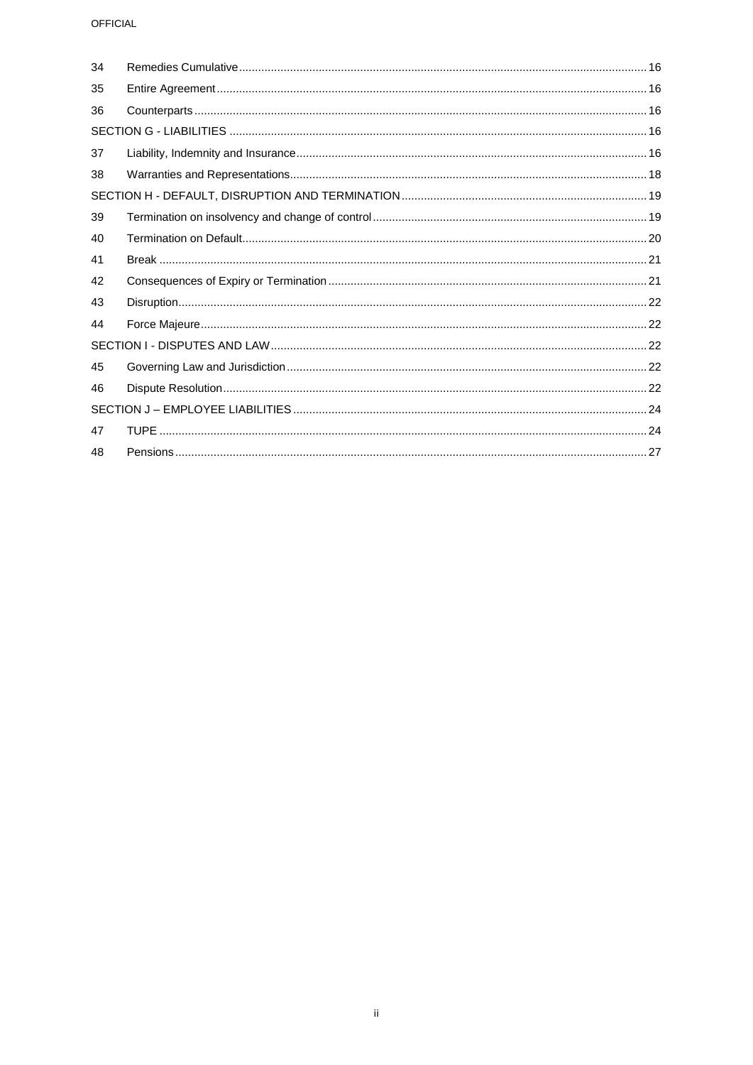| | | |
|---|---|---|
| 34 | Remedies Cumulative | 16 |
| 35 | Entire Agreement | 16 |
| 36 | Counterparts | 16 |
| SECTION G - LIABILITIES | | 16 |
| 37 | Liability, Indemnity and Insurance | 16 |
| 38 | Warranties and Representations | 18 |
| SECTION H - DEFAULT, DISRUPTION AND TERMINATION | | 19 |
| 39 | Termination on insolvency and change of control | 19 |
| 40 | Termination on Default | 20 |
| 41 | Break | 21 |
| 42 | Consequences of Expiry or Termination | 21 |
| 43 | Disruption | 22 |
| 44 | Force Majeure | 22 |
| SECTION I - DISPUTES AND LAW | | 22 |
| 45 | Governing Law and Jurisdiction | 22 |
| 46 | Dispute Resolution | 22 |
| SECTION J – EMPLOYEE LIABILITIES | | 24 |
| 47 | TUPE | 24 |
| 48 | Pensions | 27 |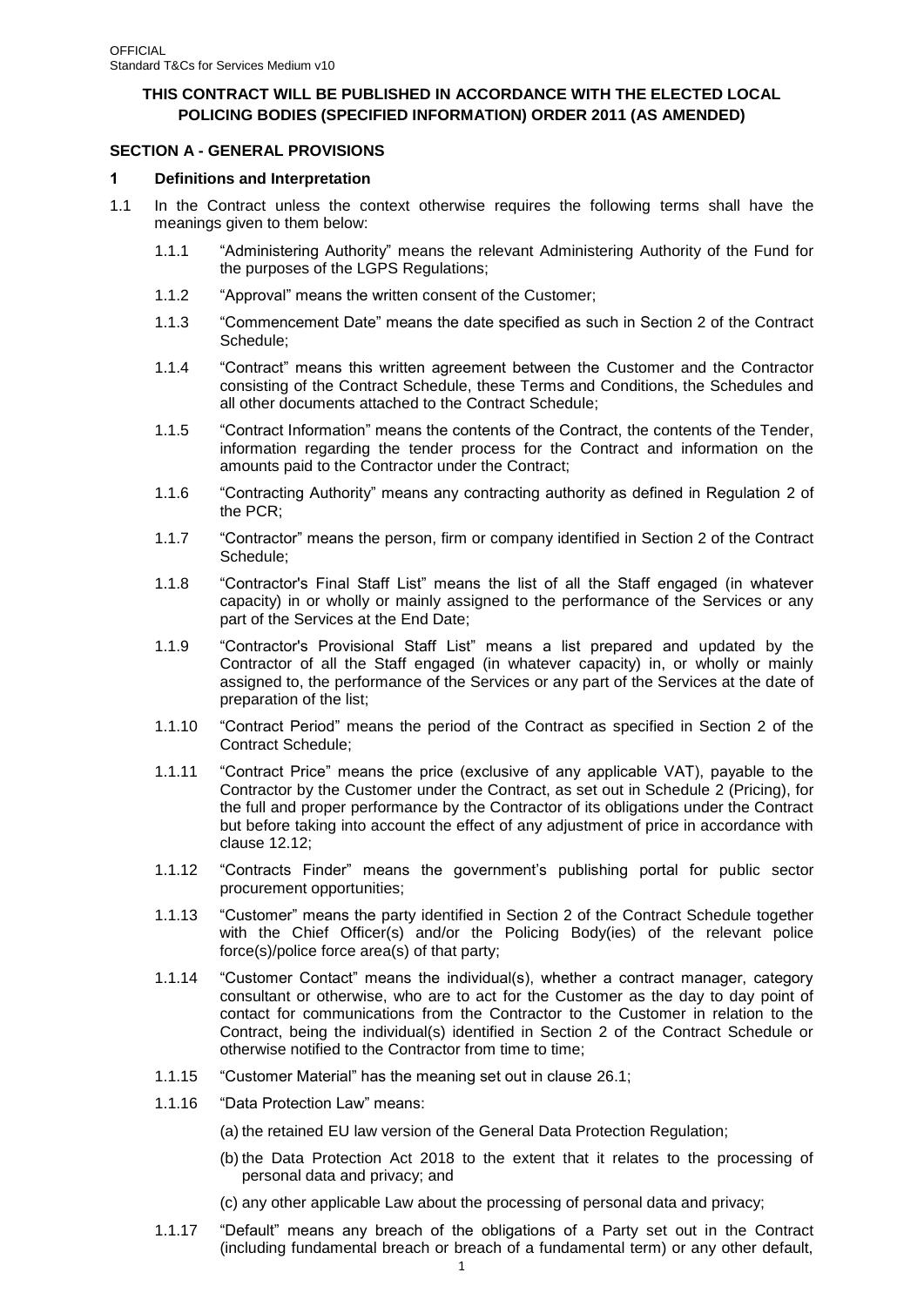**THIS CONTRACT WILL BE PUBLISHED IN ACCORDANCE WITH THE ELECTED LOCAL POLICING BODIES (SPECIFIED INFORMATION) ORDER 2011 (AS AMENDED)**

## SECTION A - GENERAL PROVISIONS

### 1 Definitions and Interpretation

1.1 In the Contract unless the context otherwise requires the following terms shall have the meanings given to them below:

1.1.1 "Administering Authority" means the relevant Administering Authority of the Fund for the purposes of the LGPS Regulations;

1.1.2 "Approval" means the written consent of the Customer;

1.1.3 "Commencement Date" means the date specified as such in Section 2 of the Contract Schedule;

1.1.4 "Contract" means this written agreement between the Customer and the Contractor consisting of the Contract Schedule, these Terms and Conditions, the Schedules and all other documents attached to the Contract Schedule;

1.1.5 "Contract Information" means the contents of the Contract, the contents of the Tender, information regarding the tender process for the Contract and information on the amounts paid to the Contractor under the Contract;

1.1.6 "Contracting Authority" means any contracting authority as defined in Regulation 2 of the PCR;

1.1.7 "Contractor" means the person, firm or company identified in Section 2 of the Contract Schedule;

1.1.8 "Contractor's Final Staff List" means the list of all the Staff engaged (in whatever capacity) in or wholly or mainly assigned to the performance of the Services or any part of the Services at the End Date;

1.1.9 "Contractor's Provisional Staff List" means a list prepared and updated by the Contractor of all the Staff engaged (in whatever capacity) in, or wholly or mainly assigned to, the performance of the Services or any part of the Services at the date of preparation of the list;

1.1.10 "Contract Period" means the period of the Contract as specified in Section 2 of the Contract Schedule;

1.1.11 "Contract Price" means the price (exclusive of any applicable VAT), payable to the Contractor by the Customer under the Contract, as set out in Schedule 2 (Pricing), for the full and proper performance by the Contractor of its obligations under the Contract but before taking into account the effect of any adjustment of price in accordance with clause 12.12;

1.1.12 "Contracts Finder" means the government's publishing portal for public sector procurement opportunities;

1.1.13 "Customer" means the party identified in Section 2 of the Contract Schedule together with the Chief Officer(s) and/or the Policing Body(ies) of the relevant police force(s)/police force area(s) of that party;

1.1.14 "Customer Contact" means the individual(s), whether a contract manager, category consultant or otherwise, who are to act for the Customer as the day to day point of contact for communications from the Contractor to the Customer in relation to the Contract, being the individual(s) identified in Section 2 of the Contract Schedule or otherwise notified to the Contractor from time to time;

1.1.15 "Customer Material" has the meaning set out in clause 26.1;

1.1.16 "Data Protection Law" means:

(a) the retained EU law version of the General Data Protection Regulation;

(b) the Data Protection Act 2018 to the extent that it relates to the processing of personal data and privacy; and

(c) any other applicable Law about the processing of personal data and privacy;

1.1.17 "Default" means any breach of the obligations of a Party set out in the Contract (including fundamental breach or breach of a fundamental term) or any other default,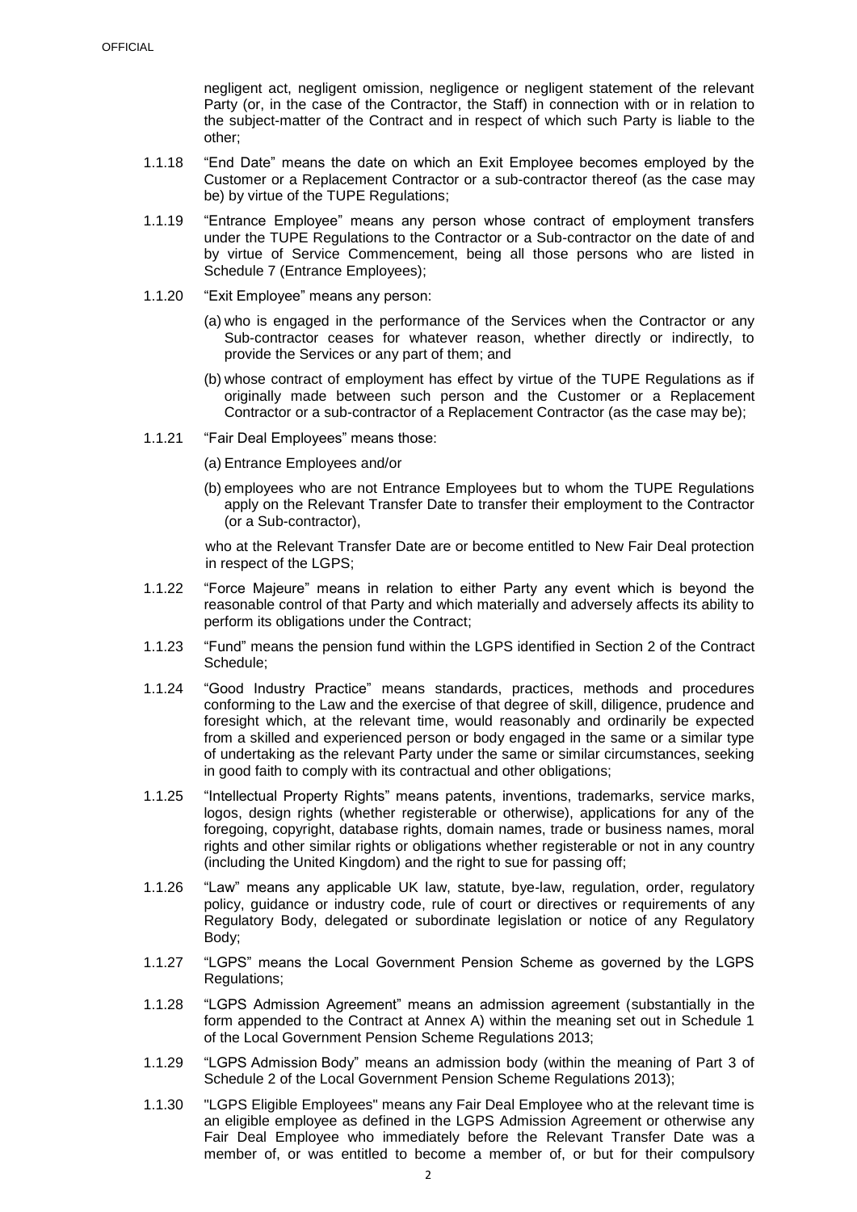negligent act, negligent omission, negligence or negligent statement of the relevant Party (or, in the case of the Contractor, the Staff) in connection with or in relation to the subject-matter of the Contract and in respect of which such Party is liable to the other;

1.1.18 "End Date" means the date on which an Exit Employee becomes employed by the Customer or a Replacement Contractor or a sub-contractor thereof (as the case may be) by virtue of the TUPE Regulations;

1.1.19 "Entrance Employee" means any person whose contract of employment transfers under the TUPE Regulations to the Contractor or a Sub-contractor on the date of and by virtue of Service Commencement, being all those persons who are listed in Schedule 7 (Entrance Employees);

1.1.20 "Exit Employee" means any person:

(a) who is engaged in the performance of the Services when the Contractor or any Sub-contractor ceases for whatever reason, whether directly or indirectly, to provide the Services or any part of them; and

(b) whose contract of employment has effect by virtue of the TUPE Regulations as if originally made between such person and the Customer or a Replacement Contractor or a sub-contractor of a Replacement Contractor (as the case may be);

1.1.21 "Fair Deal Employees" means those:

(a) Entrance Employees and/or

(b) employees who are not Entrance Employees but to whom the TUPE Regulations apply on the Relevant Transfer Date to transfer their employment to the Contractor (or a Sub-contractor),

who at the Relevant Transfer Date are or become entitled to New Fair Deal protection in respect of the LGPS;

1.1.22 "Force Majeure" means in relation to either Party any event which is beyond the reasonable control of that Party and which materially and adversely affects its ability to perform its obligations under the Contract;

1.1.23 "Fund" means the pension fund within the LGPS identified in Section 2 of the Contract Schedule;

1.1.24 "Good Industry Practice" means standards, practices, methods and procedures conforming to the Law and the exercise of that degree of skill, diligence, prudence and foresight which, at the relevant time, would reasonably and ordinarily be expected from a skilled and experienced person or body engaged in the same or a similar type of undertaking as the relevant Party under the same or similar circumstances, seeking in good faith to comply with its contractual and other obligations;

1.1.25 "Intellectual Property Rights" means patents, inventions, trademarks, service marks, logos, design rights (whether registerable or otherwise), applications for any of the foregoing, copyright, database rights, domain names, trade or business names, moral rights and other similar rights or obligations whether registerable or not in any country (including the United Kingdom) and the right to sue for passing off;

1.1.26 "Law" means any applicable UK law, statute, bye-law, regulation, order, regulatory policy, guidance or industry code, rule of court or directives or requirements of any Regulatory Body, delegated or subordinate legislation or notice of any Regulatory Body;

1.1.27 "LGPS" means the Local Government Pension Scheme as governed by the LGPS Regulations;

1.1.28 "LGPS Admission Agreement" means an admission agreement (substantially in the form appended to the Contract at Annex A) within the meaning set out in Schedule 1 of the Local Government Pension Scheme Regulations 2013;

1.1.29 "LGPS Admission Body" means an admission body (within the meaning of Part 3 of Schedule 2 of the Local Government Pension Scheme Regulations 2013);

1.1.30 "LGPS Eligible Employees" means any Fair Deal Employee who at the relevant time is an eligible employee as defined in the LGPS Admission Agreement or otherwise any Fair Deal Employee who immediately before the Relevant Transfer Date was a member of, or was entitled to become a member of, or but for their compulsory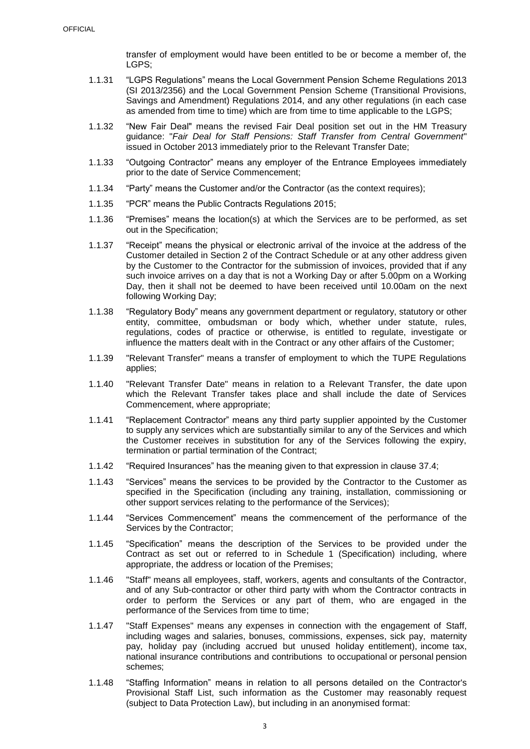transfer of employment would have been entitled to be or become a member of, the LGPS;

1.1.31 "LGPS Regulations" means the Local Government Pension Scheme Regulations 2013 (SI 2013/2356) and the Local Government Pension Scheme (Transitional Provisions, Savings and Amendment) Regulations 2014, and any other regulations (in each case as amended from time to time) which are from time to time applicable to the LGPS;

1.1.32 "New Fair Deal" means the revised Fair Deal position set out in the HM Treasury guidance: "*Fair Deal for Staff Pensions: Staff Transfer from Central Government*" issued in October 2013 immediately prior to the Relevant Transfer Date;

1.1.33 "Outgoing Contractor" means any employer of the Entrance Employees immediately prior to the date of Service Commencement;

1.1.34 "Party" means the Customer and/or the Contractor (as the context requires);

1.1.35 "PCR" means the Public Contracts Regulations 2015;

1.1.36 "Premises" means the location(s) at which the Services are to be performed, as set out in the Specification;

1.1.37 "Receipt" means the physical or electronic arrival of the invoice at the address of the Customer detailed in Section 2 of the Contract Schedule or at any other address given by the Customer to the Contractor for the submission of invoices, provided that if any such invoice arrives on a day that is not a Working Day or after 5.00pm on a Working Day, then it shall not be deemed to have been received until 10.00am on the next following Working Day;

1.1.38 "Regulatory Body" means any government department or regulatory, statutory or other entity, committee, ombudsman or body which, whether under statute, rules, regulations, codes of practice or otherwise, is entitled to regulate, investigate or influence the matters dealt with in the Contract or any other affairs of the Customer;

1.1.39 "Relevant Transfer" means a transfer of employment to which the TUPE Regulations applies;

1.1.40 "Relevant Transfer Date" means in relation to a Relevant Transfer, the date upon which the Relevant Transfer takes place and shall include the date of Services Commencement, where appropriate;

1.1.41 "Replacement Contractor" means any third party supplier appointed by the Customer to supply any services which are substantially similar to any of the Services and which the Customer receives in substitution for any of the Services following the expiry, termination or partial termination of the Contract;

1.1.42 "Required Insurances" has the meaning given to that expression in clause 37.4;

1.1.43 "Services" means the services to be provided by the Contractor to the Customer as specified in the Specification (including any training, installation, commissioning or other support services relating to the performance of the Services);

1.1.44 "Services Commencement" means the commencement of the performance of the Services by the Contractor;

1.1.45 "Specification" means the description of the Services to be provided under the Contract as set out or referred to in Schedule 1 (Specification) including, where appropriate, the address or location of the Premises;

1.1.46 "Staff" means all employees, staff, workers, agents and consultants of the Contractor, and of any Sub-contractor or other third party with whom the Contractor contracts in order to perform the Services or any part of them, who are engaged in the performance of the Services from time to time;

1.1.47 "Staff Expenses" means any expenses in connection with the engagement of Staff, including wages and salaries, bonuses, commissions, expenses, sick pay, maternity pay, holiday pay (including accrued but unused holiday entitlement), income tax, national insurance contributions and contributions to occupational or personal pension schemes;

1.1.48 "Staffing Information" means in relation to all persons detailed on the Contractor's Provisional Staff List, such information as the Customer may reasonably request (subject to Data Protection Law), but including in an anonymised format: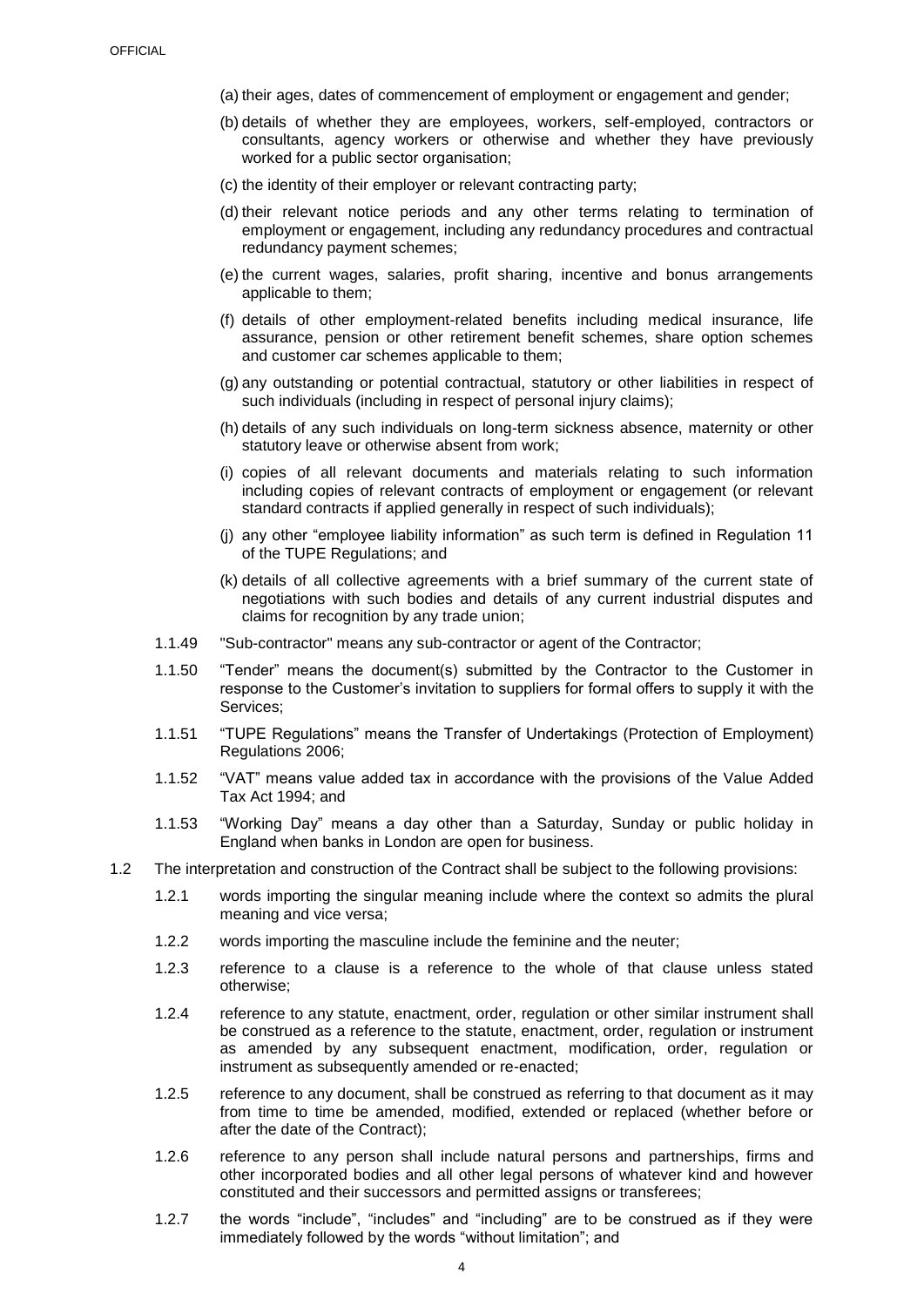(a) their ages, dates of commencement of employment or engagement and gender;

(b) details of whether they are employees, workers, self-employed, contractors or consultants, agency workers or otherwise and whether they have previously worked for a public sector organisation;

(c) the identity of their employer or relevant contracting party;

(d) their relevant notice periods and any other terms relating to termination of employment or engagement, including any redundancy procedures and contractual redundancy payment schemes;

(e) the current wages, salaries, profit sharing, incentive and bonus arrangements applicable to them;

(f) details of other employment-related benefits including medical insurance, life assurance, pension or other retirement benefit schemes, share option schemes and customer car schemes applicable to them;

(g) any outstanding or potential contractual, statutory or other liabilities in respect of such individuals (including in respect of personal injury claims);

(h) details of any such individuals on long-term sickness absence, maternity or other statutory leave or otherwise absent from work;

(i) copies of all relevant documents and materials relating to such information including copies of relevant contracts of employment or engagement (or relevant standard contracts if applied generally in respect of such individuals);

(j) any other "employee liability information" as such term is defined in Regulation 11 of the TUPE Regulations; and

(k) details of all collective agreements with a brief summary of the current state of negotiations with such bodies and details of any current industrial disputes and claims for recognition by any trade union;

1.1.49 "Sub-contractor" means any sub-contractor or agent of the Contractor;

1.1.50 "Tender" means the document(s) submitted by the Contractor to the Customer in response to the Customer's invitation to suppliers for formal offers to supply it with the Services;

1.1.51 "TUPE Regulations" means the Transfer of Undertakings (Protection of Employment) Regulations 2006;

1.1.52 "VAT" means value added tax in accordance with the provisions of the Value Added Tax Act 1994; and

1.1.53 "Working Day" means a day other than a Saturday, Sunday or public holiday in England when banks in London are open for business.

1.2 The interpretation and construction of the Contract shall be subject to the following provisions:

1.2.1 words importing the singular meaning include where the context so admits the plural meaning and vice versa;

1.2.2 words importing the masculine include the feminine and the neuter;

1.2.3 reference to a clause is a reference to the whole of that clause unless stated otherwise;

1.2.4 reference to any statute, enactment, order, regulation or other similar instrument shall be construed as a reference to the statute, enactment, order, regulation or instrument as amended by any subsequent enactment, modification, order, regulation or instrument as subsequently amended or re-enacted;

1.2.5 reference to any document, shall be construed as referring to that document as it may from time to time be amended, modified, extended or replaced (whether before or after the date of the Contract);

1.2.6 reference to any person shall include natural persons and partnerships, firms and other incorporated bodies and all other legal persons of whatever kind and however constituted and their successors and permitted assigns or transferees;

1.2.7 the words "include", "includes" and "including" are to be construed as if they were immediately followed by the words "without limitation"; and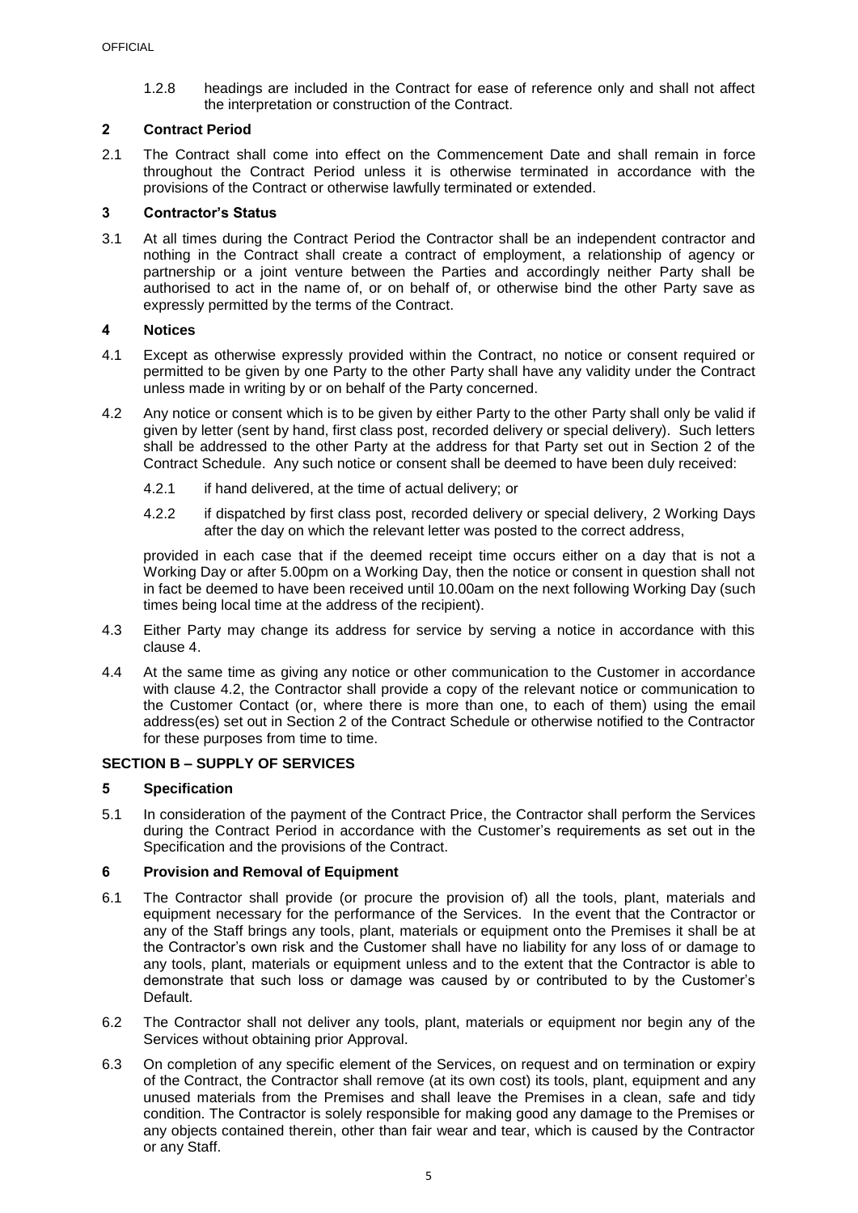1.2.8 headings are included in the Contract for ease of reference only and shall not affect the interpretation or construction of the Contract.

## 2 Contract Period

2.1 The Contract shall come into effect on the Commencement Date and shall remain in force throughout the Contract Period unless it is otherwise terminated in accordance with the provisions of the Contract or otherwise lawfully terminated or extended.

## 3 Contractor's Status

3.1 At all times during the Contract Period the Contractor shall be an independent contractor and nothing in the Contract shall create a contract of employment, a relationship of agency or partnership or a joint venture between the Parties and accordingly neither Party shall be authorised to act in the name of, or on behalf of, or otherwise bind the other Party save as expressly permitted by the terms of the Contract.

## 4 Notices

4.1 Except as otherwise expressly provided within the Contract, no notice or consent required or permitted to be given by one Party to the other Party shall have any validity under the Contract unless made in writing by or on behalf of the Party concerned.

4.2 Any notice or consent which is to be given by either Party to the other Party shall only be valid if given by letter (sent by hand, first class post, recorded delivery or special delivery). Such letters shall be addressed to the other Party at the address for that Party set out in Section 2 of the Contract Schedule. Any such notice or consent shall be deemed to have been duly received:

4.2.1 if hand delivered, at the time of actual delivery; or

4.2.2 if dispatched by first class post, recorded delivery or special delivery, 2 Working Days after the day on which the relevant letter was posted to the correct address,

provided in each case that if the deemed receipt time occurs either on a day that is not a Working Day or after 5.00pm on a Working Day, then the notice or consent in question shall not in fact be deemed to have been received until 10.00am on the next following Working Day (such times being local time at the address of the recipient).

4.3 Either Party may change its address for service by serving a notice in accordance with this clause 4.

4.4 At the same time as giving any notice or other communication to the Customer in accordance with clause 4.2, the Contractor shall provide a copy of the relevant notice or communication to the Customer Contact (or, where there is more than one, to each of them) using the email address(es) set out in Section 2 of the Contract Schedule or otherwise notified to the Contractor for these purposes from time to time.

# SECTION B – SUPPLY OF SERVICES

## 5 Specification

5.1 In consideration of the payment of the Contract Price, the Contractor shall perform the Services during the Contract Period in accordance with the Customer's requirements as set out in the Specification and the provisions of the Contract.

## 6 Provision and Removal of Equipment

6.1 The Contractor shall provide (or procure the provision of) all the tools, plant, materials and equipment necessary for the performance of the Services. In the event that the Contractor or any of the Staff brings any tools, plant, materials or equipment onto the Premises it shall be at the Contractor's own risk and the Customer shall have no liability for any loss of or damage to any tools, plant, materials or equipment unless and to the extent that the Contractor is able to demonstrate that such loss or damage was caused by or contributed to by the Customer's Default.

6.2 The Contractor shall not deliver any tools, plant, materials or equipment nor begin any of the Services without obtaining prior Approval.

6.3 On completion of any specific element of the Services, on request and on termination or expiry of the Contract, the Contractor shall remove (at its own cost) its tools, plant, equipment and any unused materials from the Premises and shall leave the Premises in a clean, safe and tidy condition. The Contractor is solely responsible for making good any damage to the Premises or any objects contained therein, other than fair wear and tear, which is caused by the Contractor or any Staff.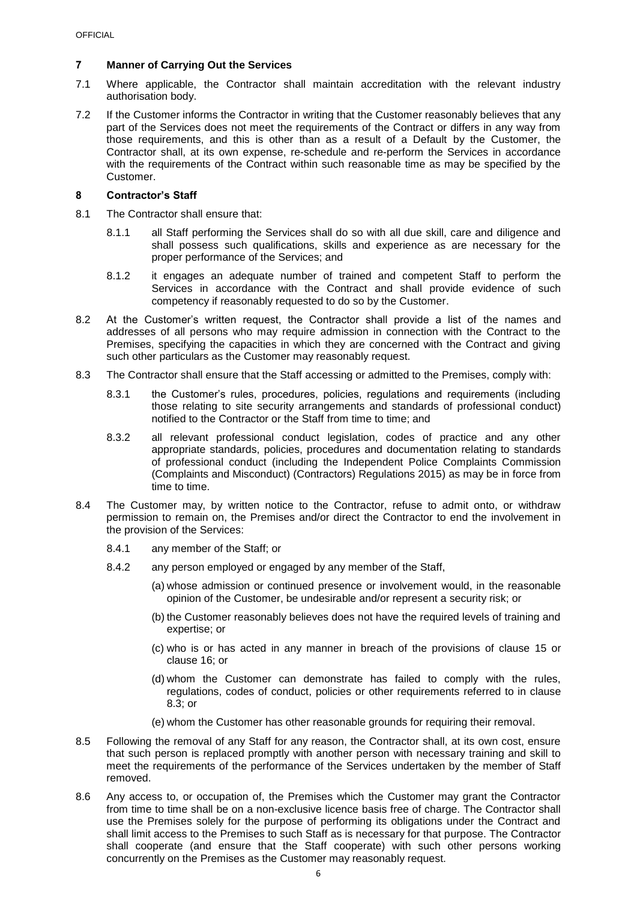## 7 Manner of Carrying Out the Services

7.1 Where applicable, the Contractor shall maintain accreditation with the relevant industry authorisation body.

7.2 If the Customer informs the Contractor in writing that the Customer reasonably believes that any part of the Services does not meet the requirements of the Contract or differs in any way from those requirements, and this is other than as a result of a Default by the Customer, the Contractor shall, at its own expense, re-schedule and re-perform the Services in accordance with the requirements of the Contract within such reasonable time as may be specified by the Customer.

## 8 Contractor's Staff

8.1 The Contractor shall ensure that:

8.1.1 all Staff performing the Services shall do so with all due skill, care and diligence and shall possess such qualifications, skills and experience as are necessary for the proper performance of the Services; and

8.1.2 it engages an adequate number of trained and competent Staff to perform the Services in accordance with the Contract and shall provide evidence of such competency if reasonably requested to do so by the Customer.

8.2 At the Customer's written request, the Contractor shall provide a list of the names and addresses of all persons who may require admission in connection with the Contract to the Premises, specifying the capacities in which they are concerned with the Contract and giving such other particulars as the Customer may reasonably request.

8.3 The Contractor shall ensure that the Staff accessing or admitted to the Premises, comply with:

8.3.1 the Customer's rules, procedures, policies, regulations and requirements (including those relating to site security arrangements and standards of professional conduct) notified to the Contractor or the Staff from time to time; and

8.3.2 all relevant professional conduct legislation, codes of practice and any other appropriate standards, policies, procedures and documentation relating to standards of professional conduct (including the Independent Police Complaints Commission (Complaints and Misconduct) (Contractors) Regulations 2015) as may be in force from time to time.

8.4 The Customer may, by written notice to the Contractor, refuse to admit onto, or withdraw permission to remain on, the Premises and/or direct the Contractor to end the involvement in the provision of the Services:

8.4.1 any member of the Staff; or

8.4.2 any person employed or engaged by any member of the Staff,

(a) whose admission or continued presence or involvement would, in the reasonable opinion of the Customer, be undesirable and/or represent a security risk; or

(b) the Customer reasonably believes does not have the required levels of training and expertise; or

(c) who is or has acted in any manner in breach of the provisions of clause 15 or clause 16; or

(d) whom the Customer can demonstrate has failed to comply with the rules, regulations, codes of conduct, policies or other requirements referred to in clause 8.3; or

(e) whom the Customer has other reasonable grounds for requiring their removal.

8.5 Following the removal of any Staff for any reason, the Contractor shall, at its own cost, ensure that such person is replaced promptly with another person with necessary training and skill to meet the requirements of the performance of the Services undertaken by the member of Staff removed.

8.6 Any access to, or occupation of, the Premises which the Customer may grant the Contractor from time to time shall be on a non-exclusive licence basis free of charge. The Contractor shall use the Premises solely for the purpose of performing its obligations under the Contract and shall limit access to the Premises to such Staff as is necessary for that purpose. The Contractor shall cooperate (and ensure that the Staff cooperate) with such other persons working concurrently on the Premises as the Customer may reasonably request.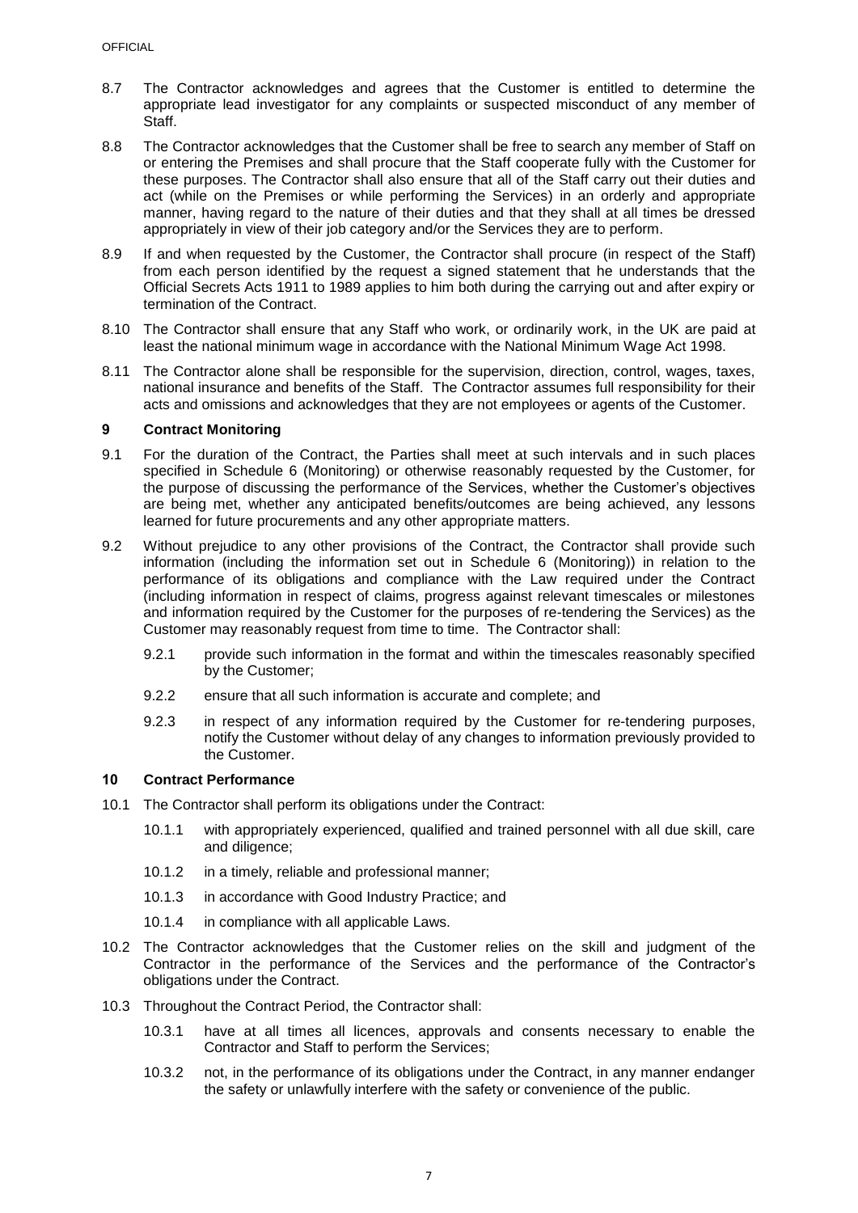8.7 The Contractor acknowledges and agrees that the Customer is entitled to determine the appropriate lead investigator for any complaints or suspected misconduct of any member of Staff.

8.8 The Contractor acknowledges that the Customer shall be free to search any member of Staff on or entering the Premises and shall procure that the Staff cooperate fully with the Customer for these purposes. The Contractor shall also ensure that all of the Staff carry out their duties and act (while on the Premises or while performing the Services) in an orderly and appropriate manner, having regard to the nature of their duties and that they shall at all times be dressed appropriately in view of their job category and/or the Services they are to perform.

8.9 If and when requested by the Customer, the Contractor shall procure (in respect of the Staff) from each person identified by the request a signed statement that he understands that the Official Secrets Acts 1911 to 1989 applies to him both during the carrying out and after expiry or termination of the Contract.

8.10 The Contractor shall ensure that any Staff who work, or ordinarily work, in the UK are paid at least the national minimum wage in accordance with the National Minimum Wage Act 1998.

8.11 The Contractor alone shall be responsible for the supervision, direction, control, wages, taxes, national insurance and benefits of the Staff. The Contractor assumes full responsibility for their acts and omissions and acknowledges that they are not employees or agents of the Customer.

## 9 Contract Monitoring

9.1 For the duration of the Contract, the Parties shall meet at such intervals and in such places specified in Schedule 6 (Monitoring) or otherwise reasonably requested by the Customer, for the purpose of discussing the performance of the Services, whether the Customer's objectives are being met, whether any anticipated benefits/outcomes are being achieved, any lessons learned for future procurements and any other appropriate matters.

9.2 Without prejudice to any other provisions of the Contract, the Contractor shall provide such information (including the information set out in Schedule 6 (Monitoring)) in relation to the performance of its obligations and compliance with the Law required under the Contract (including information in respect of claims, progress against relevant timescales or milestones and information required by the Customer for the purposes of re-tendering the Services) as the Customer may reasonably request from time to time. The Contractor shall:

9.2.1 provide such information in the format and within the timescales reasonably specified by the Customer;

9.2.2 ensure that all such information is accurate and complete; and

9.2.3 in respect of any information required by the Customer for re-tendering purposes, notify the Customer without delay of any changes to information previously provided to the Customer.

## 10 Contract Performance

10.1 The Contractor shall perform its obligations under the Contract:

10.1.1 with appropriately experienced, qualified and trained personnel with all due skill, care and diligence;

10.1.2 in a timely, reliable and professional manner;

10.1.3 in accordance with Good Industry Practice; and

10.1.4 in compliance with all applicable Laws.

10.2 The Contractor acknowledges that the Customer relies on the skill and judgment of the Contractor in the performance of the Services and the performance of the Contractor's obligations under the Contract.

10.3 Throughout the Contract Period, the Contractor shall:

10.3.1 have at all times all licences, approvals and consents necessary to enable the Contractor and Staff to perform the Services;

10.3.2 not, in the performance of its obligations under the Contract, in any manner endanger the safety or unlawfully interfere with the safety or convenience of the public.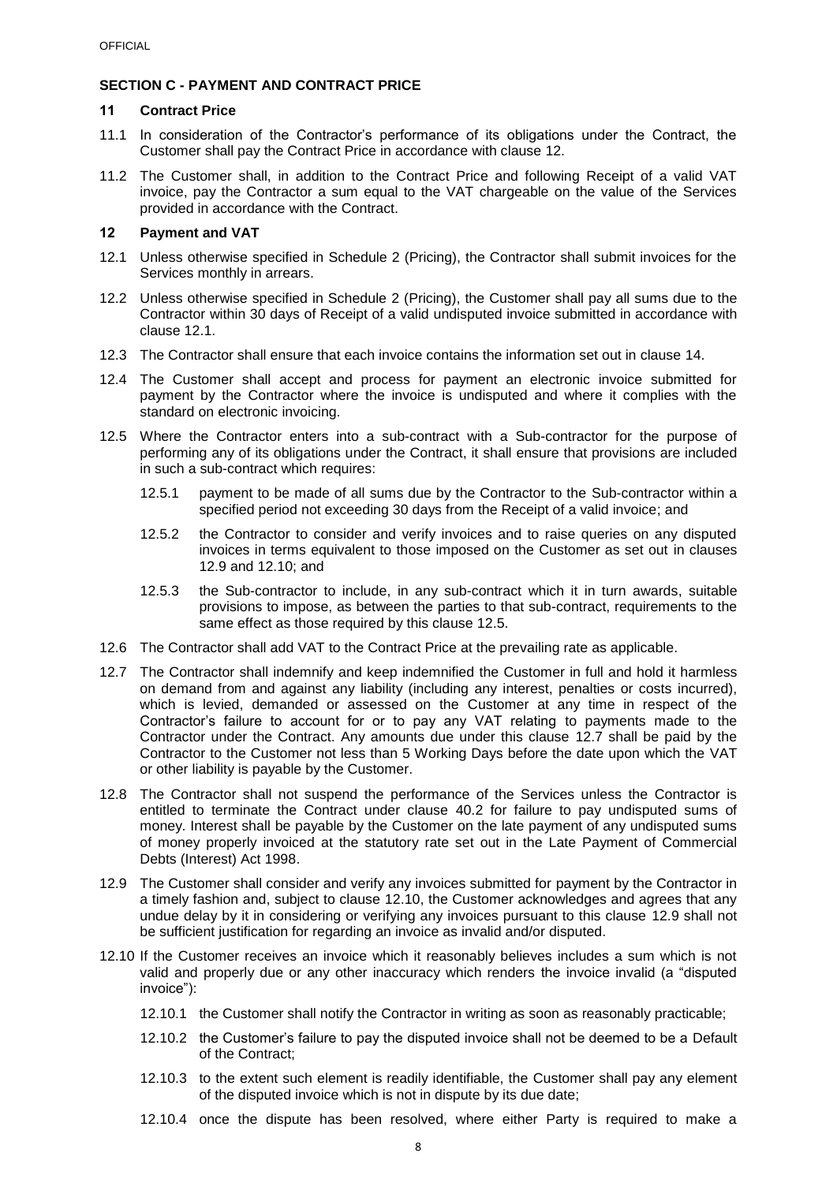## SECTION C - PAYMENT AND CONTRACT PRICE

### 11 Contract Price

11.1 In consideration of the Contractor's performance of its obligations under the Contract, the Customer shall pay the Contract Price in accordance with clause 12.

11.2 The Customer shall, in addition to the Contract Price and following Receipt of a valid VAT invoice, pay the Contractor a sum equal to the VAT chargeable on the value of the Services provided in accordance with the Contract.

### 12 Payment and VAT

12.1 Unless otherwise specified in Schedule 2 (Pricing), the Contractor shall submit invoices for the Services monthly in arrears.

12.2 Unless otherwise specified in Schedule 2 (Pricing), the Customer shall pay all sums due to the Contractor within 30 days of Receipt of a valid undisputed invoice submitted in accordance with clause 12.1.

12.3 The Contractor shall ensure that each invoice contains the information set out in clause 14.

12.4 The Customer shall accept and process for payment an electronic invoice submitted for payment by the Contractor where the invoice is undisputed and where it complies with the standard on electronic invoicing.

12.5 Where the Contractor enters into a sub-contract with a Sub-contractor for the purpose of performing any of its obligations under the Contract, it shall ensure that provisions are included in such a sub-contract which requires:

12.5.1 payment to be made of all sums due by the Contractor to the Sub-contractor within a specified period not exceeding 30 days from the Receipt of a valid invoice; and

12.5.2 the Contractor to consider and verify invoices and to raise queries on any disputed invoices in terms equivalent to those imposed on the Customer as set out in clauses 12.9 and 12.10; and

12.5.3 the Sub-contractor to include, in any sub-contract which it in turn awards, suitable provisions to impose, as between the parties to that sub-contract, requirements to the same effect as those required by this clause 12.5.

12.6 The Contractor shall add VAT to the Contract Price at the prevailing rate as applicable.

12.7 The Contractor shall indemnify and keep indemnified the Customer in full and hold it harmless on demand from and against any liability (including any interest, penalties or costs incurred), which is levied, demanded or assessed on the Customer at any time in respect of the Contractor's failure to account for or to pay any VAT relating to payments made to the Contractor under the Contract. Any amounts due under this clause 12.7 shall be paid by the Contractor to the Customer not less than 5 Working Days before the date upon which the VAT or other liability is payable by the Customer.

12.8 The Contractor shall not suspend the performance of the Services unless the Contractor is entitled to terminate the Contract under clause 40.2 for failure to pay undisputed sums of money. Interest shall be payable by the Customer on the late payment of any undisputed sums of money properly invoiced at the statutory rate set out in the Late Payment of Commercial Debts (Interest) Act 1998.

12.9 The Customer shall consider and verify any invoices submitted for payment by the Contractor in a timely fashion and, subject to clause 12.10, the Customer acknowledges and agrees that any undue delay by it in considering or verifying any invoices pursuant to this clause 12.9 shall not be sufficient justification for regarding an invoice as invalid and/or disputed.

12.10 If the Customer receives an invoice which it reasonably believes includes a sum which is not valid and properly due or any other inaccuracy which renders the invoice invalid (a "disputed invoice"):

12.10.1 the Customer shall notify the Contractor in writing as soon as reasonably practicable;

12.10.2 the Customer's failure to pay the disputed invoice shall not be deemed to be a Default of the Contract;

12.10.3 to the extent such element is readily identifiable, the Customer shall pay any element of the disputed invoice which is not in dispute by its due date;

12.10.4 once the dispute has been resolved, where either Party is required to make a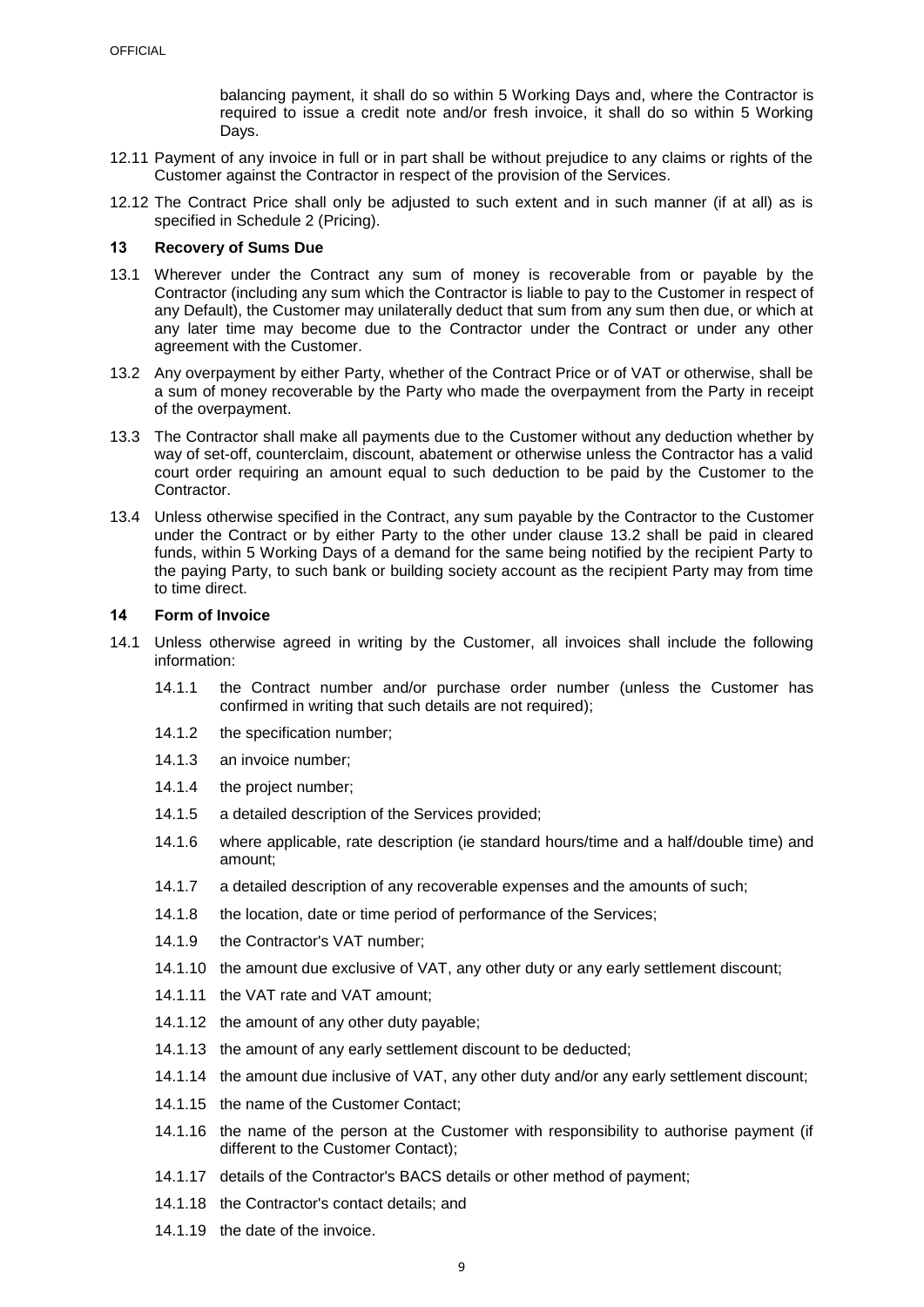balancing payment, it shall do so within 5 Working Days and, where the Contractor is required to issue a credit note and/or fresh invoice, it shall do so within 5 Working Days.

12.11 Payment of any invoice in full or in part shall be without prejudice to any claims or rights of the Customer against the Contractor in respect of the provision of the Services.

12.12 The Contract Price shall only be adjusted to such extent and in such manner (if at all) as is specified in Schedule 2 (Pricing).

## 13 Recovery of Sums Due

13.1 Wherever under the Contract any sum of money is recoverable from or payable by the Contractor (including any sum which the Contractor is liable to pay to the Customer in respect of any Default), the Customer may unilaterally deduct that sum from any sum then due, or which at any later time may become due to the Contractor under the Contract or under any other agreement with the Customer.

13.2 Any overpayment by either Party, whether of the Contract Price or of VAT or otherwise, shall be a sum of money recoverable by the Party who made the overpayment from the Party in receipt of the overpayment.

13.3 The Contractor shall make all payments due to the Customer without any deduction whether by way of set-off, counterclaim, discount, abatement or otherwise unless the Contractor has a valid court order requiring an amount equal to such deduction to be paid by the Customer to the Contractor.

13.4 Unless otherwise specified in the Contract, any sum payable by the Contractor to the Customer under the Contract or by either Party to the other under clause 13.2 shall be paid in cleared funds, within 5 Working Days of a demand for the same being notified by the recipient Party to the paying Party, to such bank or building society account as the recipient Party may from time to time direct.

## 14 Form of Invoice

14.1 Unless otherwise agreed in writing by the Customer, all invoices shall include the following information:

14.1.1 the Contract number and/or purchase order number (unless the Customer has confirmed in writing that such details are not required);

14.1.2 the specification number;

14.1.3 an invoice number;

14.1.4 the project number;

14.1.5 a detailed description of the Services provided;

14.1.6 where applicable, rate description (ie standard hours/time and a half/double time) and amount;

14.1.7 a detailed description of any recoverable expenses and the amounts of such;

14.1.8 the location, date or time period of performance of the Services;

14.1.9 the Contractor's VAT number;

14.1.10 the amount due exclusive of VAT, any other duty or any early settlement discount;

14.1.11 the VAT rate and VAT amount;

14.1.12 the amount of any other duty payable;

14.1.13 the amount of any early settlement discount to be deducted;

14.1.14 the amount due inclusive of VAT, any other duty and/or any early settlement discount;

14.1.15 the name of the Customer Contact;

14.1.16 the name of the person at the Customer with responsibility to authorise payment (if different to the Customer Contact);

14.1.17 details of the Contractor's BACS details or other method of payment;

14.1.18 the Contractor's contact details; and

14.1.19 the date of the invoice.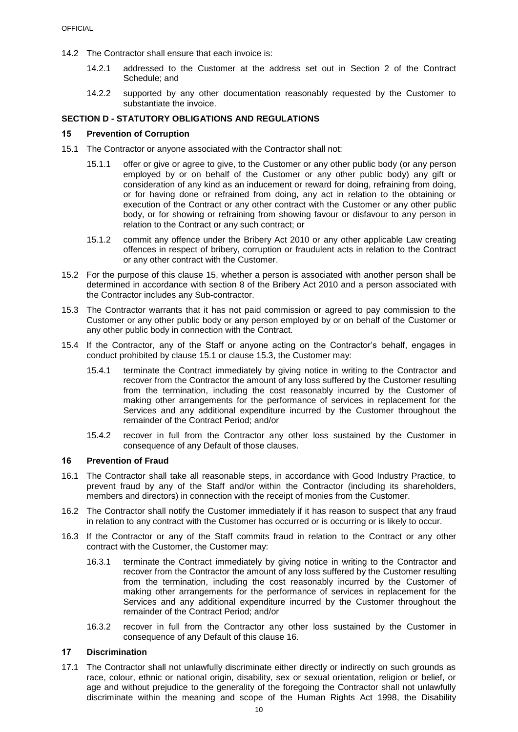14.2 The Contractor shall ensure that each invoice is:

14.2.1 addressed to the Customer at the address set out in Section 2 of the Contract Schedule; and

14.2.2 supported by any other documentation reasonably requested by the Customer to substantiate the invoice.

## SECTION D - STATUTORY OBLIGATIONS AND REGULATIONS

### 15 Prevention of Corruption

15.1 The Contractor or anyone associated with the Contractor shall not:

15.1.1 offer or give or agree to give, to the Customer or any other public body (or any person employed by or on behalf of the Customer or any other public body) any gift or consideration of any kind as an inducement or reward for doing, refraining from doing, or for having done or refrained from doing, any act in relation to the obtaining or execution of the Contract or any other contract with the Customer or any other public body, or for showing or refraining from showing favour or disfavour to any person in relation to the Contract or any such contract; or

15.1.2 commit any offence under the Bribery Act 2010 or any other applicable Law creating offences in respect of bribery, corruption or fraudulent acts in relation to the Contract or any other contract with the Customer.

15.2 For the purpose of this clause 15, whether a person is associated with another person shall be determined in accordance with section 8 of the Bribery Act 2010 and a person associated with the Contractor includes any Sub-contractor.

15.3 The Contractor warrants that it has not paid commission or agreed to pay commission to the Customer or any other public body or any person employed by or on behalf of the Customer or any other public body in connection with the Contract.

15.4 If the Contractor, any of the Staff or anyone acting on the Contractor's behalf, engages in conduct prohibited by clause 15.1 or clause 15.3, the Customer may:

15.4.1 terminate the Contract immediately by giving notice in writing to the Contractor and recover from the Contractor the amount of any loss suffered by the Customer resulting from the termination, including the cost reasonably incurred by the Customer of making other arrangements for the performance of services in replacement for the Services and any additional expenditure incurred by the Customer throughout the remainder of the Contract Period; and/or

15.4.2 recover in full from the Contractor any other loss sustained by the Customer in consequence of any Default of those clauses.

### 16 Prevention of Fraud

16.1 The Contractor shall take all reasonable steps, in accordance with Good Industry Practice, to prevent fraud by any of the Staff and/or within the Contractor (including its shareholders, members and directors) in connection with the receipt of monies from the Customer.

16.2 The Contractor shall notify the Customer immediately if it has reason to suspect that any fraud in relation to any contract with the Customer has occurred or is occurring or is likely to occur.

16.3 If the Contractor or any of the Staff commits fraud in relation to the Contract or any other contract with the Customer, the Customer may:

16.3.1 terminate the Contract immediately by giving notice in writing to the Contractor and recover from the Contractor the amount of any loss suffered by the Customer resulting from the termination, including the cost reasonably incurred by the Customer of making other arrangements for the performance of services in replacement for the Services and any additional expenditure incurred by the Customer throughout the remainder of the Contract Period; and/or

16.3.2 recover in full from the Contractor any other loss sustained by the Customer in consequence of any Default of this clause 16.

### 17 Discrimination

17.1 The Contractor shall not unlawfully discriminate either directly or indirectly on such grounds as race, colour, ethnic or national origin, disability, sex or sexual orientation, religion or belief, or age and without prejudice to the generality of the foregoing the Contractor shall not unlawfully discriminate within the meaning and scope of the Human Rights Act 1998, the Disability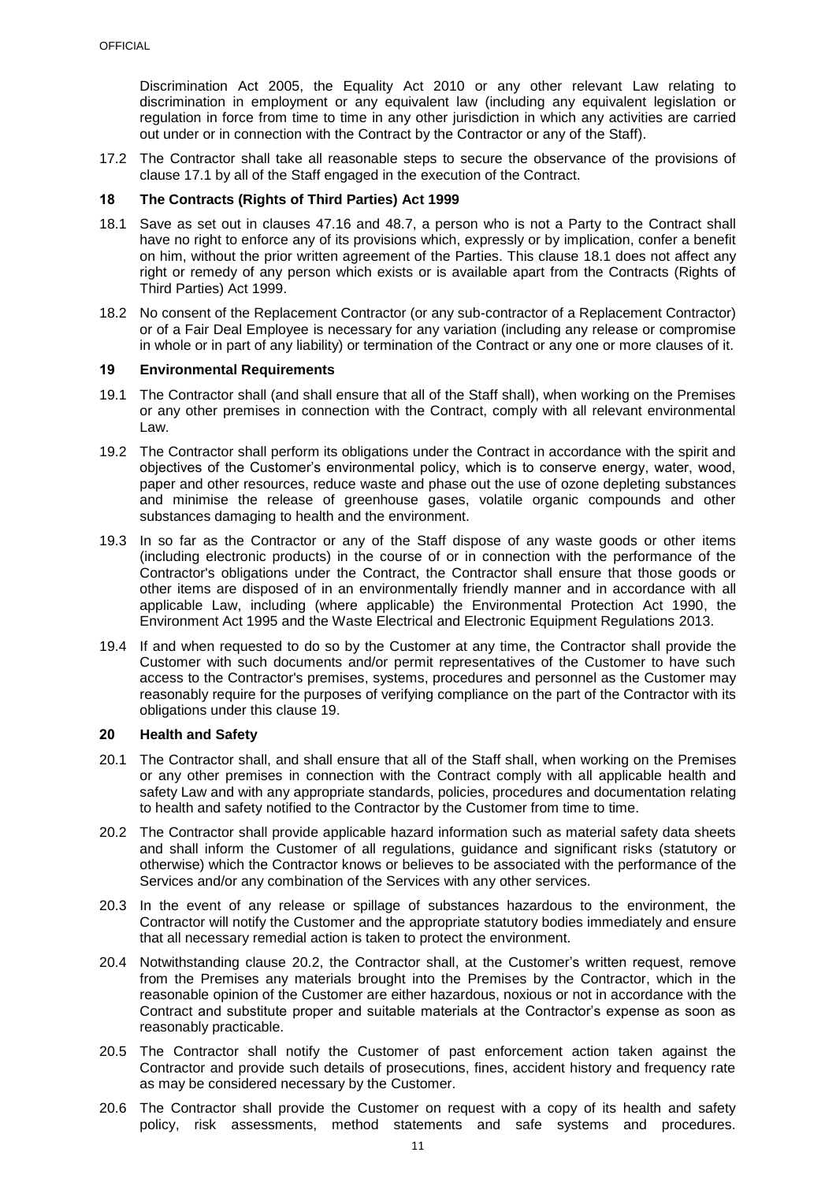Discrimination Act 2005, the Equality Act 2010 or any other relevant Law relating to discrimination in employment or any equivalent law (including any equivalent legislation or regulation in force from time to time in any other jurisdiction in which any activities are carried out under or in connection with the Contract by the Contractor or any of the Staff).

17.2 The Contractor shall take all reasonable steps to secure the observance of the provisions of clause 17.1 by all of the Staff engaged in the execution of the Contract.

## 18 The Contracts (Rights of Third Parties) Act 1999

18.1 Save as set out in clauses 47.16 and 48.7, a person who is not a Party to the Contract shall have no right to enforce any of its provisions which, expressly or by implication, confer a benefit on him, without the prior written agreement of the Parties. This clause 18.1 does not affect any right or remedy of any person which exists or is available apart from the Contracts (Rights of Third Parties) Act 1999.

18.2 No consent of the Replacement Contractor (or any sub-contractor of a Replacement Contractor) or of a Fair Deal Employee is necessary for any variation (including any release or compromise in whole or in part of any liability) or termination of the Contract or any one or more clauses of it.

## 19 Environmental Requirements

19.1 The Contractor shall (and shall ensure that all of the Staff shall), when working on the Premises or any other premises in connection with the Contract, comply with all relevant environmental Law.

19.2 The Contractor shall perform its obligations under the Contract in accordance with the spirit and objectives of the Customer's environmental policy, which is to conserve energy, water, wood, paper and other resources, reduce waste and phase out the use of ozone depleting substances and minimise the release of greenhouse gases, volatile organic compounds and other substances damaging to health and the environment.

19.3 In so far as the Contractor or any of the Staff dispose of any waste goods or other items (including electronic products) in the course of or in connection with the performance of the Contractor's obligations under the Contract, the Contractor shall ensure that those goods or other items are disposed of in an environmentally friendly manner and in accordance with all applicable Law, including (where applicable) the Environmental Protection Act 1990, the Environment Act 1995 and the Waste Electrical and Electronic Equipment Regulations 2013.

19.4 If and when requested to do so by the Customer at any time, the Contractor shall provide the Customer with such documents and/or permit representatives of the Customer to have such access to the Contractor's premises, systems, procedures and personnel as the Customer may reasonably require for the purposes of verifying compliance on the part of the Contractor with its obligations under this clause 19.

## 20 Health and Safety

20.1 The Contractor shall, and shall ensure that all of the Staff shall, when working on the Premises or any other premises in connection with the Contract comply with all applicable health and safety Law and with any appropriate standards, policies, procedures and documentation relating to health and safety notified to the Contractor by the Customer from time to time.

20.2 The Contractor shall provide applicable hazard information such as material safety data sheets and shall inform the Customer of all regulations, guidance and significant risks (statutory or otherwise) which the Contractor knows or believes to be associated with the performance of the Services and/or any combination of the Services with any other services.

20.3 In the event of any release or spillage of substances hazardous to the environment, the Contractor will notify the Customer and the appropriate statutory bodies immediately and ensure that all necessary remedial action is taken to protect the environment.

20.4 Notwithstanding clause 20.2, the Contractor shall, at the Customer's written request, remove from the Premises any materials brought into the Premises by the Contractor, which in the reasonable opinion of the Customer are either hazardous, noxious or not in accordance with the Contract and substitute proper and suitable materials at the Contractor's expense as soon as reasonably practicable.

20.5 The Contractor shall notify the Customer of past enforcement action taken against the Contractor and provide such details of prosecutions, fines, accident history and frequency rate as may be considered necessary by the Customer.

20.6 The Contractor shall provide the Customer on request with a copy of its health and safety policy, risk assessments, method statements and safe systems and procedures.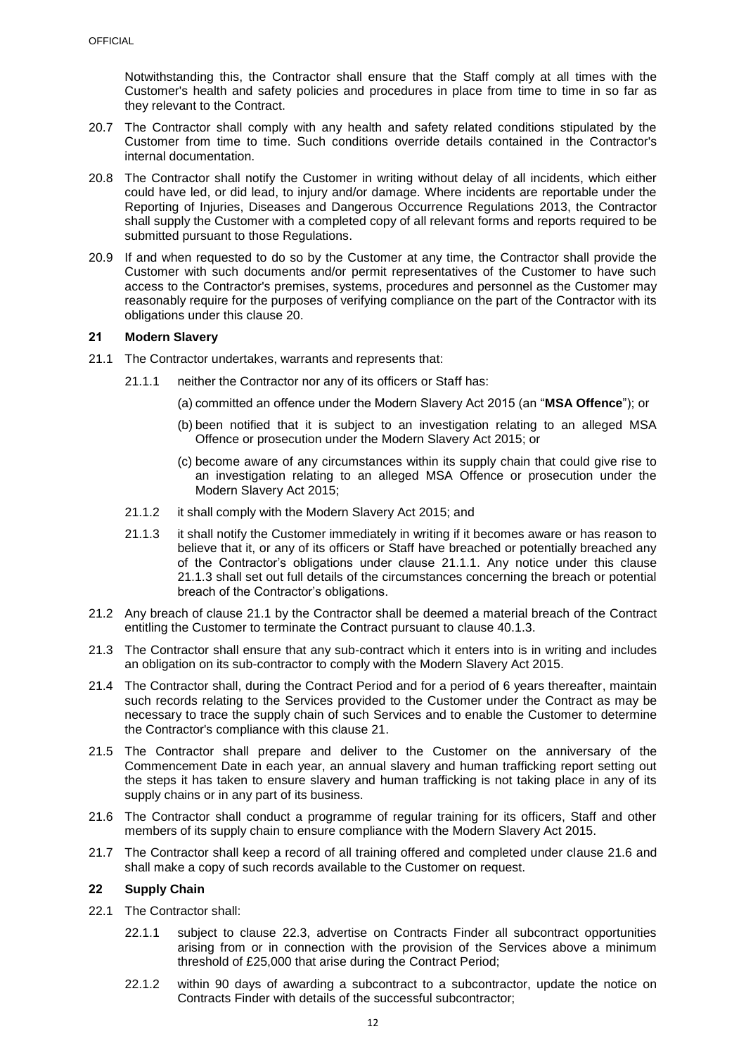Notwithstanding this, the Contractor shall ensure that the Staff comply at all times with the Customer's health and safety policies and procedures in place from time to time in so far as they relevant to the Contract.

20.7 The Contractor shall comply with any health and safety related conditions stipulated by the Customer from time to time. Such conditions override details contained in the Contractor's internal documentation.

20.8 The Contractor shall notify the Customer in writing without delay of all incidents, which either could have led, or did lead, to injury and/or damage. Where incidents are reportable under the Reporting of Injuries, Diseases and Dangerous Occurrence Regulations 2013, the Contractor shall supply the Customer with a completed copy of all relevant forms and reports required to be submitted pursuant to those Regulations.

20.9 If and when requested to do so by the Customer at any time, the Contractor shall provide the Customer with such documents and/or permit representatives of the Customer to have such access to the Contractor's premises, systems, procedures and personnel as the Customer may reasonably require for the purposes of verifying compliance on the part of the Contractor with its obligations under this clause 20.

## 21 Modern Slavery

21.1 The Contractor undertakes, warrants and represents that:

21.1.1 neither the Contractor nor any of its officers or Staff has:

(a) committed an offence under the Modern Slavery Act 2015 (an "**MSA Offence**"); or

(b) been notified that it is subject to an investigation relating to an alleged MSA Offence or prosecution under the Modern Slavery Act 2015; or

(c) become aware of any circumstances within its supply chain that could give rise to an investigation relating to an alleged MSA Offence or prosecution under the Modern Slavery Act 2015;

21.1.2 it shall comply with the Modern Slavery Act 2015; and

21.1.3 it shall notify the Customer immediately in writing if it becomes aware or has reason to believe that it, or any of its officers or Staff have breached or potentially breached any of the Contractor's obligations under clause 21.1.1. Any notice under this clause 21.1.3 shall set out full details of the circumstances concerning the breach or potential breach of the Contractor's obligations.

21.2 Any breach of clause 21.1 by the Contractor shall be deemed a material breach of the Contract entitling the Customer to terminate the Contract pursuant to clause 40.1.3.

21.3 The Contractor shall ensure that any sub-contract which it enters into is in writing and includes an obligation on its sub-contractor to comply with the Modern Slavery Act 2015.

21.4 The Contractor shall, during the Contract Period and for a period of 6 years thereafter, maintain such records relating to the Services provided to the Customer under the Contract as may be necessary to trace the supply chain of such Services and to enable the Customer to determine the Contractor's compliance with this clause 21.

21.5 The Contractor shall prepare and deliver to the Customer on the anniversary of the Commencement Date in each year, an annual slavery and human trafficking report setting out the steps it has taken to ensure slavery and human trafficking is not taking place in any of its supply chains or in any part of its business.

21.6 The Contractor shall conduct a programme of regular training for its officers, Staff and other members of its supply chain to ensure compliance with the Modern Slavery Act 2015.

21.7 The Contractor shall keep a record of all training offered and completed under clause 21.6 and shall make a copy of such records available to the Customer on request.

## 22 Supply Chain

22.1 The Contractor shall:

22.1.1 subject to clause 22.3, advertise on Contracts Finder all subcontract opportunities arising from or in connection with the provision of the Services above a minimum threshold of £25,000 that arise during the Contract Period;

22.1.2 within 90 days of awarding a subcontract to a subcontractor, update the notice on Contracts Finder with details of the successful subcontractor;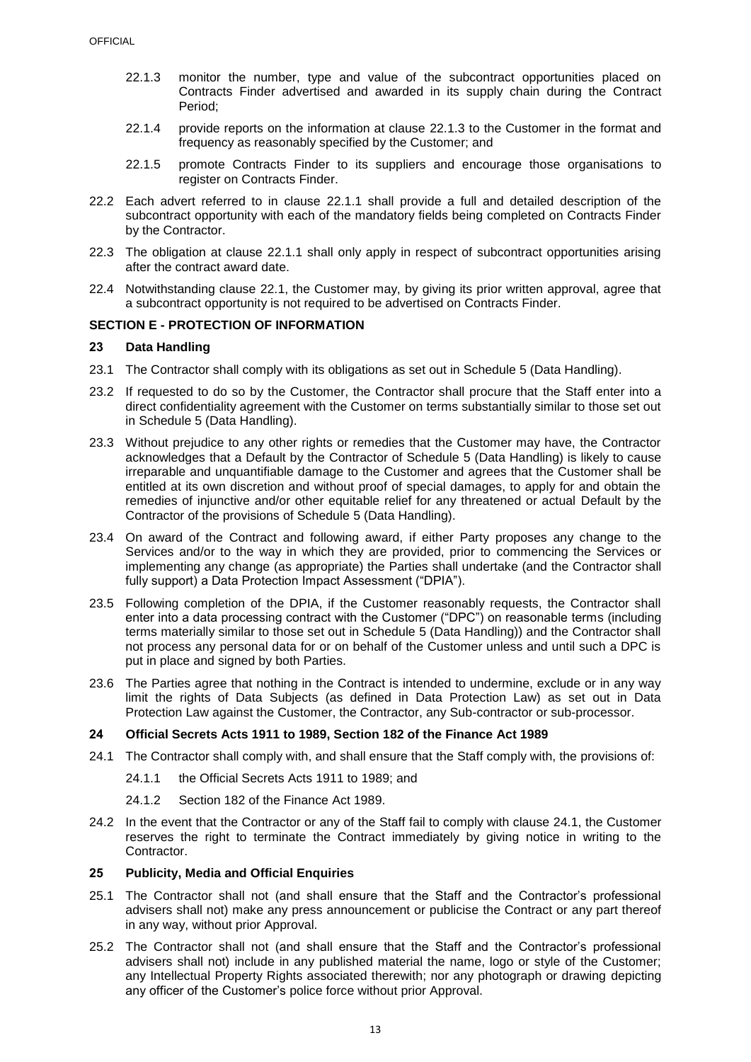22.1.3 monitor the number, type and value of the subcontract opportunities placed on Contracts Finder advertised and awarded in its supply chain during the Contract Period;

22.1.4 provide reports on the information at clause 22.1.3 to the Customer in the format and frequency as reasonably specified by the Customer; and

22.1.5 promote Contracts Finder to its suppliers and encourage those organisations to register on Contracts Finder.

22.2 Each advert referred to in clause 22.1.1 shall provide a full and detailed description of the subcontract opportunity with each of the mandatory fields being completed on Contracts Finder by the Contractor.

22.3 The obligation at clause 22.1.1 shall only apply in respect of subcontract opportunities arising after the contract award date.

22.4 Notwithstanding clause 22.1, the Customer may, by giving its prior written approval, agree that a subcontract opportunity is not required to be advertised on Contracts Finder.

## SECTION E - PROTECTION OF INFORMATION

### 23 Data Handling

23.1 The Contractor shall comply with its obligations as set out in Schedule 5 (Data Handling).

23.2 If requested to do so by the Customer, the Contractor shall procure that the Staff enter into a direct confidentiality agreement with the Customer on terms substantially similar to those set out in Schedule 5 (Data Handling).

23.3 Without prejudice to any other rights or remedies that the Customer may have, the Contractor acknowledges that a Default by the Contractor of Schedule 5 (Data Handling) is likely to cause irreparable and unquantifiable damage to the Customer and agrees that the Customer shall be entitled at its own discretion and without proof of special damages, to apply for and obtain the remedies of injunctive and/or other equitable relief for any threatened or actual Default by the Contractor of the provisions of Schedule 5 (Data Handling).

23.4 On award of the Contract and following award, if either Party proposes any change to the Services and/or to the way in which they are provided, prior to commencing the Services or implementing any change (as appropriate) the Parties shall undertake (and the Contractor shall fully support) a Data Protection Impact Assessment ("DPIA").

23.5 Following completion of the DPIA, if the Customer reasonably requests, the Contractor shall enter into a data processing contract with the Customer ("DPC") on reasonable terms (including terms materially similar to those set out in Schedule 5 (Data Handling)) and the Contractor shall not process any personal data for or on behalf of the Customer unless and until such a DPC is put in place and signed by both Parties.

23.6 The Parties agree that nothing in the Contract is intended to undermine, exclude or in any way limit the rights of Data Subjects (as defined in Data Protection Law) as set out in Data Protection Law against the Customer, the Contractor, any Sub-contractor or sub-processor.

### 24 Official Secrets Acts 1911 to 1989, Section 182 of the Finance Act 1989

24.1 The Contractor shall comply with, and shall ensure that the Staff comply with, the provisions of:

24.1.1 the Official Secrets Acts 1911 to 1989; and

24.1.2 Section 182 of the Finance Act 1989.

24.2 In the event that the Contractor or any of the Staff fail to comply with clause 24.1, the Customer reserves the right to terminate the Contract immediately by giving notice in writing to the Contractor.

### 25 Publicity, Media and Official Enquiries

25.1 The Contractor shall not (and shall ensure that the Staff and the Contractor's professional advisers shall not) make any press announcement or publicise the Contract or any part thereof in any way, without prior Approval.

25.2 The Contractor shall not (and shall ensure that the Staff and the Contractor's professional advisers shall not) include in any published material the name, logo or style of the Customer; any Intellectual Property Rights associated therewith; nor any photograph or drawing depicting any officer of the Customer's police force without prior Approval.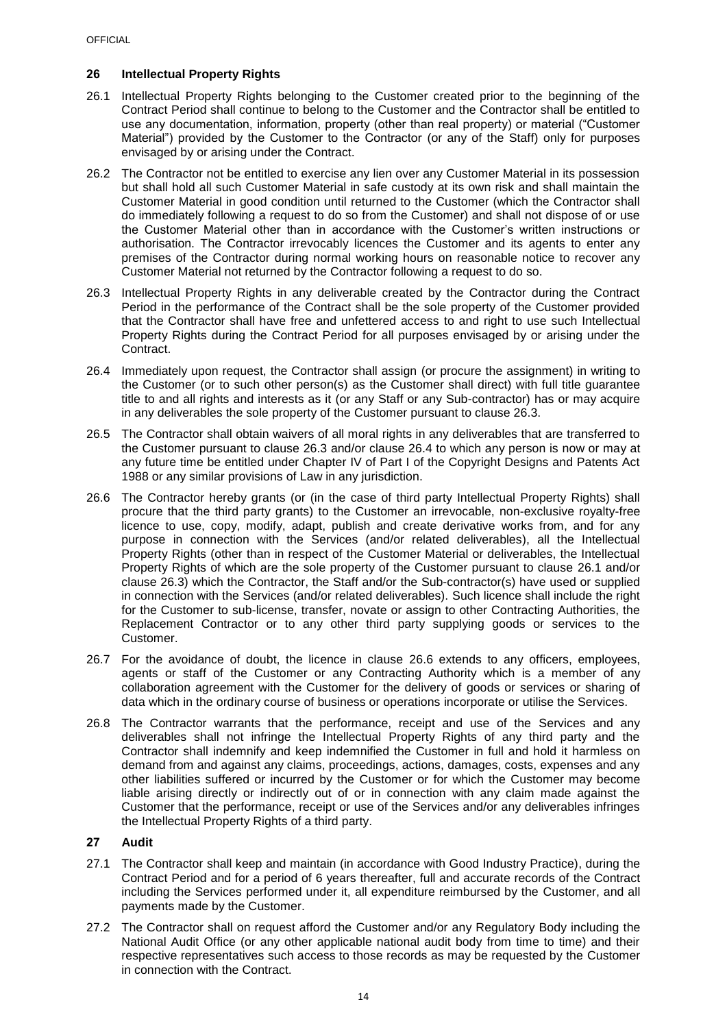## 26 Intellectual Property Rights

26.1 Intellectual Property Rights belonging to the Customer created prior to the beginning of the Contract Period shall continue to belong to the Customer and the Contractor shall be entitled to use any documentation, information, property (other than real property) or material ("Customer Material") provided by the Customer to the Contractor (or any of the Staff) only for purposes envisaged by or arising under the Contract.

26.2 The Contractor not be entitled to exercise any lien over any Customer Material in its possession but shall hold all such Customer Material in safe custody at its own risk and shall maintain the Customer Material in good condition until returned to the Customer (which the Contractor shall do immediately following a request to do so from the Customer) and shall not dispose of or use the Customer Material other than in accordance with the Customer's written instructions or authorisation. The Contractor irrevocably licences the Customer and its agents to enter any premises of the Contractor during normal working hours on reasonable notice to recover any Customer Material not returned by the Contractor following a request to do so.

26.3 Intellectual Property Rights in any deliverable created by the Contractor during the Contract Period in the performance of the Contract shall be the sole property of the Customer provided that the Contractor shall have free and unfettered access to and right to use such Intellectual Property Rights during the Contract Period for all purposes envisaged by or arising under the Contract.

26.4 Immediately upon request, the Contractor shall assign (or procure the assignment) in writing to the Customer (or to such other person(s) as the Customer shall direct) with full title guarantee title to and all rights and interests as it (or any Staff or any Sub-contractor) has or may acquire in any deliverables the sole property of the Customer pursuant to clause 26.3.

26.5 The Contractor shall obtain waivers of all moral rights in any deliverables that are transferred to the Customer pursuant to clause 26.3 and/or clause 26.4 to which any person is now or may at any future time be entitled under Chapter IV of Part I of the Copyright Designs and Patents Act 1988 or any similar provisions of Law in any jurisdiction.

26.6 The Contractor hereby grants (or (in the case of third party Intellectual Property Rights) shall procure that the third party grants) to the Customer an irrevocable, non-exclusive royalty-free licence to use, copy, modify, adapt, publish and create derivative works from, and for any purpose in connection with the Services (and/or related deliverables), all the Intellectual Property Rights (other than in respect of the Customer Material or deliverables, the Intellectual Property Rights of which are the sole property of the Customer pursuant to clause 26.1 and/or clause 26.3) which the Contractor, the Staff and/or the Sub-contractor(s) have used or supplied in connection with the Services (and/or related deliverables). Such licence shall include the right for the Customer to sub-license, transfer, novate or assign to other Contracting Authorities, the Replacement Contractor or to any other third party supplying goods or services to the Customer.

26.7 For the avoidance of doubt, the licence in clause 26.6 extends to any officers, employees, agents or staff of the Customer or any Contracting Authority which is a member of any collaboration agreement with the Customer for the delivery of goods or services or sharing of data which in the ordinary course of business or operations incorporate or utilise the Services.

26.8 The Contractor warrants that the performance, receipt and use of the Services and any deliverables shall not infringe the Intellectual Property Rights of any third party and the Contractor shall indemnify and keep indemnified the Customer in full and hold it harmless on demand from and against any claims, proceedings, actions, damages, costs, expenses and any other liabilities suffered or incurred by the Customer or for which the Customer may become liable arising directly or indirectly out of or in connection with any claim made against the Customer that the performance, receipt or use of the Services and/or any deliverables infringes the Intellectual Property Rights of a third party.

## 27 Audit

27.1 The Contractor shall keep and maintain (in accordance with Good Industry Practice), during the Contract Period and for a period of 6 years thereafter, full and accurate records of the Contract including the Services performed under it, all expenditure reimbursed by the Customer, and all payments made by the Customer.

27.2 The Contractor shall on request afford the Customer and/or any Regulatory Body including the National Audit Office (or any other applicable national audit body from time to time) and their respective representatives such access to those records as may be requested by the Customer in connection with the Contract.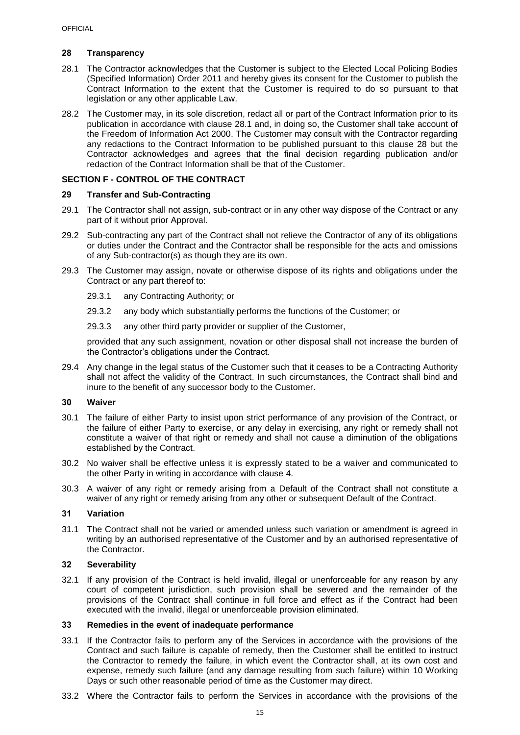## 28 Transparency

28.1 The Contractor acknowledges that the Customer is subject to the Elected Local Policing Bodies (Specified Information) Order 2011 and hereby gives its consent for the Customer to publish the Contract Information to the extent that the Customer is required to do so pursuant to that legislation or any other applicable Law.

28.2 The Customer may, in its sole discretion, redact all or part of the Contract Information prior to its publication in accordance with clause 28.1 and, in doing so, the Customer shall take account of the Freedom of Information Act 2000. The Customer may consult with the Contractor regarding any redactions to the Contract Information to be published pursuant to this clause 28 but the Contractor acknowledges and agrees that the final decision regarding publication and/or redaction of the Contract Information shall be that of the Customer.

# SECTION F - CONTROL OF THE CONTRACT

## 29 Transfer and Sub-Contracting

29.1 The Contractor shall not assign, sub-contract or in any other way dispose of the Contract or any part of it without prior Approval.

29.2 Sub-contracting any part of the Contract shall not relieve the Contractor of any of its obligations or duties under the Contract and the Contractor shall be responsible for the acts and omissions of any Sub-contractor(s) as though they are its own.

29.3 The Customer may assign, novate or otherwise dispose of its rights and obligations under the Contract or any part thereof to:

29.3.1 any Contracting Authority; or

29.3.2 any body which substantially performs the functions of the Customer; or

29.3.3 any other third party provider or supplier of the Customer,

provided that any such assignment, novation or other disposal shall not increase the burden of the Contractor's obligations under the Contract.

29.4 Any change in the legal status of the Customer such that it ceases to be a Contracting Authority shall not affect the validity of the Contract. In such circumstances, the Contract shall bind and inure to the benefit of any successor body to the Customer.

## 30 Waiver

30.1 The failure of either Party to insist upon strict performance of any provision of the Contract, or the failure of either Party to exercise, or any delay in exercising, any right or remedy shall not constitute a waiver of that right or remedy and shall not cause a diminution of the obligations established by the Contract.

30.2 No waiver shall be effective unless it is expressly stated to be a waiver and communicated to the other Party in writing in accordance with clause 4.

30.3 A waiver of any right or remedy arising from a Default of the Contract shall not constitute a waiver of any right or remedy arising from any other or subsequent Default of the Contract.

## 31 Variation

31.1 The Contract shall not be varied or amended unless such variation or amendment is agreed in writing by an authorised representative of the Customer and by an authorised representative of the Contractor.

## 32 Severability

32.1 If any provision of the Contract is held invalid, illegal or unenforceable for any reason by any court of competent jurisdiction, such provision shall be severed and the remainder of the provisions of the Contract shall continue in full force and effect as if the Contract had been executed with the invalid, illegal or unenforceable provision eliminated.

## 33 Remedies in the event of inadequate performance

33.1 If the Contractor fails to perform any of the Services in accordance with the provisions of the Contract and such failure is capable of remedy, then the Customer shall be entitled to instruct the Contractor to remedy the failure, in which event the Contractor shall, at its own cost and expense, remedy such failure (and any damage resulting from such failure) within 10 Working Days or such other reasonable period of time as the Customer may direct.

33.2 Where the Contractor fails to perform the Services in accordance with the provisions of the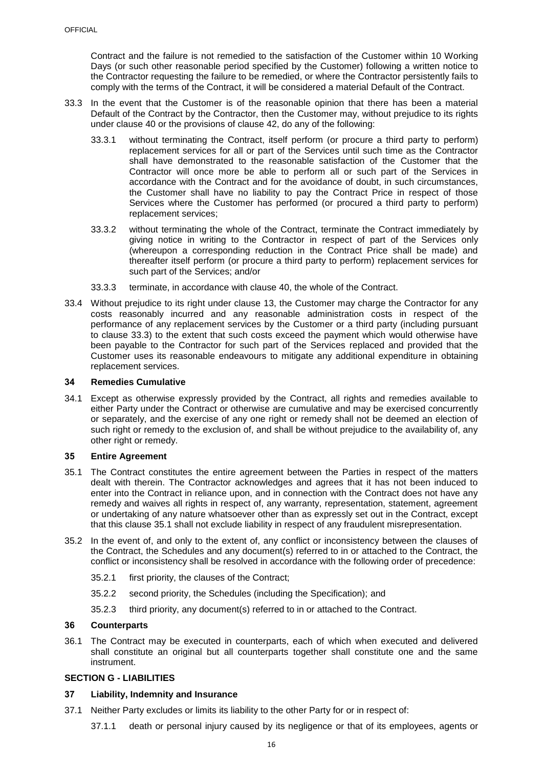Contract and the failure is not remedied to the satisfaction of the Customer within 10 Working Days (or such other reasonable period specified by the Customer) following a written notice to the Contractor requesting the failure to be remedied, or where the Contractor persistently fails to comply with the terms of the Contract, it will be considered a material Default of the Contract.

33.3 In the event that the Customer is of the reasonable opinion that there has been a material Default of the Contract by the Contractor, then the Customer may, without prejudice to its rights under clause 40 or the provisions of clause 42, do any of the following:

33.3.1 without terminating the Contract, itself perform (or procure a third party to perform) replacement services for all or part of the Services until such time as the Contractor shall have demonstrated to the reasonable satisfaction of the Customer that the Contractor will once more be able to perform all or such part of the Services in accordance with the Contract and for the avoidance of doubt, in such circumstances, the Customer shall have no liability to pay the Contract Price in respect of those Services where the Customer has performed (or procured a third party to perform) replacement services;

33.3.2 without terminating the whole of the Contract, terminate the Contract immediately by giving notice in writing to the Contractor in respect of part of the Services only (whereupon a corresponding reduction in the Contract Price shall be made) and thereafter itself perform (or procure a third party to perform) replacement services for such part of the Services; and/or

33.3.3 terminate, in accordance with clause 40, the whole of the Contract.

33.4 Without prejudice to its right under clause 13, the Customer may charge the Contractor for any costs reasonably incurred and any reasonable administration costs in respect of the performance of any replacement services by the Customer or a third party (including pursuant to clause 33.3) to the extent that such costs exceed the payment which would otherwise have been payable to the Contractor for such part of the Services replaced and provided that the Customer uses its reasonable endeavours to mitigate any additional expenditure in obtaining replacement services.

### 34 Remedies Cumulative

34.1 Except as otherwise expressly provided by the Contract, all rights and remedies available to either Party under the Contract or otherwise are cumulative and may be exercised concurrently or separately, and the exercise of any one right or remedy shall not be deemed an election of such right or remedy to the exclusion of, and shall be without prejudice to the availability of, any other right or remedy.

### 35 Entire Agreement

35.1 The Contract constitutes the entire agreement between the Parties in respect of the matters dealt with therein. The Contractor acknowledges and agrees that it has not been induced to enter into the Contract in reliance upon, and in connection with the Contract does not have any remedy and waives all rights in respect of, any warranty, representation, statement, agreement or undertaking of any nature whatsoever other than as expressly set out in the Contract, except that this clause 35.1 shall not exclude liability in respect of any fraudulent misrepresentation.

35.2 In the event of, and only to the extent of, any conflict or inconsistency between the clauses of the Contract, the Schedules and any document(s) referred to in or attached to the Contract, the conflict or inconsistency shall be resolved in accordance with the following order of precedence:

35.2.1 first priority, the clauses of the Contract;

35.2.2 second priority, the Schedules (including the Specification); and

35.2.3 third priority, any document(s) referred to in or attached to the Contract.

### 36 Counterparts

36.1 The Contract may be executed in counterparts, each of which when executed and delivered shall constitute an original but all counterparts together shall constitute one and the same instrument.

## SECTION G - LIABILITIES

### 37 Liability, Indemnity and Insurance

37.1 Neither Party excludes or limits its liability to the other Party for or in respect of:

37.1.1 death or personal injury caused by its negligence or that of its employees, agents or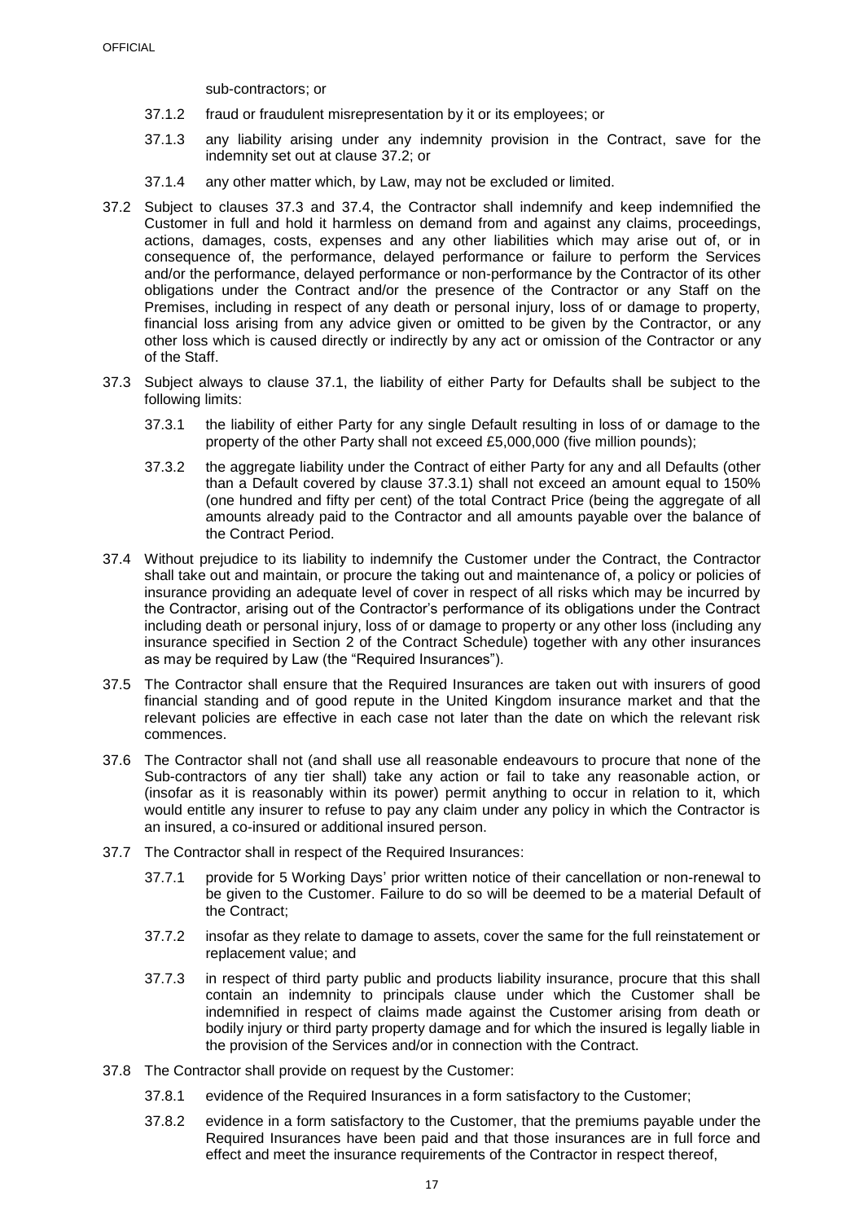sub-contractors; or

37.1.2 fraud or fraudulent misrepresentation by it or its employees; or

37.1.3 any liability arising under any indemnity provision in the Contract, save for the indemnity set out at clause 37.2; or

37.1.4 any other matter which, by Law, may not be excluded or limited.

37.2 Subject to clauses 37.3 and 37.4, the Contractor shall indemnify and keep indemnified the Customer in full and hold it harmless on demand from and against any claims, proceedings, actions, damages, costs, expenses and any other liabilities which may arise out of, or in consequence of, the performance, delayed performance or failure to perform the Services and/or the performance, delayed performance or non-performance by the Contractor of its other obligations under the Contract and/or the presence of the Contractor or any Staff on the Premises, including in respect of any death or personal injury, loss of or damage to property, financial loss arising from any advice given or omitted to be given by the Contractor, or any other loss which is caused directly or indirectly by any act or omission of the Contractor or any of the Staff.

37.3 Subject always to clause 37.1, the liability of either Party for Defaults shall be subject to the following limits:

37.3.1 the liability of either Party for any single Default resulting in loss of or damage to the property of the other Party shall not exceed £5,000,000 (five million pounds);

37.3.2 the aggregate liability under the Contract of either Party for any and all Defaults (other than a Default covered by clause 37.3.1) shall not exceed an amount equal to 150% (one hundred and fifty per cent) of the total Contract Price (being the aggregate of all amounts already paid to the Contractor and all amounts payable over the balance of the Contract Period.

37.4 Without prejudice to its liability to indemnify the Customer under the Contract, the Contractor shall take out and maintain, or procure the taking out and maintenance of, a policy or policies of insurance providing an adequate level of cover in respect of all risks which may be incurred by the Contractor, arising out of the Contractor's performance of its obligations under the Contract including death or personal injury, loss of or damage to property or any other loss (including any insurance specified in Section 2 of the Contract Schedule) together with any other insurances as may be required by Law (the "Required Insurances").

37.5 The Contractor shall ensure that the Required Insurances are taken out with insurers of good financial standing and of good repute in the United Kingdom insurance market and that the relevant policies are effective in each case not later than the date on which the relevant risk commences.

37.6 The Contractor shall not (and shall use all reasonable endeavours to procure that none of the Sub-contractors of any tier shall) take any action or fail to take any reasonable action, or (insofar as it is reasonably within its power) permit anything to occur in relation to it, which would entitle any insurer to refuse to pay any claim under any policy in which the Contractor is an insured, a co-insured or additional insured person.

37.7 The Contractor shall in respect of the Required Insurances:

37.7.1 provide for 5 Working Days' prior written notice of their cancellation or non-renewal to be given to the Customer. Failure to do so will be deemed to be a material Default of the Contract;

37.7.2 insofar as they relate to damage to assets, cover the same for the full reinstatement or replacement value; and

37.7.3 in respect of third party public and products liability insurance, procure that this shall contain an indemnity to principals clause under which the Customer shall be indemnified in respect of claims made against the Customer arising from death or bodily injury or third party property damage and for which the insured is legally liable in the provision of the Services and/or in connection with the Contract.

37.8 The Contractor shall provide on request by the Customer:

37.8.1 evidence of the Required Insurances in a form satisfactory to the Customer;

37.8.2 evidence in a form satisfactory to the Customer, that the premiums payable under the Required Insurances have been paid and that those insurances are in full force and effect and meet the insurance requirements of the Contractor in respect thereof,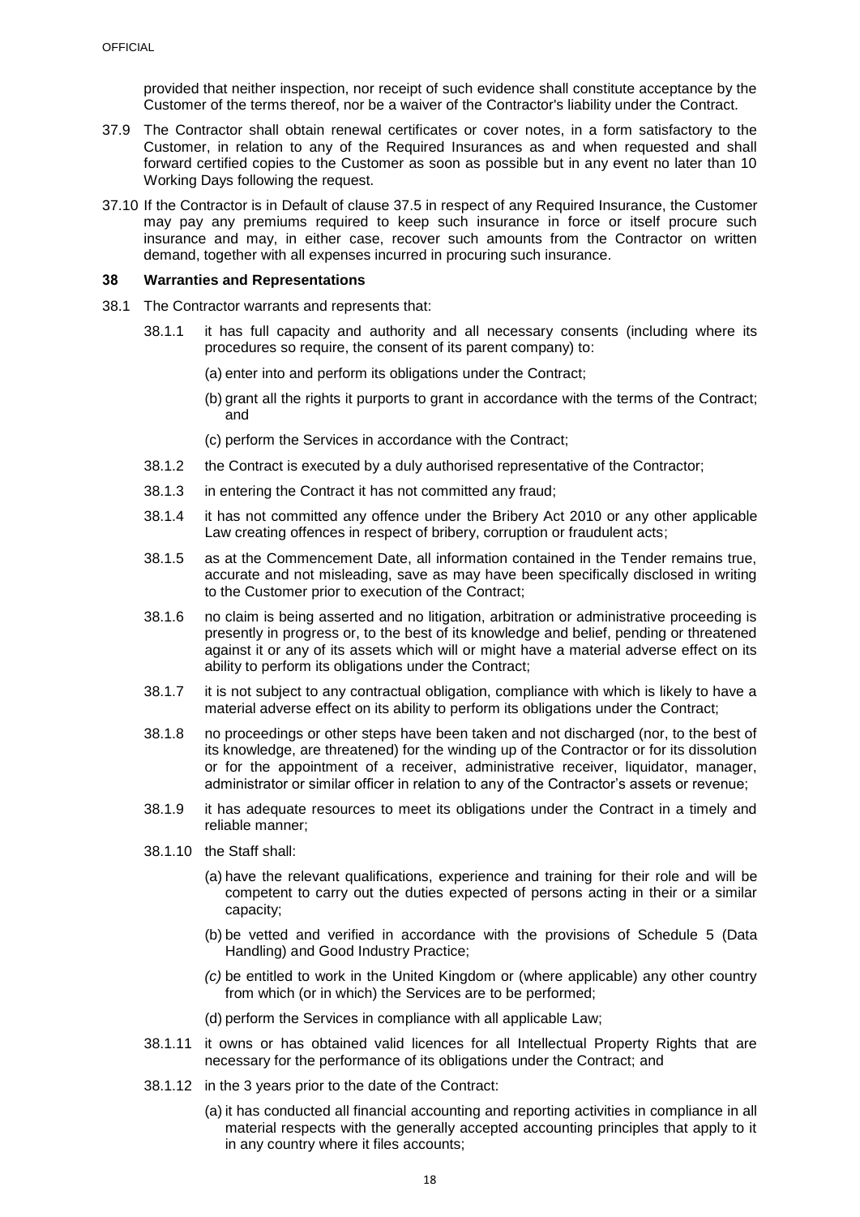provided that neither inspection, nor receipt of such evidence shall constitute acceptance by the Customer of the terms thereof, nor be a waiver of the Contractor's liability under the Contract.

37.9 The Contractor shall obtain renewal certificates or cover notes, in a form satisfactory to the Customer, in relation to any of the Required Insurances as and when requested and shall forward certified copies to the Customer as soon as possible but in any event no later than 10 Working Days following the request.

37.10 If the Contractor is in Default of clause 37.5 in respect of any Required Insurance, the Customer may pay any premiums required to keep such insurance in force or itself procure such insurance and may, in either case, recover such amounts from the Contractor on written demand, together with all expenses incurred in procuring such insurance.

### 38 Warranties and Representations

38.1 The Contractor warrants and represents that:

38.1.1 it has full capacity and authority and all necessary consents (including where its procedures so require, the consent of its parent company) to:

(a) enter into and perform its obligations under the Contract;

(b) grant all the rights it purports to grant in accordance with the terms of the Contract; and

(c) perform the Services in accordance with the Contract;

38.1.2 the Contract is executed by a duly authorised representative of the Contractor;

38.1.3 in entering the Contract it has not committed any fraud;

38.1.4 it has not committed any offence under the Bribery Act 2010 or any other applicable Law creating offences in respect of bribery, corruption or fraudulent acts;

38.1.5 as at the Commencement Date, all information contained in the Tender remains true, accurate and not misleading, save as may have been specifically disclosed in writing to the Customer prior to execution of the Contract;

38.1.6 no claim is being asserted and no litigation, arbitration or administrative proceeding is presently in progress or, to the best of its knowledge and belief, pending or threatened against it or any of its assets which will or might have a material adverse effect on its ability to perform its obligations under the Contract;

38.1.7 it is not subject to any contractual obligation, compliance with which is likely to have a material adverse effect on its ability to perform its obligations under the Contract;

38.1.8 no proceedings or other steps have been taken and not discharged (nor, to the best of its knowledge, are threatened) for the winding up of the Contractor or for its dissolution or for the appointment of a receiver, administrative receiver, liquidator, manager, administrator or similar officer in relation to any of the Contractor's assets or revenue;

38.1.9 it has adequate resources to meet its obligations under the Contract in a timely and reliable manner;

38.1.10 the Staff shall:

(a) have the relevant qualifications, experience and training for their role and will be competent to carry out the duties expected of persons acting in their or a similar capacity;

(b) be vetted and verified in accordance with the provisions of Schedule 5 (Data Handling) and Good Industry Practice;

*(c)* be entitled to work in the United Kingdom or (where applicable) any other country from which (or in which) the Services are to be performed;

(d) perform the Services in compliance with all applicable Law;

38.1.11 it owns or has obtained valid licences for all Intellectual Property Rights that are necessary for the performance of its obligations under the Contract; and

38.1.12 in the 3 years prior to the date of the Contract:

(a) it has conducted all financial accounting and reporting activities in compliance in all material respects with the generally accepted accounting principles that apply to it in any country where it files accounts;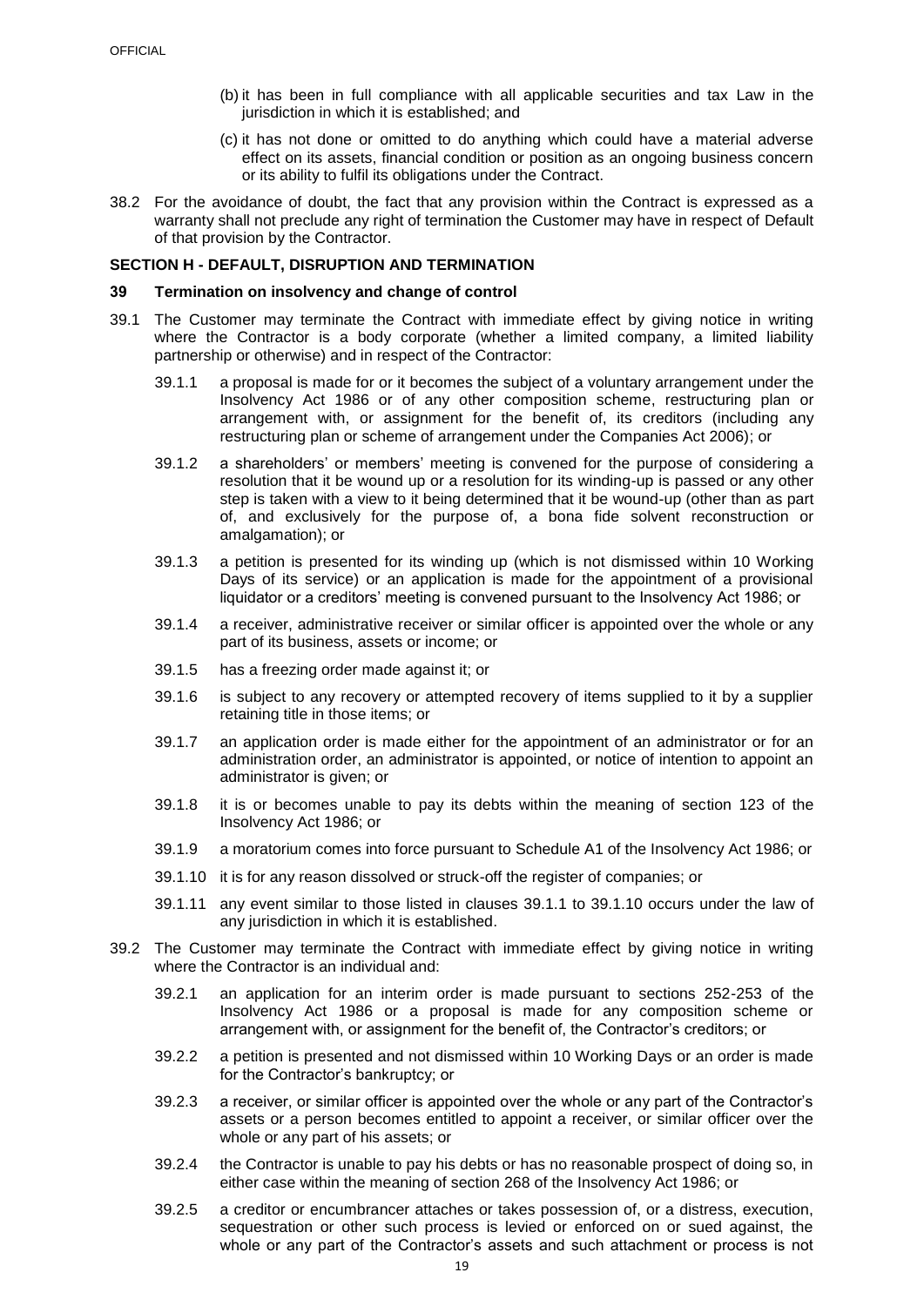(b) it has been in full compliance with all applicable securities and tax Law in the jurisdiction in which it is established; and

(c) it has not done or omitted to do anything which could have a material adverse effect on its assets, financial condition or position as an ongoing business concern or its ability to fulfil its obligations under the Contract.

38.2 For the avoidance of doubt, the fact that any provision within the Contract is expressed as a warranty shall not preclude any right of termination the Customer may have in respect of Default of that provision by the Contractor.

## SECTION H - DEFAULT, DISRUPTION AND TERMINATION

### 39 Termination on insolvency and change of control

39.1 The Customer may terminate the Contract with immediate effect by giving notice in writing where the Contractor is a body corporate (whether a limited company, a limited liability partnership or otherwise) and in respect of the Contractor:

39.1.1 a proposal is made for or it becomes the subject of a voluntary arrangement under the Insolvency Act 1986 or of any other composition scheme, restructuring plan or arrangement with, or assignment for the benefit of, its creditors (including any restructuring plan or scheme of arrangement under the Companies Act 2006); or

39.1.2 a shareholders' or members' meeting is convened for the purpose of considering a resolution that it be wound up or a resolution for its winding-up is passed or any other step is taken with a view to it being determined that it be wound-up (other than as part of, and exclusively for the purpose of, a bona fide solvent reconstruction or amalgamation); or

39.1.3 a petition is presented for its winding up (which is not dismissed within 10 Working Days of its service) or an application is made for the appointment of a provisional liquidator or a creditors' meeting is convened pursuant to the Insolvency Act 1986; or

39.1.4 a receiver, administrative receiver or similar officer is appointed over the whole or any part of its business, assets or income; or

39.1.5 has a freezing order made against it; or

39.1.6 is subject to any recovery or attempted recovery of items supplied to it by a supplier retaining title in those items; or

39.1.7 an application order is made either for the appointment of an administrator or for an administration order, an administrator is appointed, or notice of intention to appoint an administrator is given; or

39.1.8 it is or becomes unable to pay its debts within the meaning of section 123 of the Insolvency Act 1986; or

39.1.9 a moratorium comes into force pursuant to Schedule A1 of the Insolvency Act 1986; or

39.1.10 it is for any reason dissolved or struck-off the register of companies; or

39.1.11 any event similar to those listed in clauses 39.1.1 to 39.1.10 occurs under the law of any jurisdiction in which it is established.

39.2 The Customer may terminate the Contract with immediate effect by giving notice in writing where the Contractor is an individual and:

39.2.1 an application for an interim order is made pursuant to sections 252-253 of the Insolvency Act 1986 or a proposal is made for any composition scheme or arrangement with, or assignment for the benefit of, the Contractor's creditors; or

39.2.2 a petition is presented and not dismissed within 10 Working Days or an order is made for the Contractor's bankruptcy; or

39.2.3 a receiver, or similar officer is appointed over the whole or any part of the Contractor's assets or a person becomes entitled to appoint a receiver, or similar officer over the whole or any part of his assets; or

39.2.4 the Contractor is unable to pay his debts or has no reasonable prospect of doing so, in either case within the meaning of section 268 of the Insolvency Act 1986; or

39.2.5 a creditor or encumbrancer attaches or takes possession of, or a distress, execution, sequestration or other such process is levied or enforced on or sued against, the whole or any part of the Contractor's assets and such attachment or process is not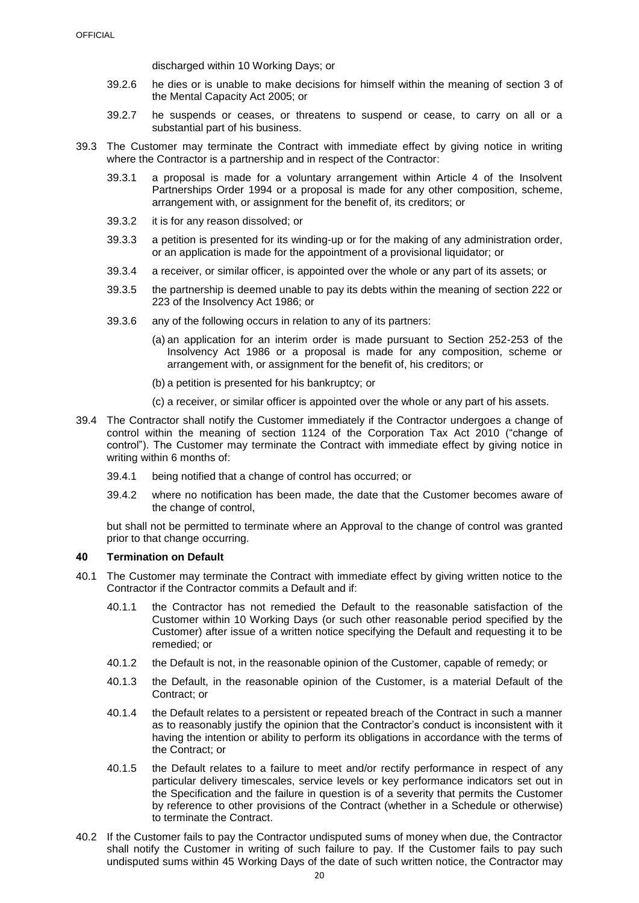discharged within 10 Working Days; or

39.2.6 he dies or is unable to make decisions for himself within the meaning of section 3 of the Mental Capacity Act 2005; or

39.2.7 he suspends or ceases, or threatens to suspend or cease, to carry on all or a substantial part of his business.

39.3 The Customer may terminate the Contract with immediate effect by giving notice in writing where the Contractor is a partnership and in respect of the Contractor:

39.3.1 a proposal is made for a voluntary arrangement within Article 4 of the Insolvent Partnerships Order 1994 or a proposal is made for any other composition, scheme, arrangement with, or assignment for the benefit of, its creditors; or

39.3.2 it is for any reason dissolved; or

39.3.3 a petition is presented for its winding-up or for the making of any administration order, or an application is made for the appointment of a provisional liquidator; or

39.3.4 a receiver, or similar officer, is appointed over the whole or any part of its assets; or

39.3.5 the partnership is deemed unable to pay its debts within the meaning of section 222 or 223 of the Insolvency Act 1986; or

39.3.6 any of the following occurs in relation to any of its partners:

(a) an application for an interim order is made pursuant to Section 252-253 of the Insolvency Act 1986 or a proposal is made for any composition, scheme or arrangement with, or assignment for the benefit of, his creditors; or

(b) a petition is presented for his bankruptcy; or

(c) a receiver, or similar officer is appointed over the whole or any part of his assets.

39.4 The Contractor shall notify the Customer immediately if the Contractor undergoes a change of control within the meaning of section 1124 of the Corporation Tax Act 2010 ("change of control"). The Customer may terminate the Contract with immediate effect by giving notice in writing within 6 months of:

39.4.1 being notified that a change of control has occurred; or

39.4.2 where no notification has been made, the date that the Customer becomes aware of the change of control,

but shall not be permitted to terminate where an Approval to the change of control was granted prior to that change occurring.

## 40 Termination on Default

40.1 The Customer may terminate the Contract with immediate effect by giving written notice to the Contractor if the Contractor commits a Default and if:

40.1.1 the Contractor has not remedied the Default to the reasonable satisfaction of the Customer within 10 Working Days (or such other reasonable period specified by the Customer) after issue of a written notice specifying the Default and requesting it to be remedied; or

40.1.2 the Default is not, in the reasonable opinion of the Customer, capable of remedy; or

40.1.3 the Default, in the reasonable opinion of the Customer, is a material Default of the Contract; or

40.1.4 the Default relates to a persistent or repeated breach of the Contract in such a manner as to reasonably justify the opinion that the Contractor's conduct is inconsistent with it having the intention or ability to perform its obligations in accordance with the terms of the Contract; or

40.1.5 the Default relates to a failure to meet and/or rectify performance in respect of any particular delivery timescales, service levels or key performance indicators set out in the Specification and the failure in question is of a severity that permits the Customer by reference to other provisions of the Contract (whether in a Schedule or otherwise) to terminate the Contract.

40.2 If the Customer fails to pay the Contractor undisputed sums of money when due, the Contractor shall notify the Customer in writing of such failure to pay. If the Customer fails to pay such undisputed sums within 45 Working Days of the date of such written notice, the Contractor may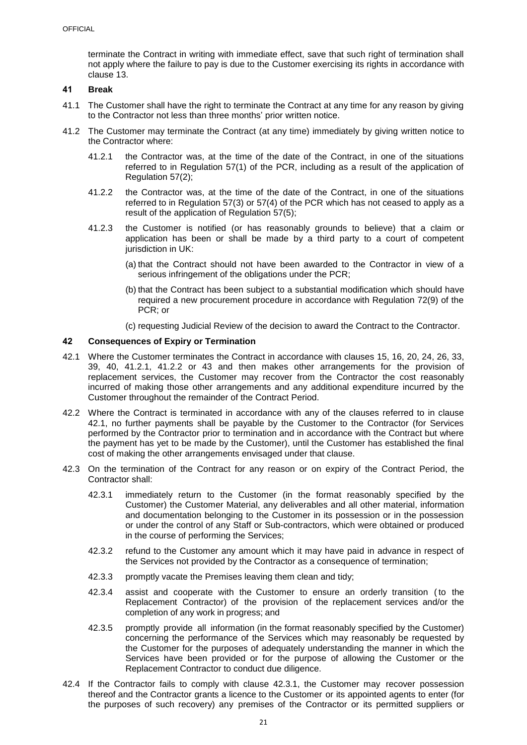terminate the Contract in writing with immediate effect, save that such right of termination shall not apply where the failure to pay is due to the Customer exercising its rights in accordance with clause 13.

## 41 Break

41.1 The Customer shall have the right to terminate the Contract at any time for any reason by giving to the Contractor not less than three months' prior written notice.

41.2 The Customer may terminate the Contract (at any time) immediately by giving written notice to the Contractor where:

41.2.1 the Contractor was, at the time of the date of the Contract, in one of the situations referred to in Regulation 57(1) of the PCR, including as a result of the application of Regulation 57(2);

41.2.2 the Contractor was, at the time of the date of the Contract, in one of the situations referred to in Regulation 57(3) or 57(4) of the PCR which has not ceased to apply as a result of the application of Regulation 57(5);

41.2.3 the Customer is notified (or has reasonably grounds to believe) that a claim or application has been or shall be made by a third party to a court of competent jurisdiction in UK:

(a) that the Contract should not have been awarded to the Contractor in view of a serious infringement of the obligations under the PCR;

(b) that the Contract has been subject to a substantial modification which should have required a new procurement procedure in accordance with Regulation 72(9) of the PCR; or

(c) requesting Judicial Review of the decision to award the Contract to the Contractor.

## 42 Consequences of Expiry or Termination

42.1 Where the Customer terminates the Contract in accordance with clauses 15, 16, 20, 24, 26, 33, 39, 40, 41.2.1, 41.2.2 or 43 and then makes other arrangements for the provision of replacement services, the Customer may recover from the Contractor the cost reasonably incurred of making those other arrangements and any additional expenditure incurred by the Customer throughout the remainder of the Contract Period.

42.2 Where the Contract is terminated in accordance with any of the clauses referred to in clause 42.1, no further payments shall be payable by the Customer to the Contractor (for Services performed by the Contractor prior to termination and in accordance with the Contract but where the payment has yet to be made by the Customer), until the Customer has established the final cost of making the other arrangements envisaged under that clause.

42.3 On the termination of the Contract for any reason or on expiry of the Contract Period, the Contractor shall:

42.3.1 immediately return to the Customer (in the format reasonably specified by the Customer) the Customer Material, any deliverables and all other material, information and documentation belonging to the Customer in its possession or in the possession or under the control of any Staff or Sub-contractors, which were obtained or produced in the course of performing the Services;

42.3.2 refund to the Customer any amount which it may have paid in advance in respect of the Services not provided by the Contractor as a consequence of termination;

42.3.3 promptly vacate the Premises leaving them clean and tidy;

42.3.4 assist and cooperate with the Customer to ensure an orderly transition (to the Replacement Contractor) of the provision of the replacement services and/or the completion of any work in progress; and

42.3.5 promptly provide all information (in the format reasonably specified by the Customer) concerning the performance of the Services which may reasonably be requested by the Customer for the purposes of adequately understanding the manner in which the Services have been provided or for the purpose of allowing the Customer or the Replacement Contractor to conduct due diligence.

42.4 If the Contractor fails to comply with clause 42.3.1, the Customer may recover possession thereof and the Contractor grants a licence to the Customer or its appointed agents to enter (for the purposes of such recovery) any premises of the Contractor or its permitted suppliers or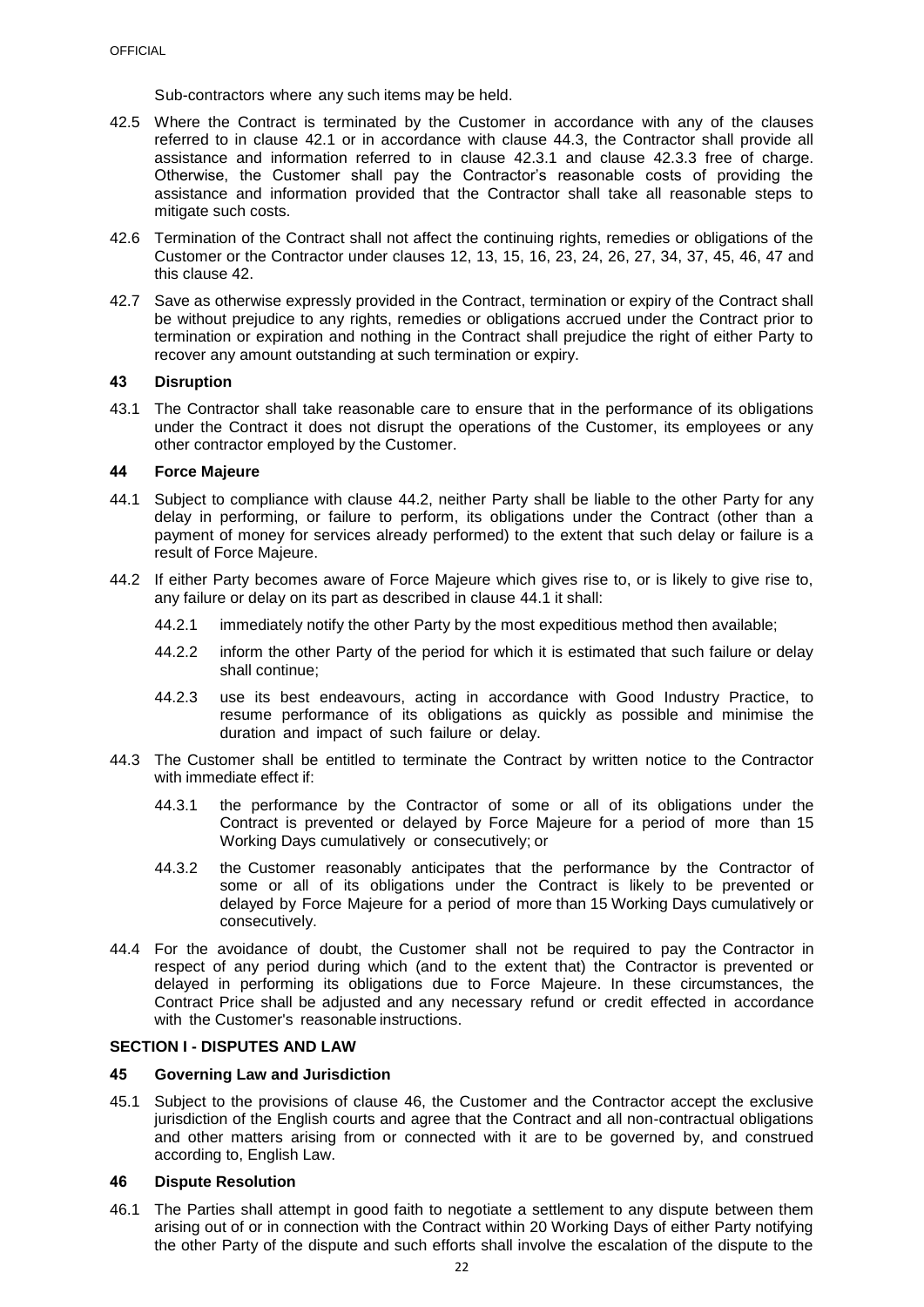Sub-contractors where any such items may be held.

42.5 Where the Contract is terminated by the Customer in accordance with any of the clauses referred to in clause 42.1 or in accordance with clause 44.3, the Contractor shall provide all assistance and information referred to in clause 42.3.1 and clause 42.3.3 free of charge. Otherwise, the Customer shall pay the Contractor's reasonable costs of providing the assistance and information provided that the Contractor shall take all reasonable steps to mitigate such costs.

42.6 Termination of the Contract shall not affect the continuing rights, remedies or obligations of the Customer or the Contractor under clauses 12, 13, 15, 16, 23, 24, 26, 27, 34, 37, 45, 46, 47 and this clause 42.

42.7 Save as otherwise expressly provided in the Contract, termination or expiry of the Contract shall be without prejudice to any rights, remedies or obligations accrued under the Contract prior to termination or expiration and nothing in the Contract shall prejudice the right of either Party to recover any amount outstanding at such termination or expiry.

### 43 Disruption

43.1 The Contractor shall take reasonable care to ensure that in the performance of its obligations under the Contract it does not disrupt the operations of the Customer, its employees or any other contractor employed by the Customer.

### 44 Force Majeure

44.1 Subject to compliance with clause 44.2, neither Party shall be liable to the other Party for any delay in performing, or failure to perform, its obligations under the Contract (other than a payment of money for services already performed) to the extent that such delay or failure is a result of Force Majeure.

44.2 If either Party becomes aware of Force Majeure which gives rise to, or is likely to give rise to, any failure or delay on its part as described in clause 44.1 it shall:

- 44.2.1 immediately notify the other Party by the most expeditious method then available;
- 44.2.2 inform the other Party of the period for which it is estimated that such failure or delay shall continue;
- 44.2.3 use its best endeavours, acting in accordance with Good Industry Practice, to resume performance of its obligations as quickly as possible and minimise the duration and impact of such failure or delay.

44.3 The Customer shall be entitled to terminate the Contract by written notice to the Contractor with immediate effect if:

- 44.3.1 the performance by the Contractor of some or all of its obligations under the Contract is prevented or delayed by Force Majeure for a period of more than 15 Working Days cumulatively or consecutively; or
- 44.3.2 the Customer reasonably anticipates that the performance by the Contractor of some or all of its obligations under the Contract is likely to be prevented or delayed by Force Majeure for a period of more than 15 Working Days cumulatively or consecutively.

44.4 For the avoidance of doubt, the Customer shall not be required to pay the Contractor in respect of any period during which (and to the extent that) the Contractor is prevented or delayed in performing its obligations due to Force Majeure. In these circumstances, the Contract Price shall be adjusted and any necessary refund or credit effected in accordance with the Customer's reasonable instructions.

## SECTION I - DISPUTES AND LAW

### 45 Governing Law and Jurisdiction

45.1 Subject to the provisions of clause 46, the Customer and the Contractor accept the exclusive jurisdiction of the English courts and agree that the Contract and all non-contractual obligations and other matters arising from or connected with it are to be governed by, and construed according to, English Law.

### 46 Dispute Resolution

46.1 The Parties shall attempt in good faith to negotiate a settlement to any dispute between them arising out of or in connection with the Contract within 20 Working Days of either Party notifying the other Party of the dispute and such efforts shall involve the escalation of the dispute to the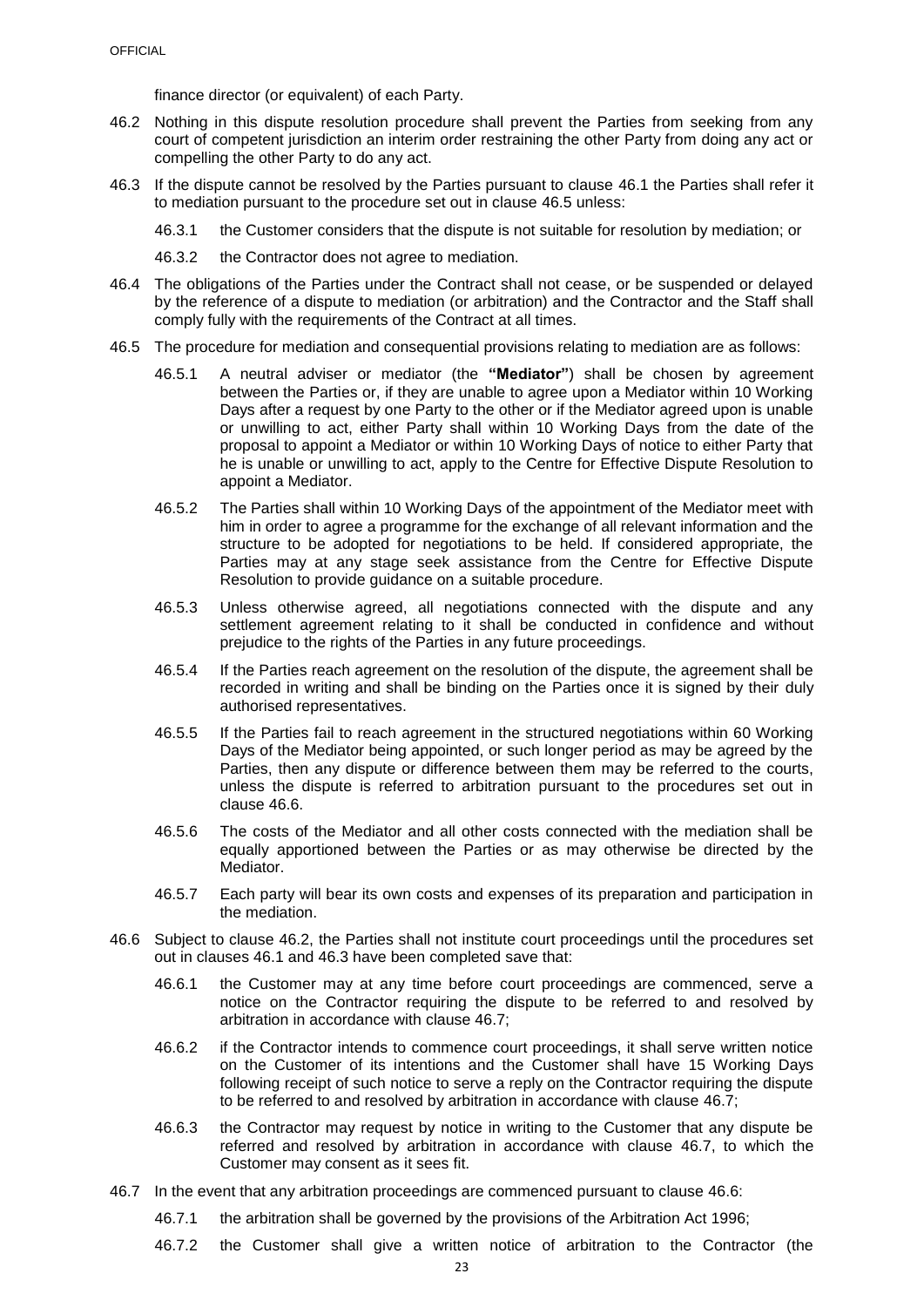finance director (or equivalent) of each Party.

46.2 Nothing in this dispute resolution procedure shall prevent the Parties from seeking from any court of competent jurisdiction an interim order restraining the other Party from doing any act or compelling the other Party to do any act.

46.3 If the dispute cannot be resolved by the Parties pursuant to clause 46.1 the Parties shall refer it to mediation pursuant to the procedure set out in clause 46.5 unless:

46.3.1 the Customer considers that the dispute is not suitable for resolution by mediation; or

46.3.2 the Contractor does not agree to mediation.

46.4 The obligations of the Parties under the Contract shall not cease, or be suspended or delayed by the reference of a dispute to mediation (or arbitration) and the Contractor and the Staff shall comply fully with the requirements of the Contract at all times.

46.5 The procedure for mediation and consequential provisions relating to mediation are as follows:

46.5.1 A neutral adviser or mediator (the **"Mediator"**) shall be chosen by agreement between the Parties or, if they are unable to agree upon a Mediator within 10 Working Days after a request by one Party to the other or if the Mediator agreed upon is unable or unwilling to act, either Party shall within 10 Working Days from the date of the proposal to appoint a Mediator or within 10 Working Days of notice to either Party that he is unable or unwilling to act, apply to the Centre for Effective Dispute Resolution to appoint a Mediator.

46.5.2 The Parties shall within 10 Working Days of the appointment of the Mediator meet with him in order to agree a programme for the exchange of all relevant information and the structure to be adopted for negotiations to be held. If considered appropriate, the Parties may at any stage seek assistance from the Centre for Effective Dispute Resolution to provide guidance on a suitable procedure.

46.5.3 Unless otherwise agreed, all negotiations connected with the dispute and any settlement agreement relating to it shall be conducted in confidence and without prejudice to the rights of the Parties in any future proceedings.

46.5.4 If the Parties reach agreement on the resolution of the dispute, the agreement shall be recorded in writing and shall be binding on the Parties once it is signed by their duly authorised representatives.

46.5.5 If the Parties fail to reach agreement in the structured negotiations within 60 Working Days of the Mediator being appointed, or such longer period as may be agreed by the Parties, then any dispute or difference between them may be referred to the courts, unless the dispute is referred to arbitration pursuant to the procedures set out in clause 46.6.

46.5.6 The costs of the Mediator and all other costs connected with the mediation shall be equally apportioned between the Parties or as may otherwise be directed by the Mediator.

46.5.7 Each party will bear its own costs and expenses of its preparation and participation in the mediation.

46.6 Subject to clause 46.2, the Parties shall not institute court proceedings until the procedures set out in clauses 46.1 and 46.3 have been completed save that:

46.6.1 the Customer may at any time before court proceedings are commenced, serve a notice on the Contractor requiring the dispute to be referred to and resolved by arbitration in accordance with clause 46.7;

46.6.2 if the Contractor intends to commence court proceedings, it shall serve written notice on the Customer of its intentions and the Customer shall have 15 Working Days following receipt of such notice to serve a reply on the Contractor requiring the dispute to be referred to and resolved by arbitration in accordance with clause 46.7;

46.6.3 the Contractor may request by notice in writing to the Customer that any dispute be referred and resolved by arbitration in accordance with clause 46.7, to which the Customer may consent as it sees fit.

46.7 In the event that any arbitration proceedings are commenced pursuant to clause 46.6:

46.7.1 the arbitration shall be governed by the provisions of the Arbitration Act 1996;

46.7.2 the Customer shall give a written notice of arbitration to the Contractor (the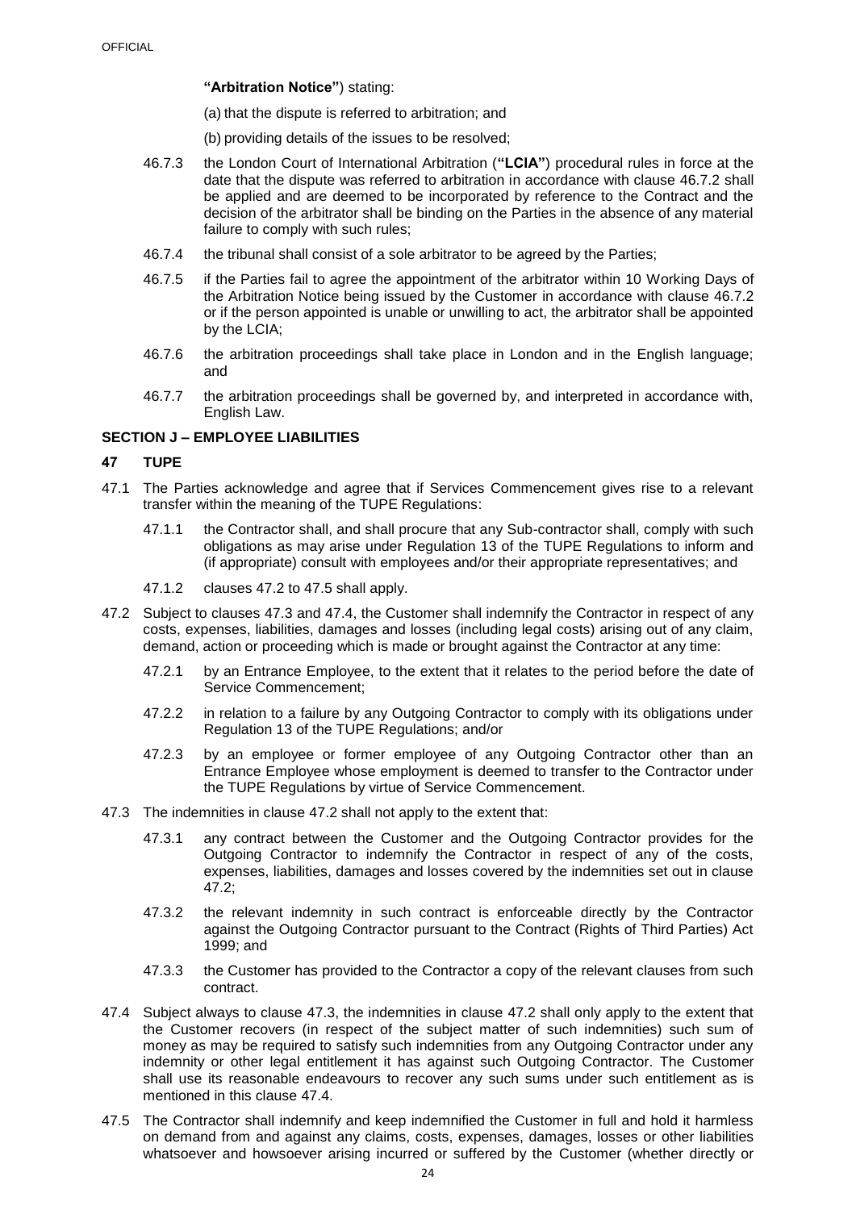**"Arbitration Notice"**) stating:

(a) that the dispute is referred to arbitration; and

(b) providing details of the issues to be resolved;

46.7.3 the London Court of International Arbitration (**"LCIA"**) procedural rules in force at the date that the dispute was referred to arbitration in accordance with clause 46.7.2 shall be applied and are deemed to be incorporated by reference to the Contract and the decision of the arbitrator shall be binding on the Parties in the absence of any material failure to comply with such rules;

46.7.4 the tribunal shall consist of a sole arbitrator to be agreed by the Parties;

46.7.5 if the Parties fail to agree the appointment of the arbitrator within 10 Working Days of the Arbitration Notice being issued by the Customer in accordance with clause 46.7.2 or if the person appointed is unable or unwilling to act, the arbitrator shall be appointed by the LCIA;

46.7.6 the arbitration proceedings shall take place in London and in the English language; and

46.7.7 the arbitration proceedings shall be governed by, and interpreted in accordance with, English Law.

## SECTION J – EMPLOYEE LIABILITIES

### 47 TUPE

47.1 The Parties acknowledge and agree that if Services Commencement gives rise to a relevant transfer within the meaning of the TUPE Regulations:

47.1.1 the Contractor shall, and shall procure that any Sub-contractor shall, comply with such obligations as may arise under Regulation 13 of the TUPE Regulations to inform and (if appropriate) consult with employees and/or their appropriate representatives; and

47.1.2 clauses 47.2 to 47.5 shall apply.

47.2 Subject to clauses 47.3 and 47.4, the Customer shall indemnify the Contractor in respect of any costs, expenses, liabilities, damages and losses (including legal costs) arising out of any claim, demand, action or proceeding which is made or brought against the Contractor at any time:

47.2.1 by an Entrance Employee, to the extent that it relates to the period before the date of Service Commencement;

47.2.2 in relation to a failure by any Outgoing Contractor to comply with its obligations under Regulation 13 of the TUPE Regulations; and/or

47.2.3 by an employee or former employee of any Outgoing Contractor other than an Entrance Employee whose employment is deemed to transfer to the Contractor under the TUPE Regulations by virtue of Service Commencement.

47.3 The indemnities in clause 47.2 shall not apply to the extent that:

47.3.1 any contract between the Customer and the Outgoing Contractor provides for the Outgoing Contractor to indemnify the Contractor in respect of any of the costs, expenses, liabilities, damages and losses covered by the indemnities set out in clause 47.2;

47.3.2 the relevant indemnity in such contract is enforceable directly by the Contractor against the Outgoing Contractor pursuant to the Contract (Rights of Third Parties) Act 1999; and

47.3.3 the Customer has provided to the Contractor a copy of the relevant clauses from such contract.

47.4 Subject always to clause 47.3, the indemnities in clause 47.2 shall only apply to the extent that the Customer recovers (in respect of the subject matter of such indemnities) such sum of money as may be required to satisfy such indemnities from any Outgoing Contractor under any indemnity or other legal entitlement it has against such Outgoing Contractor. The Customer shall use its reasonable endeavours to recover any such sums under such entitlement as is mentioned in this clause 47.4.

47.5 The Contractor shall indemnify and keep indemnified the Customer in full and hold it harmless on demand from and against any claims, costs, expenses, damages, losses or other liabilities whatsoever and howsoever arising incurred or suffered by the Customer (whether directly or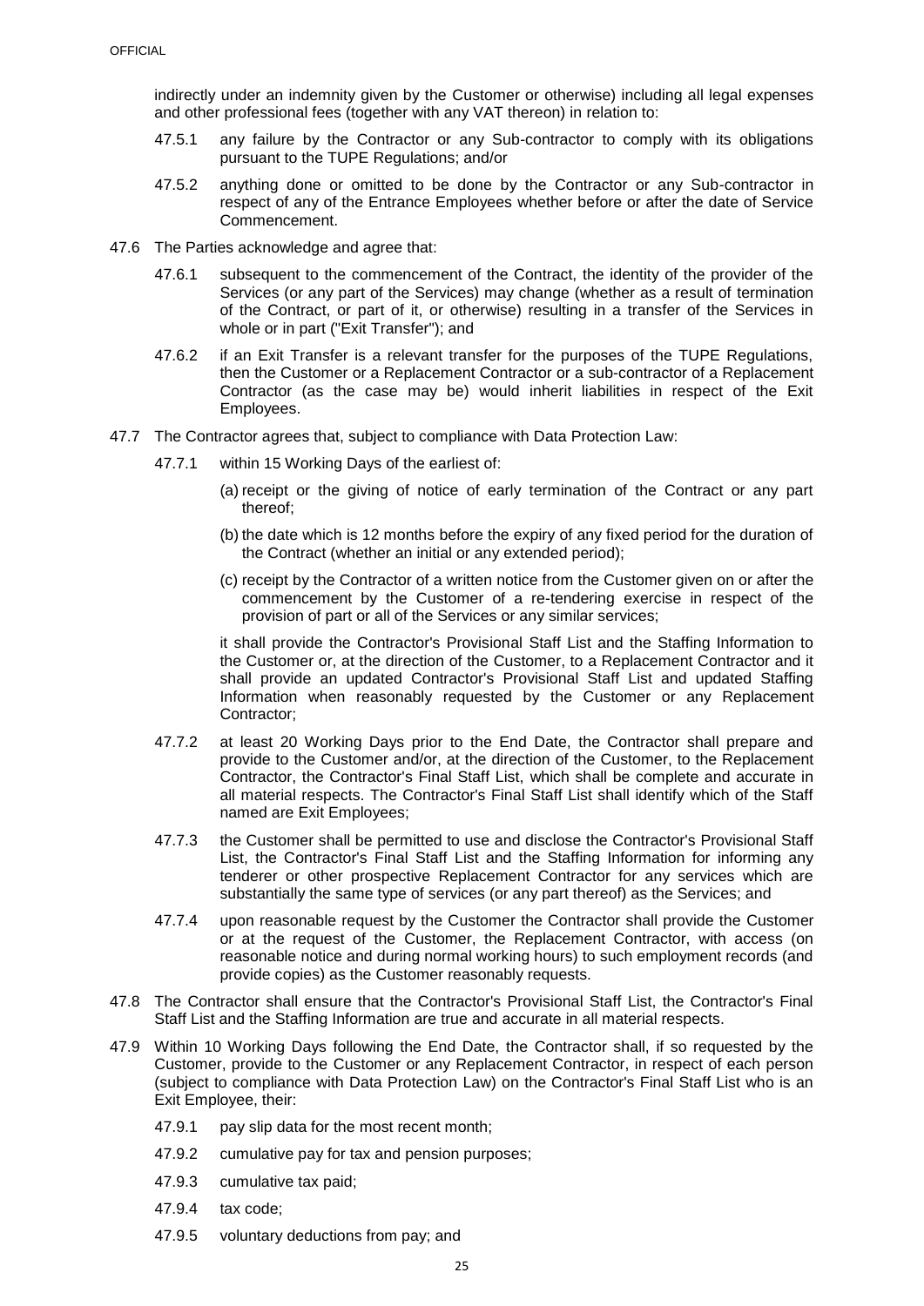indirectly under an indemnity given by the Customer or otherwise) including all legal expenses and other professional fees (together with any VAT thereon) in relation to:

47.5.1 any failure by the Contractor or any Sub-contractor to comply with its obligations pursuant to the TUPE Regulations; and/or

47.5.2 anything done or omitted to be done by the Contractor or any Sub-contractor in respect of any of the Entrance Employees whether before or after the date of Service Commencement.

47.6 The Parties acknowledge and agree that:

47.6.1 subsequent to the commencement of the Contract, the identity of the provider of the Services (or any part of the Services) may change (whether as a result of termination of the Contract, or part of it, or otherwise) resulting in a transfer of the Services in whole or in part ("Exit Transfer"); and

47.6.2 if an Exit Transfer is a relevant transfer for the purposes of the TUPE Regulations, then the Customer or a Replacement Contractor or a sub-contractor of a Replacement Contractor (as the case may be) would inherit liabilities in respect of the Exit Employees.

47.7 The Contractor agrees that, subject to compliance with Data Protection Law:

47.7.1 within 15 Working Days of the earliest of:

(a) receipt or the giving of notice of early termination of the Contract or any part thereof;

(b) the date which is 12 months before the expiry of any fixed period for the duration of the Contract (whether an initial or any extended period);

(c) receipt by the Contractor of a written notice from the Customer given on or after the commencement by the Customer of a re-tendering exercise in respect of the provision of part or all of the Services or any similar services;

it shall provide the Contractor's Provisional Staff List and the Staffing Information to the Customer or, at the direction of the Customer, to a Replacement Contractor and it shall provide an updated Contractor's Provisional Staff List and updated Staffing Information when reasonably requested by the Customer or any Replacement Contractor;

47.7.2 at least 20 Working Days prior to the End Date, the Contractor shall prepare and provide to the Customer and/or, at the direction of the Customer, to the Replacement Contractor, the Contractor's Final Staff List, which shall be complete and accurate in all material respects. The Contractor's Final Staff List shall identify which of the Staff named are Exit Employees;

47.7.3 the Customer shall be permitted to use and disclose the Contractor's Provisional Staff List, the Contractor's Final Staff List and the Staffing Information for informing any tenderer or other prospective Replacement Contractor for any services which are substantially the same type of services (or any part thereof) as the Services; and

47.7.4 upon reasonable request by the Customer the Contractor shall provide the Customer or at the request of the Customer, the Replacement Contractor, with access (on reasonable notice and during normal working hours) to such employment records (and provide copies) as the Customer reasonably requests.

47.8 The Contractor shall ensure that the Contractor's Provisional Staff List, the Contractor's Final Staff List and the Staffing Information are true and accurate in all material respects.

47.9 Within 10 Working Days following the End Date, the Contractor shall, if so requested by the Customer, provide to the Customer or any Replacement Contractor, in respect of each person (subject to compliance with Data Protection Law) on the Contractor's Final Staff List who is an Exit Employee, their:

47.9.1 pay slip data for the most recent month;

47.9.2 cumulative pay for tax and pension purposes;

47.9.3 cumulative tax paid;

47.9.4 tax code;

47.9.5 voluntary deductions from pay; and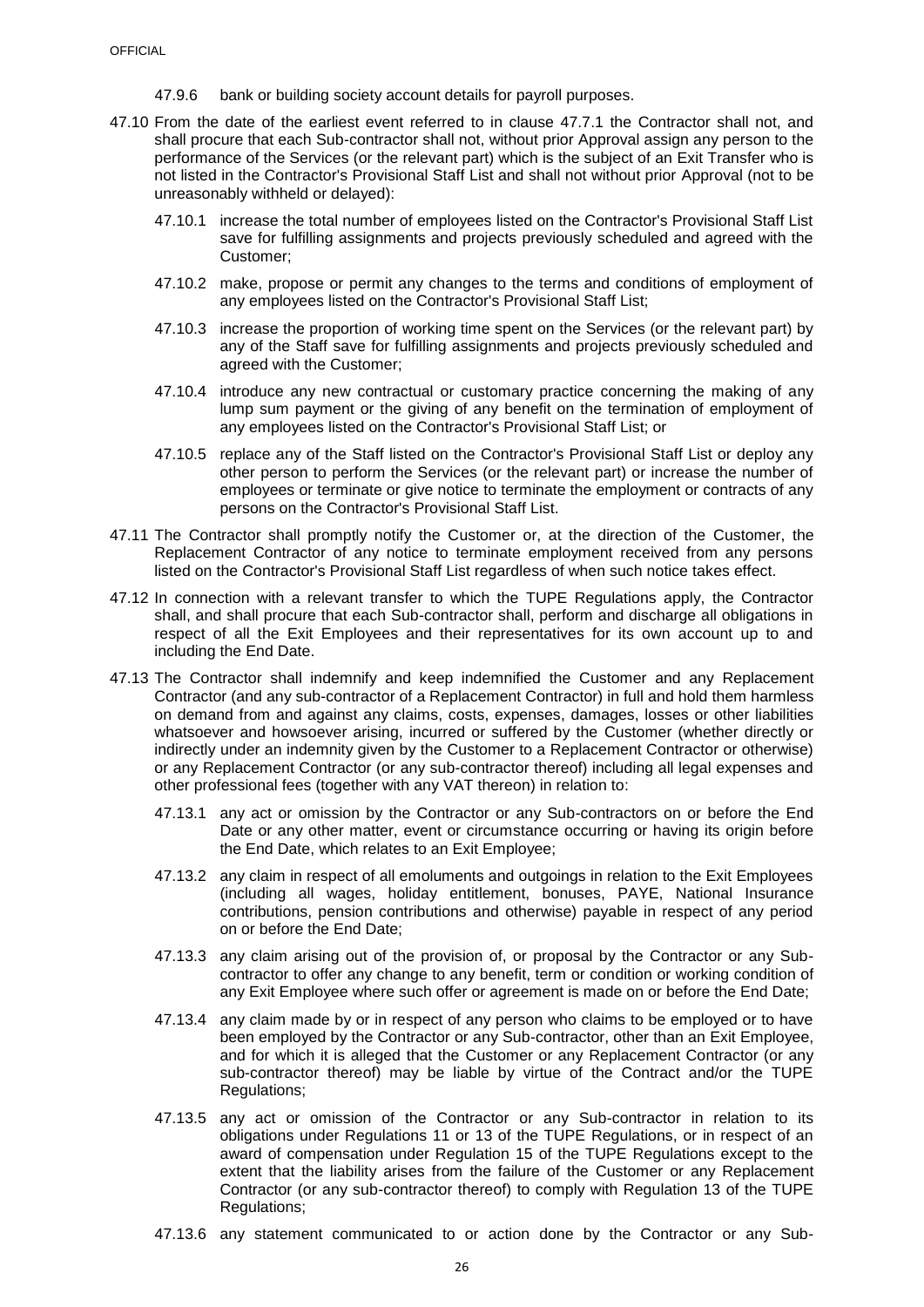47.9.6 bank or building society account details for payroll purposes.

47.10 From the date of the earliest event referred to in clause 47.7.1 the Contractor shall not, and shall procure that each Sub-contractor shall not, without prior Approval assign any person to the performance of the Services (or the relevant part) which is the subject of an Exit Transfer who is not listed in the Contractor's Provisional Staff List and shall not without prior Approval (not to be unreasonably withheld or delayed):

47.10.1 increase the total number of employees listed on the Contractor's Provisional Staff List save for fulfilling assignments and projects previously scheduled and agreed with the Customer;

47.10.2 make, propose or permit any changes to the terms and conditions of employment of any employees listed on the Contractor's Provisional Staff List;

47.10.3 increase the proportion of working time spent on the Services (or the relevant part) by any of the Staff save for fulfilling assignments and projects previously scheduled and agreed with the Customer;

47.10.4 introduce any new contractual or customary practice concerning the making of any lump sum payment or the giving of any benefit on the termination of employment of any employees listed on the Contractor's Provisional Staff List; or

47.10.5 replace any of the Staff listed on the Contractor's Provisional Staff List or deploy any other person to perform the Services (or the relevant part) or increase the number of employees or terminate or give notice to terminate the employment or contracts of any persons on the Contractor's Provisional Staff List.

47.11 The Contractor shall promptly notify the Customer or, at the direction of the Customer, the Replacement Contractor of any notice to terminate employment received from any persons listed on the Contractor's Provisional Staff List regardless of when such notice takes effect.

47.12 In connection with a relevant transfer to which the TUPE Regulations apply, the Contractor shall, and shall procure that each Sub-contractor shall, perform and discharge all obligations in respect of all the Exit Employees and their representatives for its own account up to and including the End Date.

47.13 The Contractor shall indemnify and keep indemnified the Customer and any Replacement Contractor (and any sub-contractor of a Replacement Contractor) in full and hold them harmless on demand from and against any claims, costs, expenses, damages, losses or other liabilities whatsoever and howsoever arising, incurred or suffered by the Customer (whether directly or indirectly under an indemnity given by the Customer to a Replacement Contractor or otherwise) or any Replacement Contractor (or any sub-contractor thereof) including all legal expenses and other professional fees (together with any VAT thereon) in relation to:

47.13.1 any act or omission by the Contractor or any Sub-contractors on or before the End Date or any other matter, event or circumstance occurring or having its origin before the End Date, which relates to an Exit Employee;

47.13.2 any claim in respect of all emoluments and outgoings in relation to the Exit Employees (including all wages, holiday entitlement, bonuses, PAYE, National Insurance contributions, pension contributions and otherwise) payable in respect of any period on or before the End Date;

47.13.3 any claim arising out of the provision of, or proposal by the Contractor or any Sub-contractor to offer any change to any benefit, term or condition or working condition of any Exit Employee where such offer or agreement is made on or before the End Date;

47.13.4 any claim made by or in respect of any person who claims to be employed or to have been employed by the Contractor or any Sub-contractor, other than an Exit Employee, and for which it is alleged that the Customer or any Replacement Contractor (or any sub-contractor thereof) may be liable by virtue of the Contract and/or the TUPE Regulations;

47.13.5 any act or omission of the Contractor or any Sub-contractor in relation to its obligations under Regulations 11 or 13 of the TUPE Regulations, or in respect of an award of compensation under Regulation 15 of the TUPE Regulations except to the extent that the liability arises from the failure of the Customer or any Replacement Contractor (or any sub-contractor thereof) to comply with Regulation 13 of the TUPE Regulations;

47.13.6 any statement communicated to or action done by the Contractor or any Sub-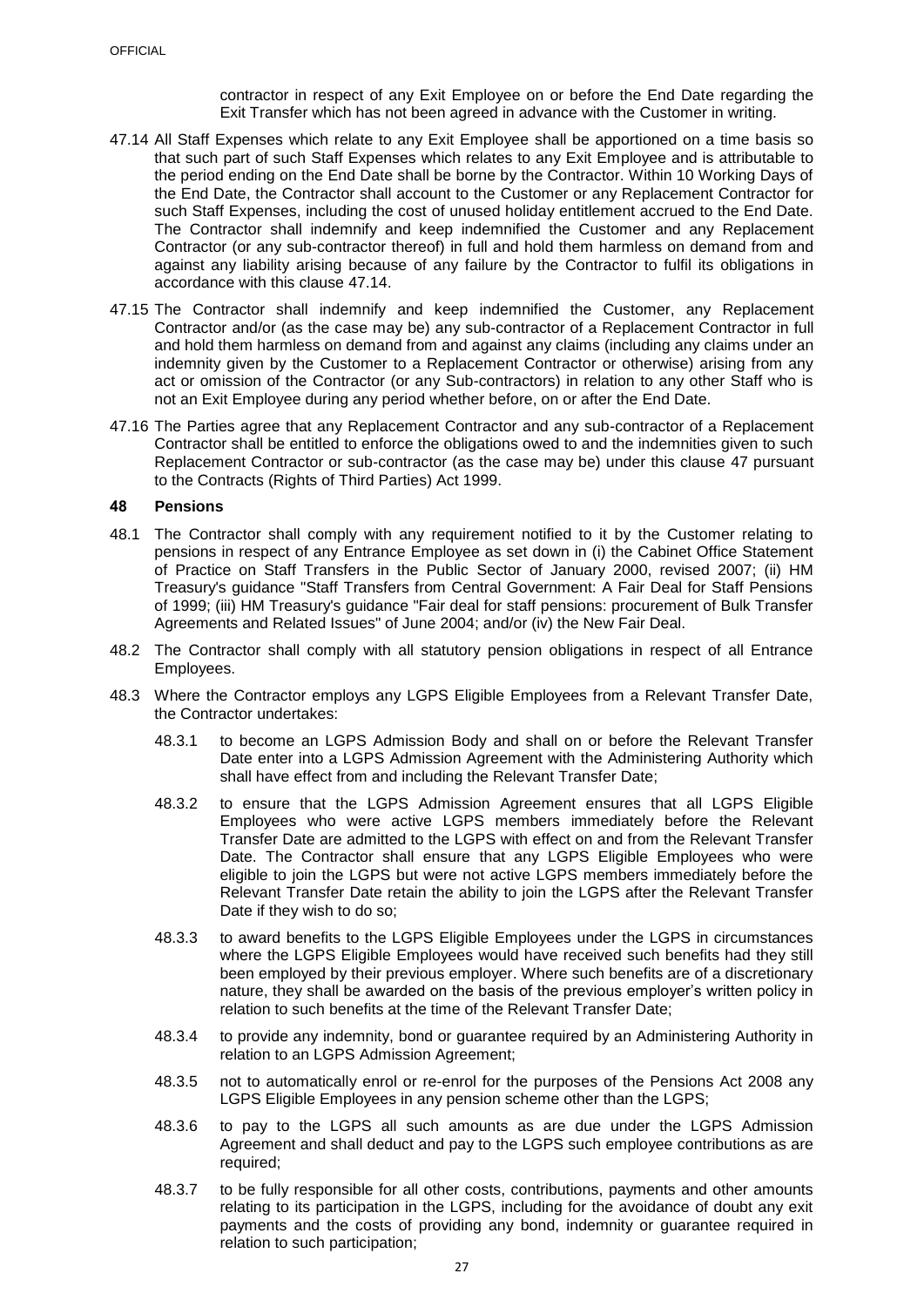contractor in respect of any Exit Employee on or before the End Date regarding the Exit Transfer which has not been agreed in advance with the Customer in writing.

47.14 All Staff Expenses which relate to any Exit Employee shall be apportioned on a time basis so that such part of such Staff Expenses which relates to any Exit Employee and is attributable to the period ending on the End Date shall be borne by the Contractor. Within 10 Working Days of the End Date, the Contractor shall account to the Customer or any Replacement Contractor for such Staff Expenses, including the cost of unused holiday entitlement accrued to the End Date. The Contractor shall indemnify and keep indemnified the Customer and any Replacement Contractor (or any sub-contractor thereof) in full and hold them harmless on demand from and against any liability arising because of any failure by the Contractor to fulfil its obligations in accordance with this clause 47.14.

47.15 The Contractor shall indemnify and keep indemnified the Customer, any Replacement Contractor and/or (as the case may be) any sub-contractor of a Replacement Contractor in full and hold them harmless on demand from and against any claims (including any claims under an indemnity given by the Customer to a Replacement Contractor or otherwise) arising from any act or omission of the Contractor (or any Sub-contractors) in relation to any other Staff who is not an Exit Employee during any period whether before, on or after the End Date.

47.16 The Parties agree that any Replacement Contractor and any sub-contractor of a Replacement Contractor shall be entitled to enforce the obligations owed to and the indemnities given to such Replacement Contractor or sub-contractor (as the case may be) under this clause 47 pursuant to the Contracts (Rights of Third Parties) Act 1999.

## 48 Pensions

48.1 The Contractor shall comply with any requirement notified to it by the Customer relating to pensions in respect of any Entrance Employee as set down in (i) the Cabinet Office Statement of Practice on Staff Transfers in the Public Sector of January 2000, revised 2007; (ii) HM Treasury's guidance "Staff Transfers from Central Government: A Fair Deal for Staff Pensions of 1999; (iii) HM Treasury's guidance "Fair deal for staff pensions: procurement of Bulk Transfer Agreements and Related Issues" of June 2004; and/or (iv) the New Fair Deal.

48.2 The Contractor shall comply with all statutory pension obligations in respect of all Entrance Employees.

48.3 Where the Contractor employs any LGPS Eligible Employees from a Relevant Transfer Date, the Contractor undertakes:

48.3.1 to become an LGPS Admission Body and shall on or before the Relevant Transfer Date enter into a LGPS Admission Agreement with the Administering Authority which shall have effect from and including the Relevant Transfer Date;

48.3.2 to ensure that the LGPS Admission Agreement ensures that all LGPS Eligible Employees who were active LGPS members immediately before the Relevant Transfer Date are admitted to the LGPS with effect on and from the Relevant Transfer Date. The Contractor shall ensure that any LGPS Eligible Employees who were eligible to join the LGPS but were not active LGPS members immediately before the Relevant Transfer Date retain the ability to join the LGPS after the Relevant Transfer Date if they wish to do so;

48.3.3 to award benefits to the LGPS Eligible Employees under the LGPS in circumstances where the LGPS Eligible Employees would have received such benefits had they still been employed by their previous employer. Where such benefits are of a discretionary nature, they shall be awarded on the basis of the previous employer's written policy in relation to such benefits at the time of the Relevant Transfer Date;

48.3.4 to provide any indemnity, bond or guarantee required by an Administering Authority in relation to an LGPS Admission Agreement;

48.3.5 not to automatically enrol or re-enrol for the purposes of the Pensions Act 2008 any LGPS Eligible Employees in any pension scheme other than the LGPS;

48.3.6 to pay to the LGPS all such amounts as are due under the LGPS Admission Agreement and shall deduct and pay to the LGPS such employee contributions as are required;

48.3.7 to be fully responsible for all other costs, contributions, payments and other amounts relating to its participation in the LGPS, including for the avoidance of doubt any exit payments and the costs of providing any bond, indemnity or guarantee required in relation to such participation;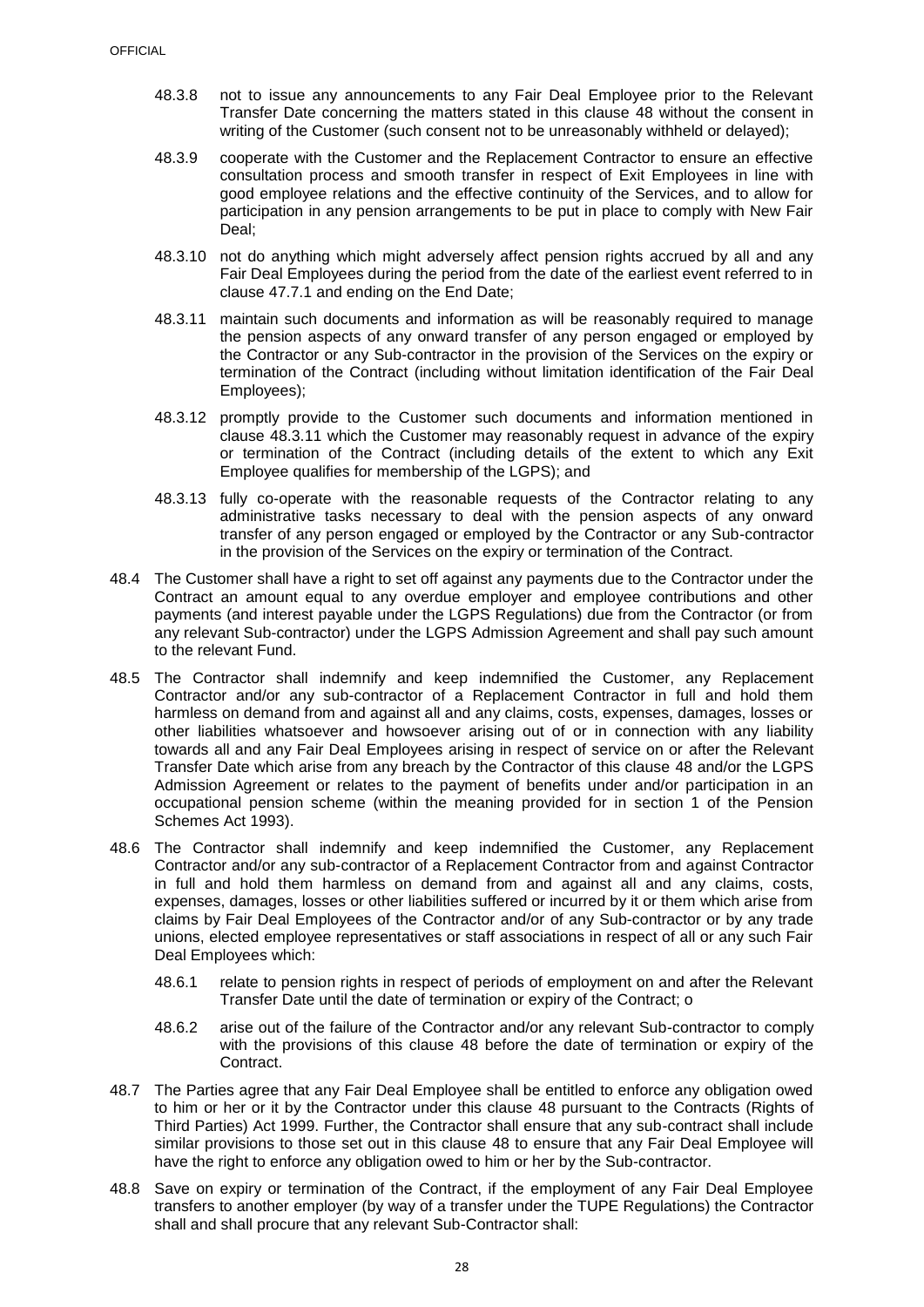48.3.8 not to issue any announcements to any Fair Deal Employee prior to the Relevant Transfer Date concerning the matters stated in this clause 48 without the consent in writing of the Customer (such consent not to be unreasonably withheld or delayed);

48.3.9 cooperate with the Customer and the Replacement Contractor to ensure an effective consultation process and smooth transfer in respect of Exit Employees in line with good employee relations and the effective continuity of the Services, and to allow for participation in any pension arrangements to be put in place to comply with New Fair Deal;

48.3.10 not do anything which might adversely affect pension rights accrued by all and any Fair Deal Employees during the period from the date of the earliest event referred to in clause 47.7.1 and ending on the End Date;

48.3.11 maintain such documents and information as will be reasonably required to manage the pension aspects of any onward transfer of any person engaged or employed by the Contractor or any Sub-contractor in the provision of the Services on the expiry or termination of the Contract (including without limitation identification of the Fair Deal Employees);

48.3.12 promptly provide to the Customer such documents and information mentioned in clause 48.3.11 which the Customer may reasonably request in advance of the expiry or termination of the Contract (including details of the extent to which any Exit Employee qualifies for membership of the LGPS); and

48.3.13 fully co-operate with the reasonable requests of the Contractor relating to any administrative tasks necessary to deal with the pension aspects of any onward transfer of any person engaged or employed by the Contractor or any Sub-contractor in the provision of the Services on the expiry or termination of the Contract.

48.4 The Customer shall have a right to set off against any payments due to the Contractor under the Contract an amount equal to any overdue employer and employee contributions and other payments (and interest payable under the LGPS Regulations) due from the Contractor (or from any relevant Sub-contractor) under the LGPS Admission Agreement and shall pay such amount to the relevant Fund.

48.5 The Contractor shall indemnify and keep indemnified the Customer, any Replacement Contractor and/or any sub-contractor of a Replacement Contractor in full and hold them harmless on demand from and against all and any claims, costs, expenses, damages, losses or other liabilities whatsoever and howsoever arising out of or in connection with any liability towards all and any Fair Deal Employees arising in respect of service on or after the Relevant Transfer Date which arise from any breach by the Contractor of this clause 48 and/or the LGPS Admission Agreement or relates to the payment of benefits under and/or participation in an occupational pension scheme (within the meaning provided for in section 1 of the Pension Schemes Act 1993).

48.6 The Contractor shall indemnify and keep indemnified the Customer, any Replacement Contractor and/or any sub-contractor of a Replacement Contractor from and against Contractor in full and hold them harmless on demand from and against all and any claims, costs, expenses, damages, losses or other liabilities suffered or incurred by it or them which arise from claims by Fair Deal Employees of the Contractor and/or of any Sub-contractor or by any trade unions, elected employee representatives or staff associations in respect of all or any such Fair Deal Employees which:

48.6.1 relate to pension rights in respect of periods of employment on and after the Relevant Transfer Date until the date of termination or expiry of the Contract; o

48.6.2 arise out of the failure of the Contractor and/or any relevant Sub-contractor to comply with the provisions of this clause 48 before the date of termination or expiry of the Contract.

48.7 The Parties agree that any Fair Deal Employee shall be entitled to enforce any obligation owed to him or her or it by the Contractor under this clause 48 pursuant to the Contracts (Rights of Third Parties) Act 1999. Further, the Contractor shall ensure that any sub-contract shall include similar provisions to those set out in this clause 48 to ensure that any Fair Deal Employee will have the right to enforce any obligation owed to him or her by the Sub-contractor.

48.8 Save on expiry or termination of the Contract, if the employment of any Fair Deal Employee transfers to another employer (by way of a transfer under the TUPE Regulations) the Contractor shall and shall procure that any relevant Sub-Contractor shall: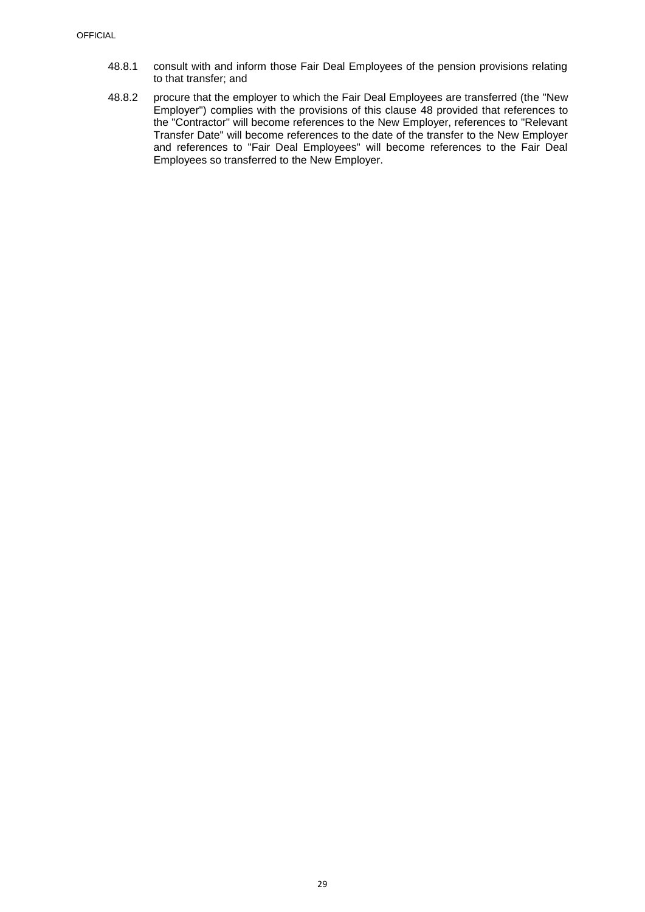48.8.1 consult with and inform those Fair Deal Employees of the pension provisions relating to that transfer; and

48.8.2 procure that the employer to which the Fair Deal Employees are transferred (the "New Employer") complies with the provisions of this clause 48 provided that references to the "Contractor" will become references to the New Employer, references to "Relevant Transfer Date" will become references to the date of the transfer to the New Employer and references to "Fair Deal Employees" will become references to the Fair Deal Employees so transferred to the New Employer.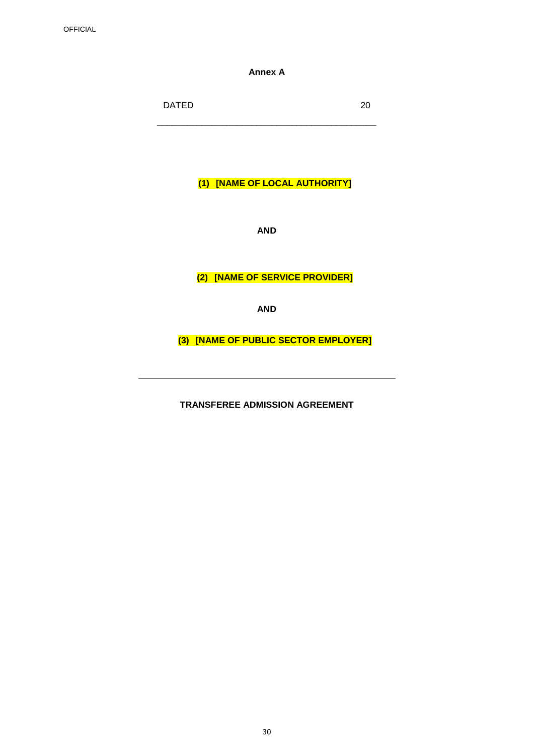**Annex A**

DATED 20

---

**(1) [NAME OF LOCAL AUTHORITY]**

**AND**

**(2) [NAME OF SERVICE PROVIDER]**

**AND**

**(3) [NAME OF PUBLIC SECTOR EMPLOYER]**

---

**TRANSFEREE ADMISSION AGREEMENT**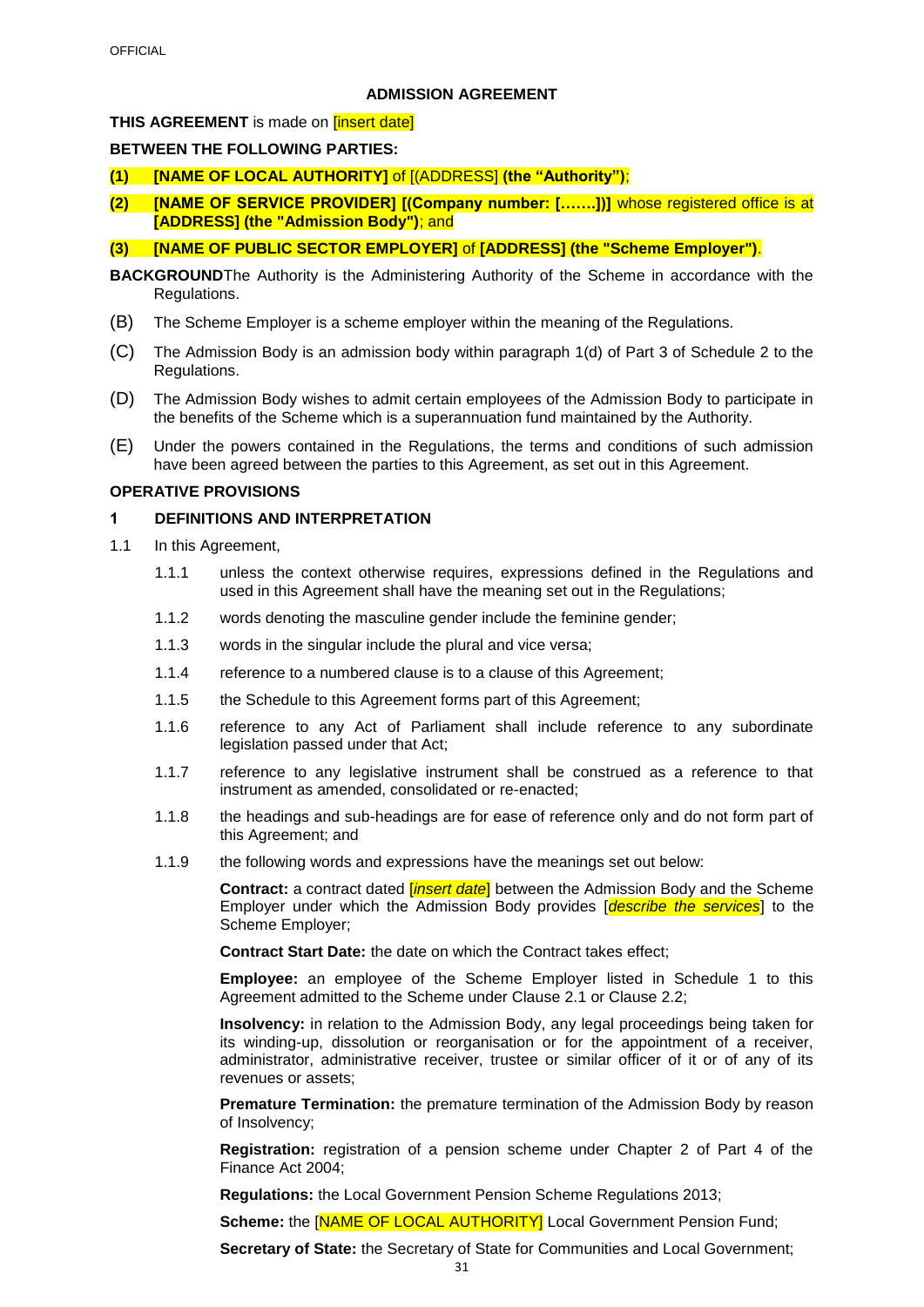OFFICIAL

**ADMISSION AGREEMENT**

**THIS AGREEMENT** is made on [insert date]

**BETWEEN THE FOLLOWING PARTIES:**

**(1) [NAME OF LOCAL AUTHORITY]** of [(ADDRESS] **(the "Authority")**;

**(2) [NAME OF SERVICE PROVIDER] [(Company number: […….])]** whose registered office is at **[ADDRESS] (the "Admission Body")**; and

**(3) [NAME OF PUBLIC SECTOR EMPLOYER]** of **[ADDRESS] (the "Scheme Employer")**.

**BACKGROUND**The Authority is the Administering Authority of the Scheme in accordance with the Regulations.

(B) The Scheme Employer is a scheme employer within the meaning of the Regulations.

(C) The Admission Body is an admission body within paragraph 1(d) of Part 3 of Schedule 2 to the Regulations.

(D) The Admission Body wishes to admit certain employees of the Admission Body to participate in the benefits of the Scheme which is a superannuation fund maintained by the Authority.

(E) Under the powers contained in the Regulations, the terms and conditions of such admission have been agreed between the parties to this Agreement, as set out in this Agreement.

**OPERATIVE PROVISIONS**

**1 DEFINITIONS AND INTERPRETATION**

1.1 In this Agreement,

1.1.1 unless the context otherwise requires, expressions defined in the Regulations and used in this Agreement shall have the meaning set out in the Regulations;

1.1.2 words denoting the masculine gender include the feminine gender;

1.1.3 words in the singular include the plural and vice versa;

1.1.4 reference to a numbered clause is to a clause of this Agreement;

1.1.5 the Schedule to this Agreement forms part of this Agreement;

1.1.6 reference to any Act of Parliament shall include reference to any subordinate legislation passed under that Act;

1.1.7 reference to any legislative instrument shall be construed as a reference to that instrument as amended, consolidated or re-enacted;

1.1.8 the headings and sub-headings are for ease of reference only and do not form part of this Agreement; and

1.1.9 the following words and expressions have the meanings set out below:

**Contract:** a contract dated [*insert date*] between the Admission Body and the Scheme Employer under which the Admission Body provides [*describe the services*] to the Scheme Employer;

**Contract Start Date:** the date on which the Contract takes effect;

**Employee:** an employee of the Scheme Employer listed in Schedule 1 to this Agreement admitted to the Scheme under Clause 2.1 or Clause 2.2;

**Insolvency:** in relation to the Admission Body, any legal proceedings being taken for its winding-up, dissolution or reorganisation or for the appointment of a receiver, administrator, administrative receiver, trustee or similar officer of it or of any of its revenues or assets;

**Premature Termination:** the premature termination of the Admission Body by reason of Insolvency;

**Registration:** registration of a pension scheme under Chapter 2 of Part 4 of the Finance Act 2004;

**Regulations:** the Local Government Pension Scheme Regulations 2013;

**Scheme:** the [NAME OF LOCAL AUTHORITY] Local Government Pension Fund;

**Secretary of State:** the Secretary of State for Communities and Local Government;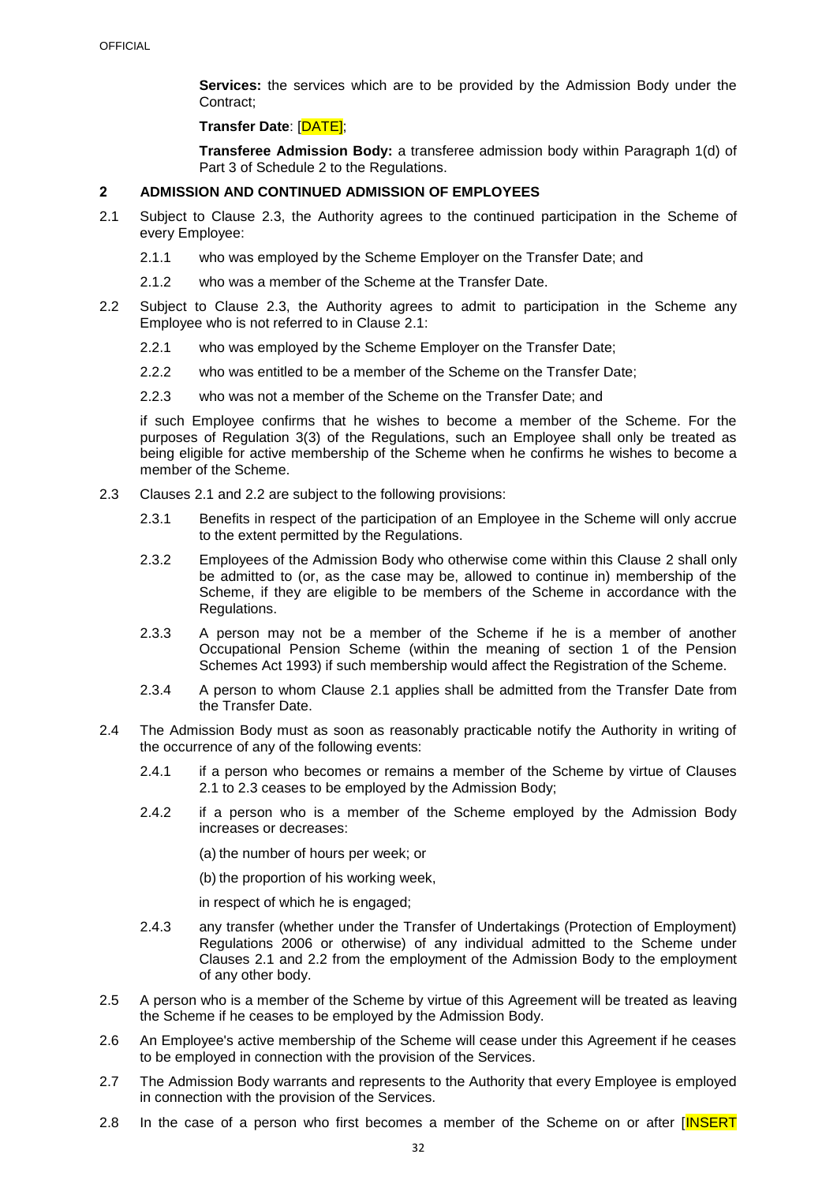**Services:** the services which are to be provided by the Admission Body under the Contract;

**Transfer Date**: [DATE];

**Transferee Admission Body:** a transferee admission body within Paragraph 1(d) of Part 3 of Schedule 2 to the Regulations.

## 2 ADMISSION AND CONTINUED ADMISSION OF EMPLOYEES

2.1 Subject to Clause 2.3, the Authority agrees to the continued participation in the Scheme of every Employee:

2.1.1 who was employed by the Scheme Employer on the Transfer Date; and

2.1.2 who was a member of the Scheme at the Transfer Date.

2.2 Subject to Clause 2.3, the Authority agrees to admit to participation in the Scheme any Employee who is not referred to in Clause 2.1:

2.2.1 who was employed by the Scheme Employer on the Transfer Date;

2.2.2 who was entitled to be a member of the Scheme on the Transfer Date;

2.2.3 who was not a member of the Scheme on the Transfer Date; and

if such Employee confirms that he wishes to become a member of the Scheme. For the purposes of Regulation 3(3) of the Regulations, such an Employee shall only be treated as being eligible for active membership of the Scheme when he confirms he wishes to become a member of the Scheme.

2.3 Clauses 2.1 and 2.2 are subject to the following provisions:

2.3.1 Benefits in respect of the participation of an Employee in the Scheme will only accrue to the extent permitted by the Regulations.

2.3.2 Employees of the Admission Body who otherwise come within this Clause 2 shall only be admitted to (or, as the case may be, allowed to continue in) membership of the Scheme, if they are eligible to be members of the Scheme in accordance with the Regulations.

2.3.3 A person may not be a member of the Scheme if he is a member of another Occupational Pension Scheme (within the meaning of section 1 of the Pension Schemes Act 1993) if such membership would affect the Registration of the Scheme.

2.3.4 A person to whom Clause 2.1 applies shall be admitted from the Transfer Date from the Transfer Date.

2.4 The Admission Body must as soon as reasonably practicable notify the Authority in writing of the occurrence of any of the following events:

2.4.1 if a person who becomes or remains a member of the Scheme by virtue of Clauses 2.1 to 2.3 ceases to be employed by the Admission Body;

2.4.2 if a person who is a member of the Scheme employed by the Admission Body increases or decreases:

(a) the number of hours per week; or

(b) the proportion of his working week,

in respect of which he is engaged;

2.4.3 any transfer (whether under the Transfer of Undertakings (Protection of Employment) Regulations 2006 or otherwise) of any individual admitted to the Scheme under Clauses 2.1 and 2.2 from the employment of the Admission Body to the employment of any other body.

2.5 A person who is a member of the Scheme by virtue of this Agreement will be treated as leaving the Scheme if he ceases to be employed by the Admission Body.

2.6 An Employee's active membership of the Scheme will cease under this Agreement if he ceases to be employed in connection with the provision of the Services.

2.7 The Admission Body warrants and represents to the Authority that every Employee is employed in connection with the provision of the Services.

2.8 In the case of a person who first becomes a member of the Scheme on or after [INSERT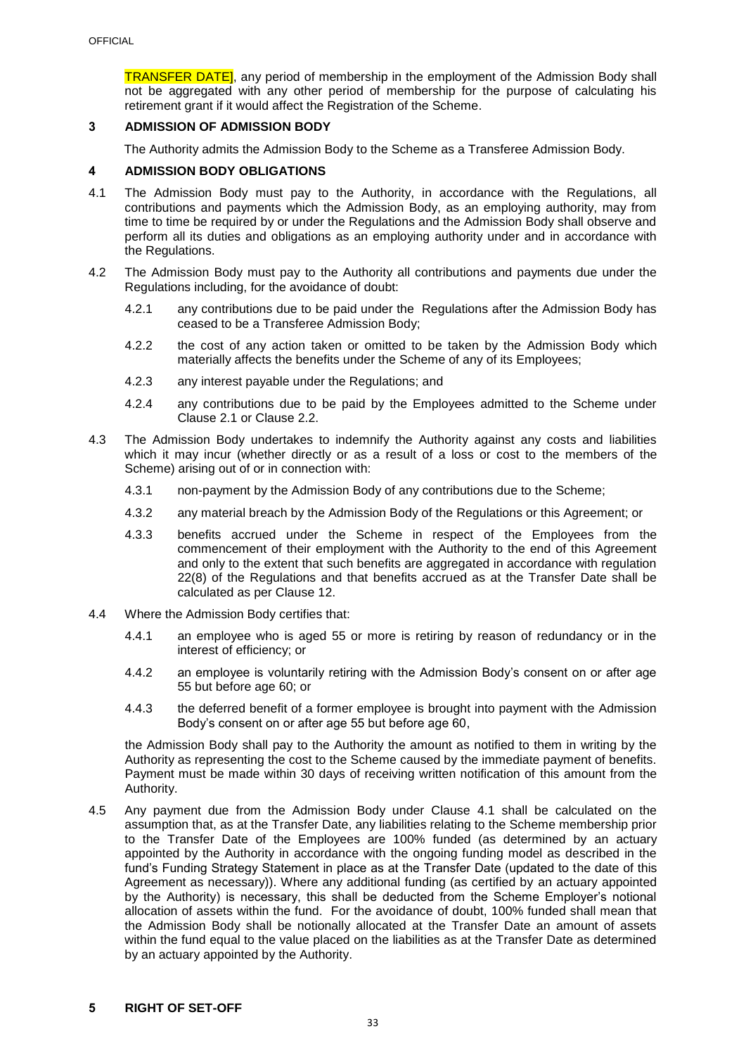TRANSFER DATE], any period of membership in the employment of the Admission Body shall not be aggregated with any other period of membership for the purpose of calculating his retirement grant if it would affect the Registration of the Scheme.

## 3 ADMISSION OF ADMISSION BODY

The Authority admits the Admission Body to the Scheme as a Transferee Admission Body.

## 4 ADMISSION BODY OBLIGATIONS

4.1 The Admission Body must pay to the Authority, in accordance with the Regulations, all contributions and payments which the Admission Body, as an employing authority, may from time to time be required by or under the Regulations and the Admission Body shall observe and perform all its duties and obligations as an employing authority under and in accordance with the Regulations.

4.2 The Admission Body must pay to the Authority all contributions and payments due under the Regulations including, for the avoidance of doubt:

4.2.1 any contributions due to be paid under the Regulations after the Admission Body has ceased to be a Transferee Admission Body;

4.2.2 the cost of any action taken or omitted to be taken by the Admission Body which materially affects the benefits under the Scheme of any of its Employees;

4.2.3 any interest payable under the Regulations; and

4.2.4 any contributions due to be paid by the Employees admitted to the Scheme under Clause 2.1 or Clause 2.2.

4.3 The Admission Body undertakes to indemnify the Authority against any costs and liabilities which it may incur (whether directly or as a result of a loss or cost to the members of the Scheme) arising out of or in connection with:

4.3.1 non-payment by the Admission Body of any contributions due to the Scheme;

4.3.2 any material breach by the Admission Body of the Regulations or this Agreement; or

4.3.3 benefits accrued under the Scheme in respect of the Employees from the commencement of their employment with the Authority to the end of this Agreement and only to the extent that such benefits are aggregated in accordance with regulation 22(8) of the Regulations and that benefits accrued as at the Transfer Date shall be calculated as per Clause 12.

4.4 Where the Admission Body certifies that:

4.4.1 an employee who is aged 55 or more is retiring by reason of redundancy or in the interest of efficiency; or

4.4.2 an employee is voluntarily retiring with the Admission Body's consent on or after age 55 but before age 60; or

4.4.3 the deferred benefit of a former employee is brought into payment with the Admission Body's consent on or after age 55 but before age 60,

the Admission Body shall pay to the Authority the amount as notified to them in writing by the Authority as representing the cost to the Scheme caused by the immediate payment of benefits. Payment must be made within 30 days of receiving written notification of this amount from the Authority.

4.5 Any payment due from the Admission Body under Clause 4.1 shall be calculated on the assumption that, as at the Transfer Date, any liabilities relating to the Scheme membership prior to the Transfer Date of the Employees are 100% funded (as determined by an actuary appointed by the Authority in accordance with the ongoing funding model as described in the fund's Funding Strategy Statement in place as at the Transfer Date (updated to the date of this Agreement as necessary)). Where any additional funding (as certified by an actuary appointed by the Authority) is necessary, this shall be deducted from the Scheme Employer's notional allocation of assets within the fund. For the avoidance of doubt, 100% funded shall mean that the Admission Body shall be notionally allocated at the Transfer Date an amount of assets within the fund equal to the value placed on the liabilities as at the Transfer Date as determined by an actuary appointed by the Authority.

## 5 RIGHT OF SET-OFF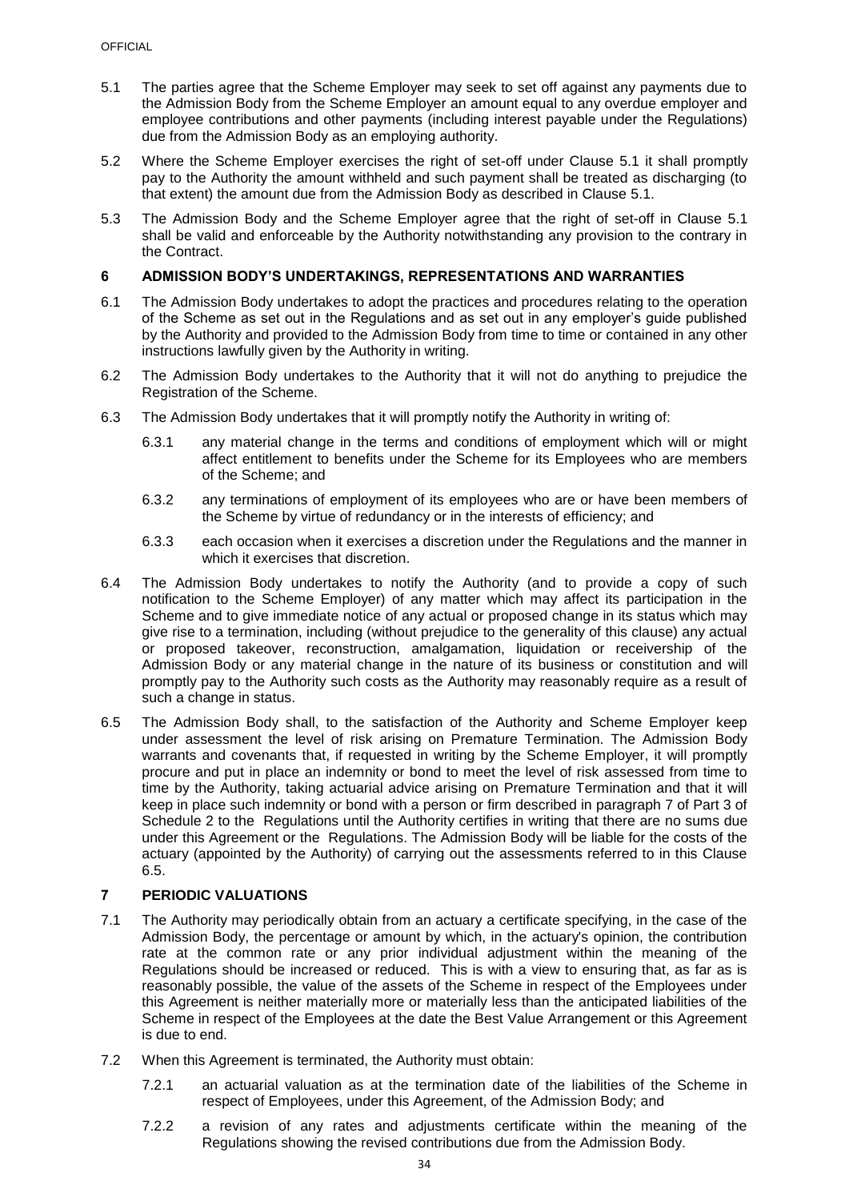5.1 The parties agree that the Scheme Employer may seek to set off against any payments due to the Admission Body from the Scheme Employer an amount equal to any overdue employer and employee contributions and other payments (including interest payable under the Regulations) due from the Admission Body as an employing authority.

5.2 Where the Scheme Employer exercises the right of set-off under Clause 5.1 it shall promptly pay to the Authority the amount withheld and such payment shall be treated as discharging (to that extent) the amount due from the Admission Body as described in Clause 5.1.

5.3 The Admission Body and the Scheme Employer agree that the right of set-off in Clause 5.1 shall be valid and enforceable by the Authority notwithstanding any provision to the contrary in the Contract.

## 6 ADMISSION BODY'S UNDERTAKINGS, REPRESENTATIONS AND WARRANTIES

6.1 The Admission Body undertakes to adopt the practices and procedures relating to the operation of the Scheme as set out in the Regulations and as set out in any employer's guide published by the Authority and provided to the Admission Body from time to time or contained in any other instructions lawfully given by the Authority in writing.

6.2 The Admission Body undertakes to the Authority that it will not do anything to prejudice the Registration of the Scheme.

6.3 The Admission Body undertakes that it will promptly notify the Authority in writing of:

6.3.1 any material change in the terms and conditions of employment which will or might affect entitlement to benefits under the Scheme for its Employees who are members of the Scheme; and

6.3.2 any terminations of employment of its employees who are or have been members of the Scheme by virtue of redundancy or in the interests of efficiency; and

6.3.3 each occasion when it exercises a discretion under the Regulations and the manner in which it exercises that discretion.

6.4 The Admission Body undertakes to notify the Authority (and to provide a copy of such notification to the Scheme Employer) of any matter which may affect its participation in the Scheme and to give immediate notice of any actual or proposed change in its status which may give rise to a termination, including (without prejudice to the generality of this clause) any actual or proposed takeover, reconstruction, amalgamation, liquidation or receivership of the Admission Body or any material change in the nature of its business or constitution and will promptly pay to the Authority such costs as the Authority may reasonably require as a result of such a change in status.

6.5 The Admission Body shall, to the satisfaction of the Authority and Scheme Employer keep under assessment the level of risk arising on Premature Termination. The Admission Body warrants and covenants that, if requested in writing by the Scheme Employer, it will promptly procure and put in place an indemnity or bond to meet the level of risk assessed from time to time by the Authority, taking actuarial advice arising on Premature Termination and that it will keep in place such indemnity or bond with a person or firm described in paragraph 7 of Part 3 of Schedule 2 to the Regulations until the Authority certifies in writing that there are no sums due under this Agreement or the Regulations. The Admission Body will be liable for the costs of the actuary (appointed by the Authority) of carrying out the assessments referred to in this Clause 6.5.

## 7 PERIODIC VALUATIONS

7.1 The Authority may periodically obtain from an actuary a certificate specifying, in the case of the Admission Body, the percentage or amount by which, in the actuary's opinion, the contribution rate at the common rate or any prior individual adjustment within the meaning of the Regulations should be increased or reduced. This is with a view to ensuring that, as far as is reasonably possible, the value of the assets of the Scheme in respect of the Employees under this Agreement is neither materially more or materially less than the anticipated liabilities of the Scheme in respect of the Employees at the date the Best Value Arrangement or this Agreement is due to end.

7.2 When this Agreement is terminated, the Authority must obtain:

7.2.1 an actuarial valuation as at the termination date of the liabilities of the Scheme in respect of Employees, under this Agreement, of the Admission Body; and

7.2.2 a revision of any rates and adjustments certificate within the meaning of the Regulations showing the revised contributions due from the Admission Body.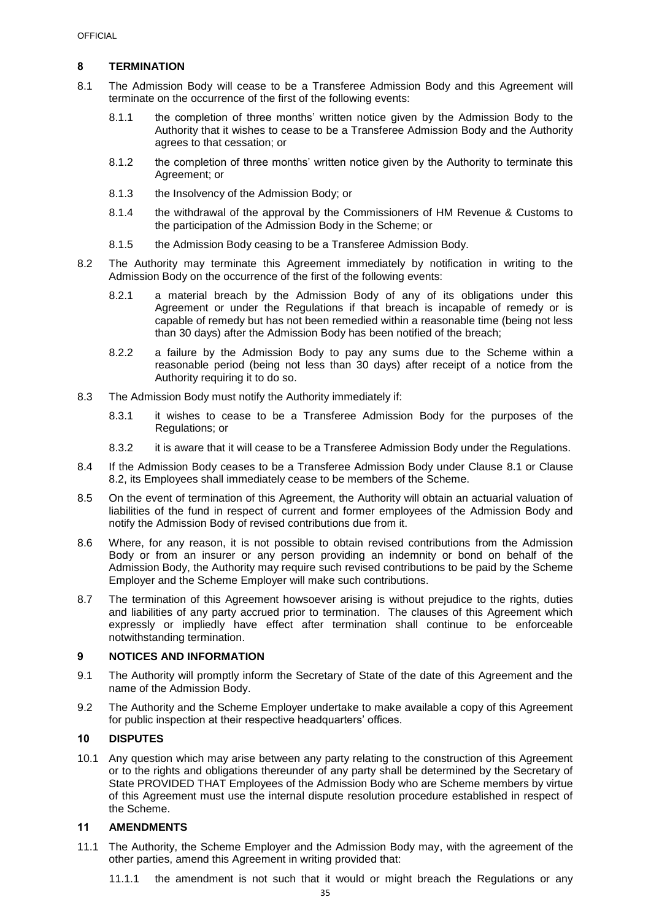## 8 TERMINATION

8.1 The Admission Body will cease to be a Transferee Admission Body and this Agreement will terminate on the occurrence of the first of the following events:

8.1.1 the completion of three months' written notice given by the Admission Body to the Authority that it wishes to cease to be a Transferee Admission Body and the Authority agrees to that cessation; or

8.1.2 the completion of three months' written notice given by the Authority to terminate this Agreement; or

8.1.3 the Insolvency of the Admission Body; or

8.1.4 the withdrawal of the approval by the Commissioners of HM Revenue & Customs to the participation of the Admission Body in the Scheme; or

8.1.5 the Admission Body ceasing to be a Transferee Admission Body.

8.2 The Authority may terminate this Agreement immediately by notification in writing to the Admission Body on the occurrence of the first of the following events:

8.2.1 a material breach by the Admission Body of any of its obligations under this Agreement or under the Regulations if that breach is incapable of remedy or is capable of remedy but has not been remedied within a reasonable time (being not less than 30 days) after the Admission Body has been notified of the breach;

8.2.2 a failure by the Admission Body to pay any sums due to the Scheme within a reasonable period (being not less than 30 days) after receipt of a notice from the Authority requiring it to do so.

8.3 The Admission Body must notify the Authority immediately if:

8.3.1 it wishes to cease to be a Transferee Admission Body for the purposes of the Regulations; or

8.3.2 it is aware that it will cease to be a Transferee Admission Body under the Regulations.

8.4 If the Admission Body ceases to be a Transferee Admission Body under Clause 8.1 or Clause 8.2, its Employees shall immediately cease to be members of the Scheme.

8.5 On the event of termination of this Agreement, the Authority will obtain an actuarial valuation of liabilities of the fund in respect of current and former employees of the Admission Body and notify the Admission Body of revised contributions due from it.

8.6 Where, for any reason, it is not possible to obtain revised contributions from the Admission Body or from an insurer or any person providing an indemnity or bond on behalf of the Admission Body, the Authority may require such revised contributions to be paid by the Scheme Employer and the Scheme Employer will make such contributions.

8.7 The termination of this Agreement howsoever arising is without prejudice to the rights, duties and liabilities of any party accrued prior to termination. The clauses of this Agreement which expressly or impliedly have effect after termination shall continue to be enforceable notwithstanding termination.

## 9 NOTICES AND INFORMATION

9.1 The Authority will promptly inform the Secretary of State of the date of this Agreement and the name of the Admission Body.

9.2 The Authority and the Scheme Employer undertake to make available a copy of this Agreement for public inspection at their respective headquarters' offices.

## 10 DISPUTES

10.1 Any question which may arise between any party relating to the construction of this Agreement or to the rights and obligations thereunder of any party shall be determined by the Secretary of State PROVIDED THAT Employees of the Admission Body who are Scheme members by virtue of this Agreement must use the internal dispute resolution procedure established in respect of the Scheme.

## 11 AMENDMENTS

11.1 The Authority, the Scheme Employer and the Admission Body may, with the agreement of the other parties, amend this Agreement in writing provided that:

11.1.1 the amendment is not such that it would or might breach the Regulations or any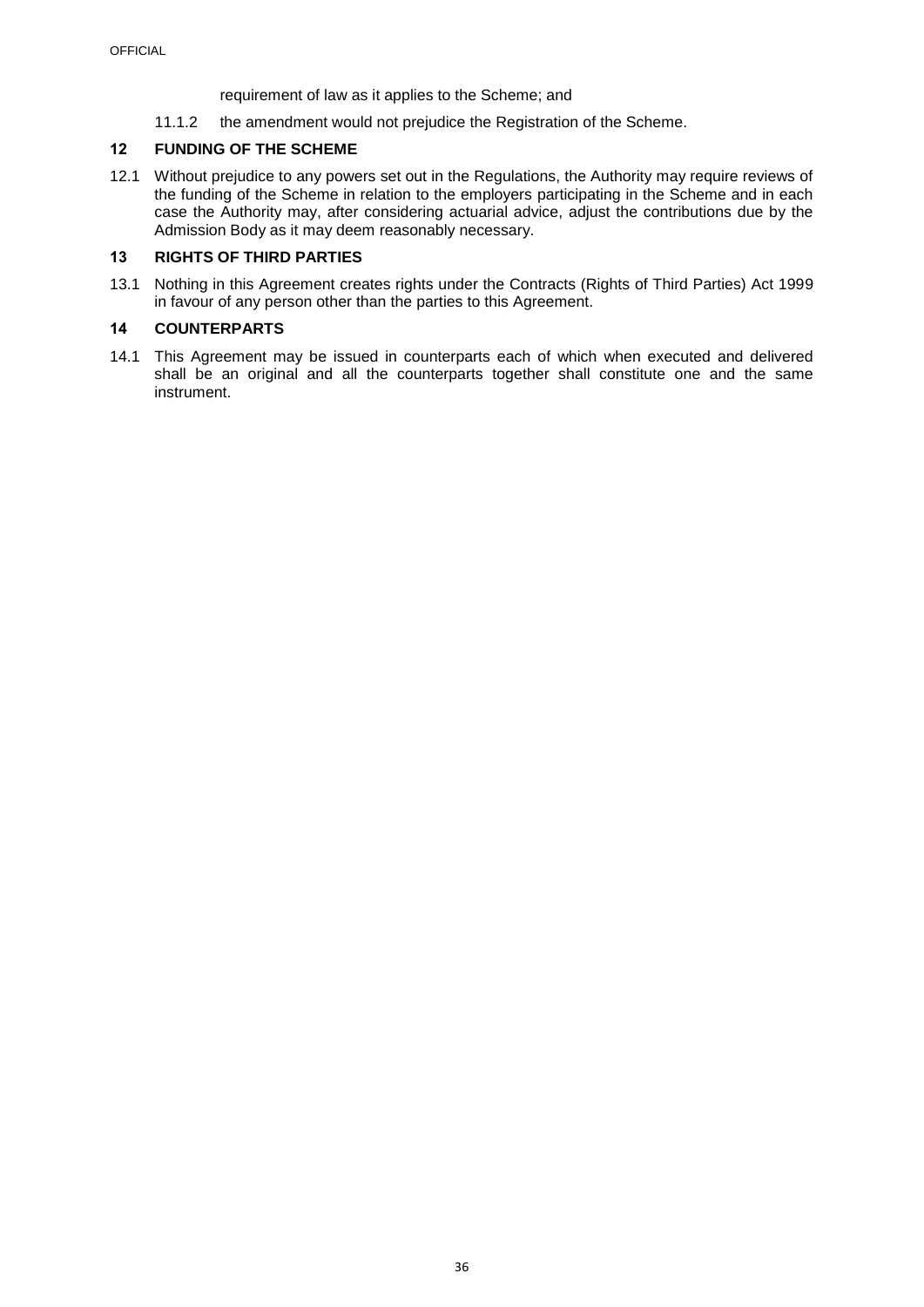requirement of law as it applies to the Scheme; and

11.1.2 the amendment would not prejudice the Registration of the Scheme.

## 12 FUNDING OF THE SCHEME

12.1 Without prejudice to any powers set out in the Regulations, the Authority may require reviews of the funding of the Scheme in relation to the employers participating in the Scheme and in each case the Authority may, after considering actuarial advice, adjust the contributions due by the Admission Body as it may deem reasonably necessary.

## 13 RIGHTS OF THIRD PARTIES

13.1 Nothing in this Agreement creates rights under the Contracts (Rights of Third Parties) Act 1999 in favour of any person other than the parties to this Agreement.

## 14 COUNTERPARTS

14.1 This Agreement may be issued in counterparts each of which when executed and delivered shall be an original and all the counterparts together shall constitute one and the same instrument.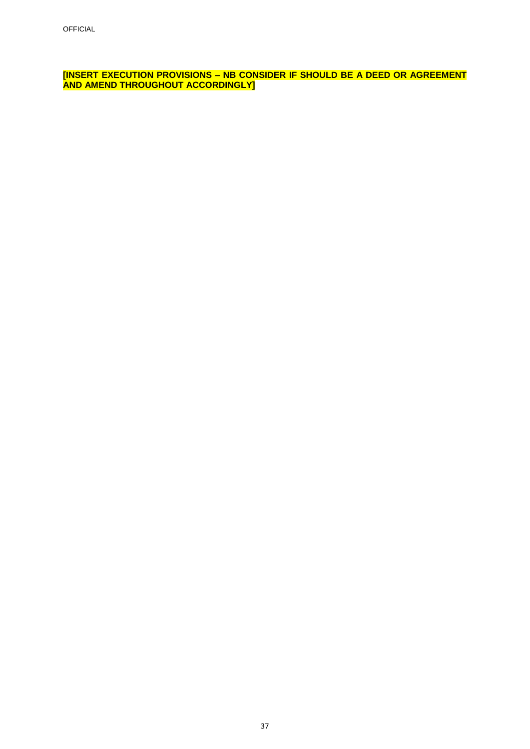**[INSERT EXECUTION PROVISIONS – NB CONSIDER IF SHOULD BE A DEED OR AGREEMENT AND AMEND THROUGHOUT ACCORDINGLY]**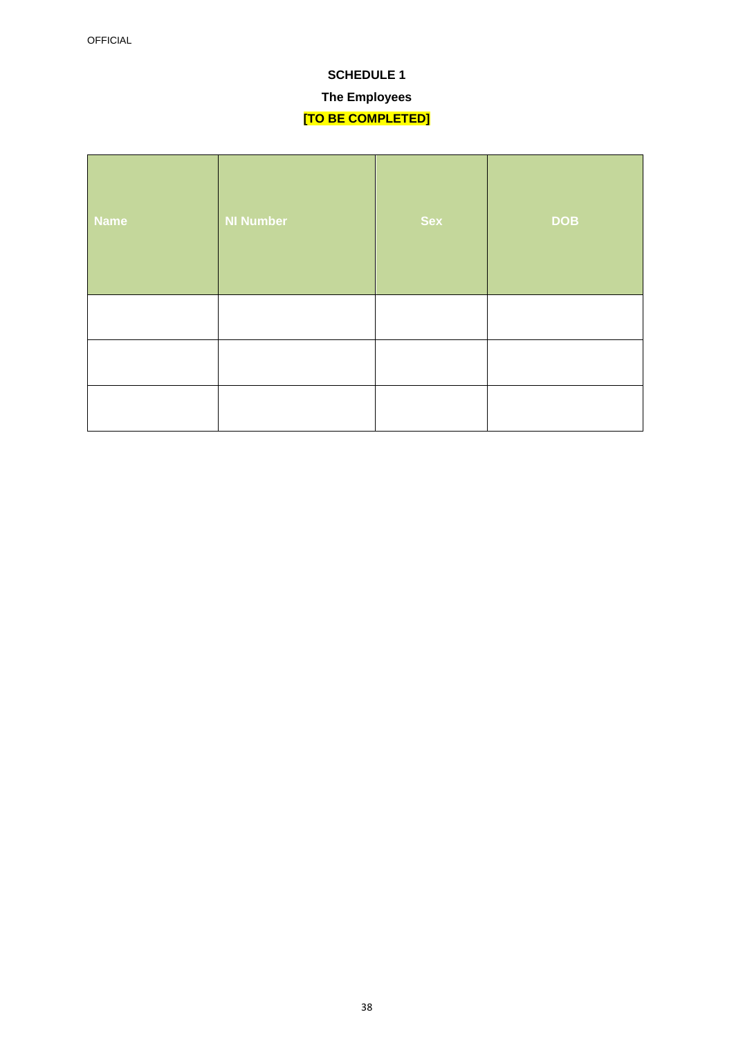# SCHEDULE 1

## The Employees

**[TO BE COMPLETED]**

| Name | NI Number | Sex | DOB |
|---|---|---|---|
| | | | |
| | | | |
| | | | |